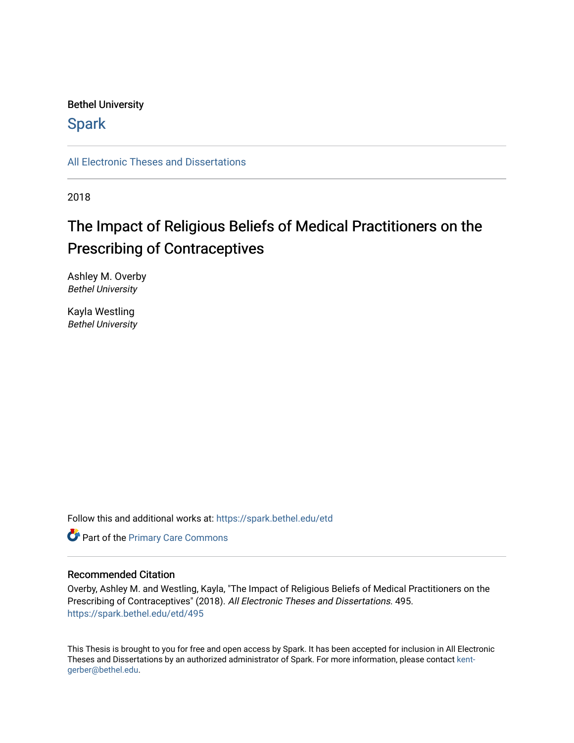Bethel University

Spark

All Electronic Theses and Dissertations

2018

# The Impact of Religious Beliefs of Medical Practitioners on the Prescribing of Contraceptives

Ashley M. Overby
*Bethel University*

Kayla Westling
*Bethel University*

Follow this and additional works at: https://spark.bethel.edu/etd

Part of the Primary Care Commons

### Recommended Citation

Overby, Ashley M. and Westling, Kayla, "The Impact of Religious Beliefs of Medical Practitioners on the Prescribing of Contraceptives" (2018). *All Electronic Theses and Dissertations*. 495.
https://spark.bethel.edu/etd/495

This Thesis is brought to you for free and open access by Spark. It has been accepted for inclusion in All Electronic Theses and Dissertations by an authorized administrator of Spark. For more information, please contact kent-gerber@bethel.edu.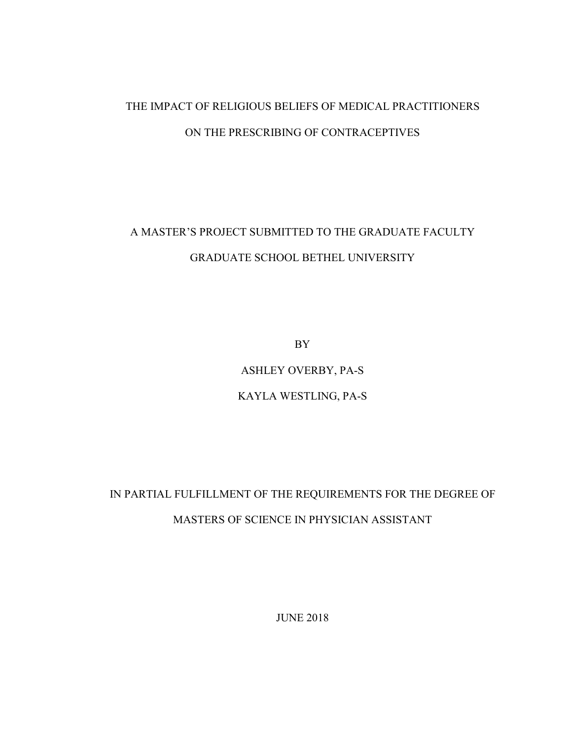# THE IMPACT OF RELIGIOUS BELIEFS OF MEDICAL PRACTITIONERS ON THE PRESCRIBING OF CONTRACEPTIVES

A MASTER'S PROJECT SUBMITTED TO THE GRADUATE FACULTY

GRADUATE SCHOOL BETHEL UNIVERSITY

BY

ASHLEY OVERBY, PA-S

KAYLA WESTLING, PA-S

IN PARTIAL FULFILLMENT OF THE REQUIREMENTS FOR THE DEGREE OF

MASTERS OF SCIENCE IN PHYSICIAN ASSISTANT

JUNE 2018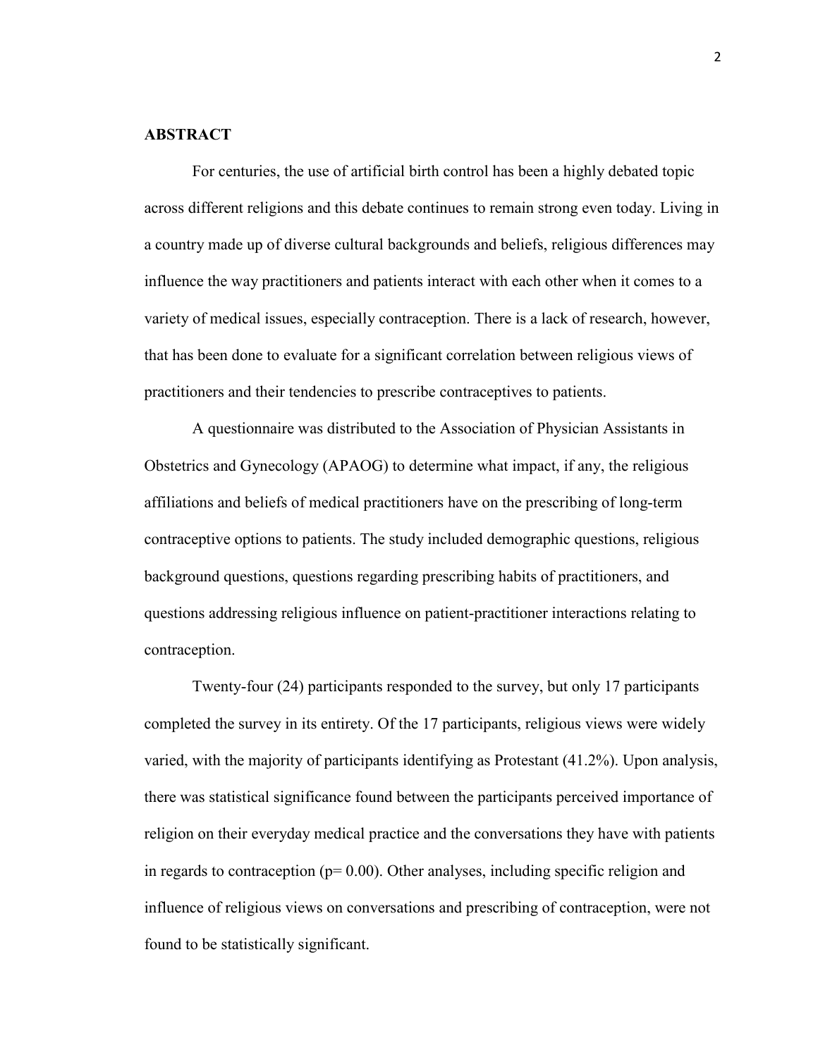**ABSTRACT**

For centuries, the use of artificial birth control has been a highly debated topic across different religions and this debate continues to remain strong even today. Living in a country made up of diverse cultural backgrounds and beliefs, religious differences may influence the way practitioners and patients interact with each other when it comes to a variety of medical issues, especially contraception. There is a lack of research, however, that has been done to evaluate for a significant correlation between religious views of practitioners and their tendencies to prescribe contraceptives to patients.

A questionnaire was distributed to the Association of Physician Assistants in Obstetrics and Gynecology (APAOG) to determine what impact, if any, the religious affiliations and beliefs of medical practitioners have on the prescribing of long-term contraceptive options to patients. The study included demographic questions, religious background questions, questions regarding prescribing habits of practitioners, and questions addressing religious influence on patient-practitioner interactions relating to contraception.

Twenty-four (24) participants responded to the survey, but only 17 participants completed the survey in its entirety. Of the 17 participants, religious views were widely varied, with the majority of participants identifying as Protestant (41.2%). Upon analysis, there was statistical significance found between the participants perceived importance of religion on their everyday medical practice and the conversations they have with patients in regards to contraception ($p= 0.00$). Other analyses, including specific religion and influence of religious views on conversations and prescribing of contraception, were not found to be statistically significant.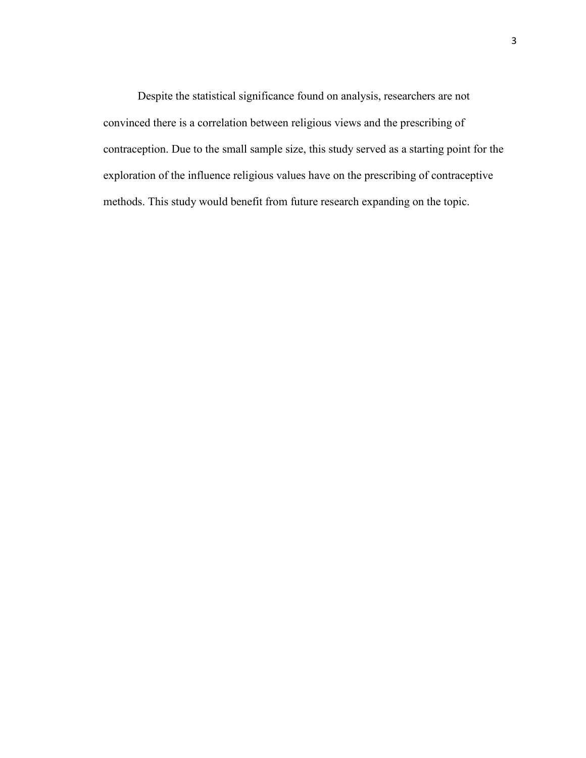Despite the statistical significance found on analysis, researchers are not convinced there is a correlation between religious views and the prescribing of contraception. Due to the small sample size, this study served as a starting point for the exploration of the influence religious values have on the prescribing of contraceptive methods. This study would benefit from future research expanding on the topic.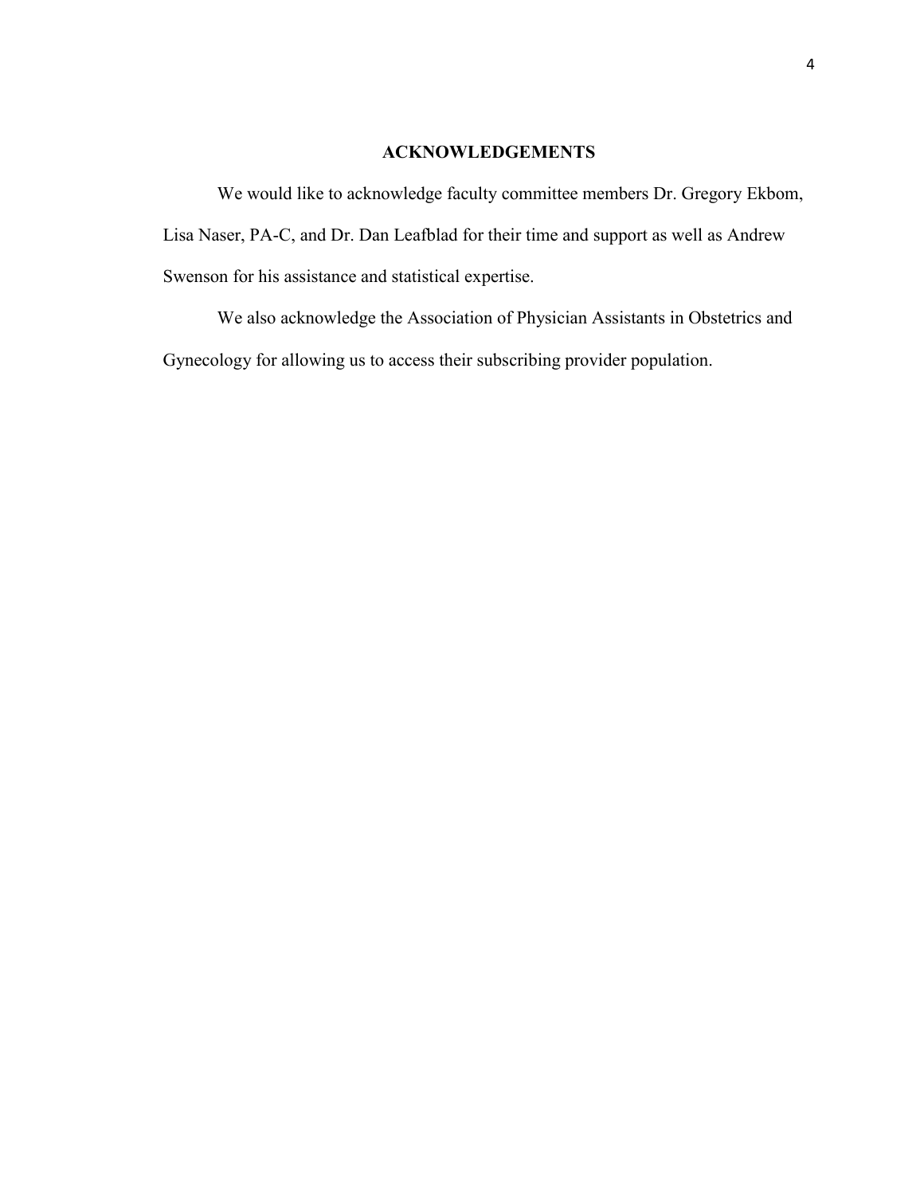## ACKNOWLEDGEMENTS

We would like to acknowledge faculty committee members Dr. Gregory Ekbom, Lisa Naser, PA-C, and Dr. Dan Leafblad for their time and support as well as Andrew Swenson for his assistance and statistical expertise.

We also acknowledge the Association of Physician Assistants in Obstetrics and Gynecology for allowing us to access their subscribing provider population.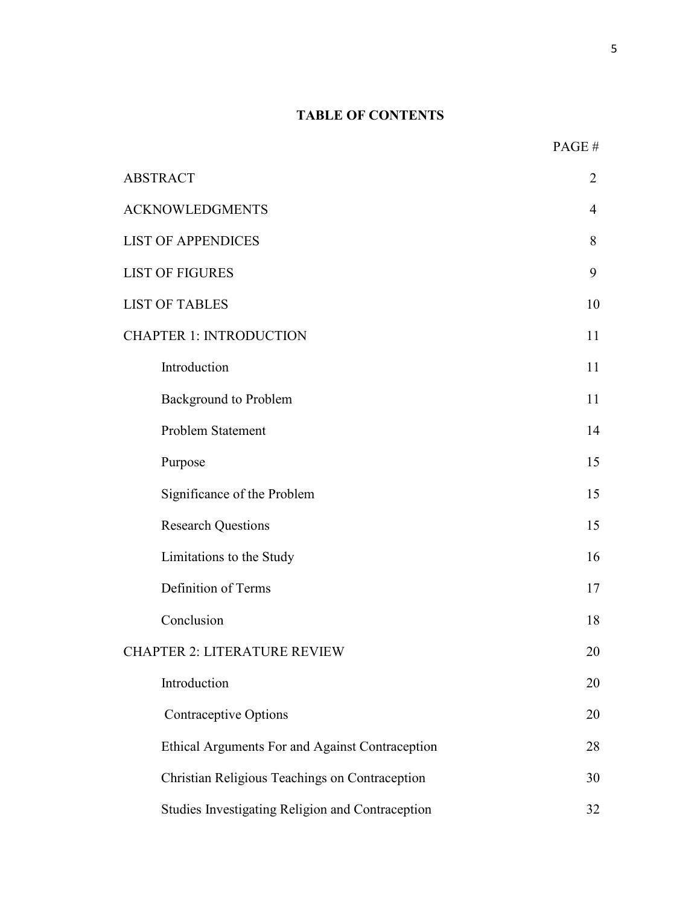# TABLE OF CONTENTS

| | PAGE # |
|---|---|
| ABSTRACT | 2 |
| ACKNOWLEDGMENTS | 4 |
| LIST OF APPENDICES | 8 |
| LIST OF FIGURES | 9 |
| LIST OF TABLES | 10 |
| CHAPTER 1: INTRODUCTION | 11 |
| Introduction | 11 |
| Background to Problem | 11 |
| Problem Statement | 14 |
| Purpose | 15 |
| Significance of the Problem | 15 |
| Research Questions | 15 |
| Limitations to the Study | 16 |
| Definition of Terms | 17 |
| Conclusion | 18 |
| CHAPTER 2: LITERATURE REVIEW | 20 |
| Introduction | 20 |
| Contraceptive Options | 20 |
| Ethical Arguments For and Against Contraception | 28 |
| Christian Religious Teachings on Contraception | 30 |
| Studies Investigating Religion and Contraception | 32 |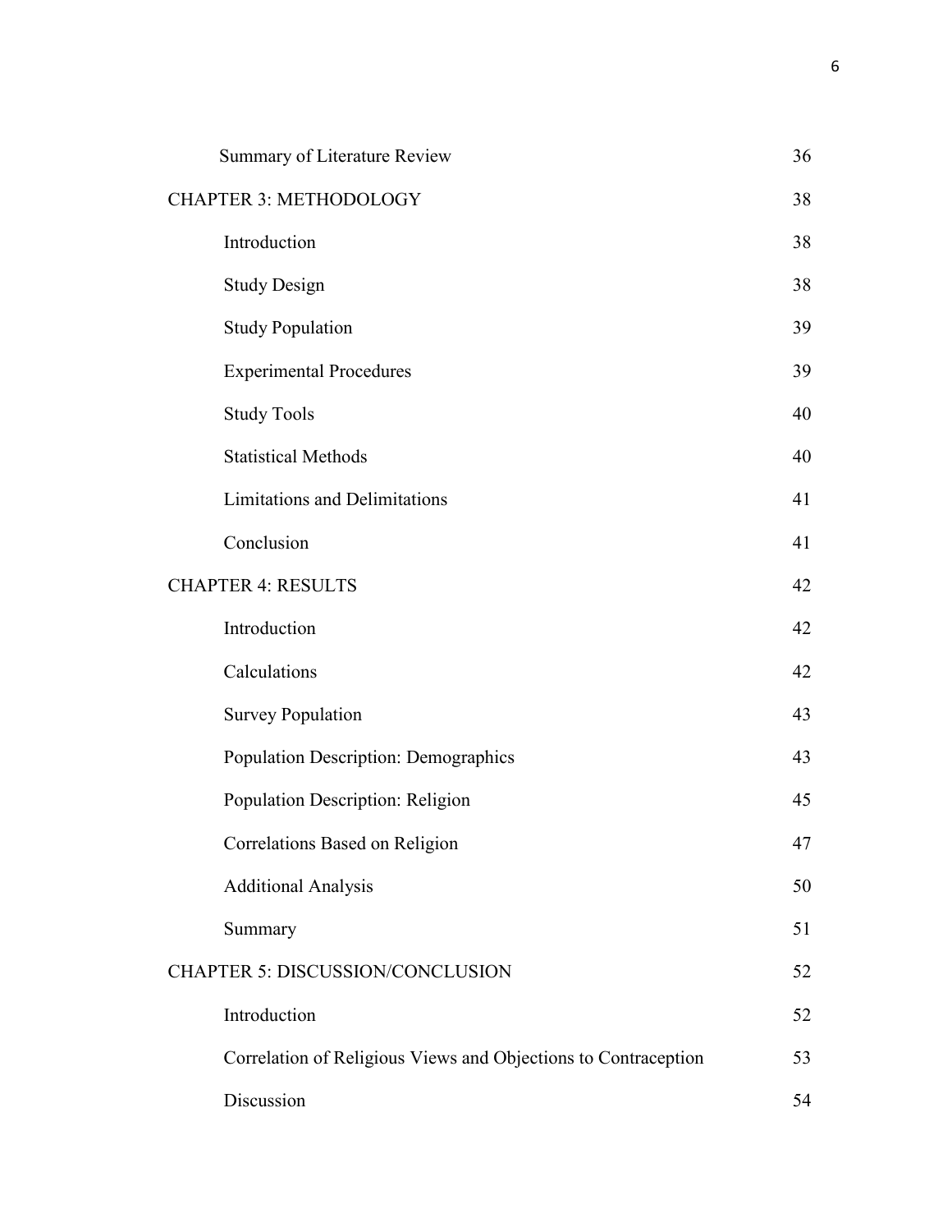| | |
|---|---|
| Summary of Literature Review | 36 |
| CHAPTER 3: METHODOLOGY | 38 |
| Introduction | 38 |
| Study Design | 38 |
| Study Population | 39 |
| Experimental Procedures | 39 |
| Study Tools | 40 |
| Statistical Methods | 40 |
| Limitations and Delimitations | 41 |
| Conclusion | 41 |
| CHAPTER 4: RESULTS | 42 |
| Introduction | 42 |
| Calculations | 42 |
| Survey Population | 43 |
| Population Description: Demographics | 43 |
| Population Description: Religion | 45 |
| Correlations Based on Religion | 47 |
| Additional Analysis | 50 |
| Summary | 51 |
| CHAPTER 5: DISCUSSION/CONCLUSION | 52 |
| Introduction | 52 |
| Correlation of Religious Views and Objections to Contraception | 53 |
| Discussion | 54 |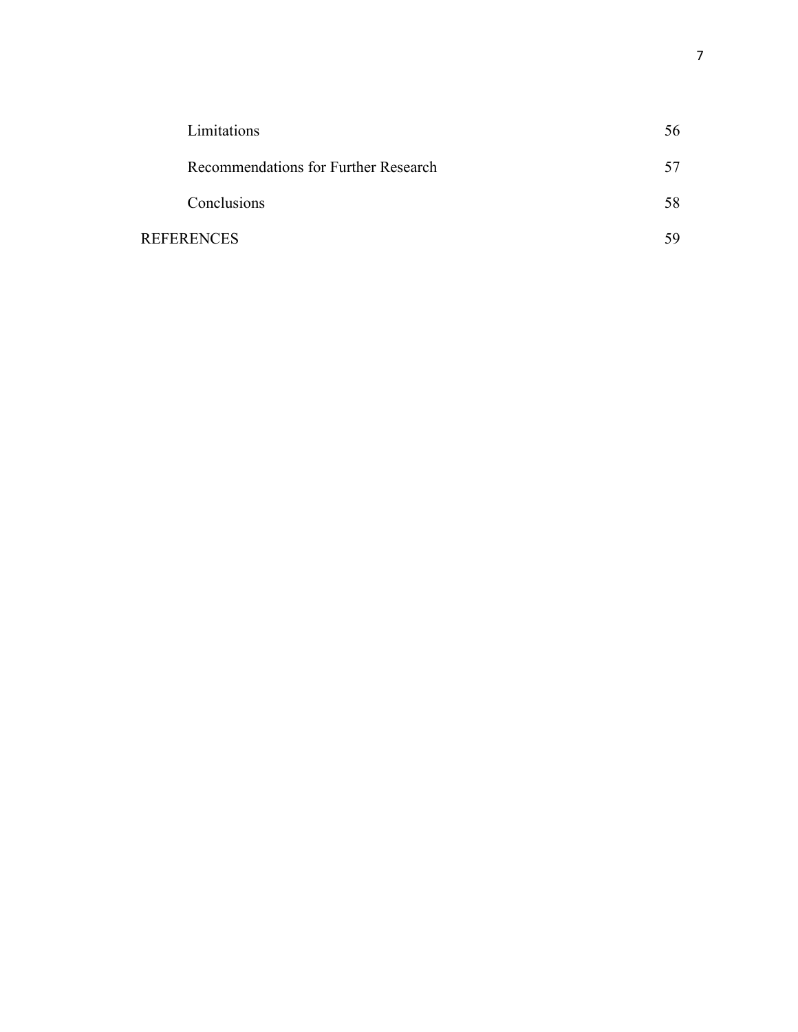Limitations 56

Recommendations for Further Research 57

Conclusions 58

REFERENCES 59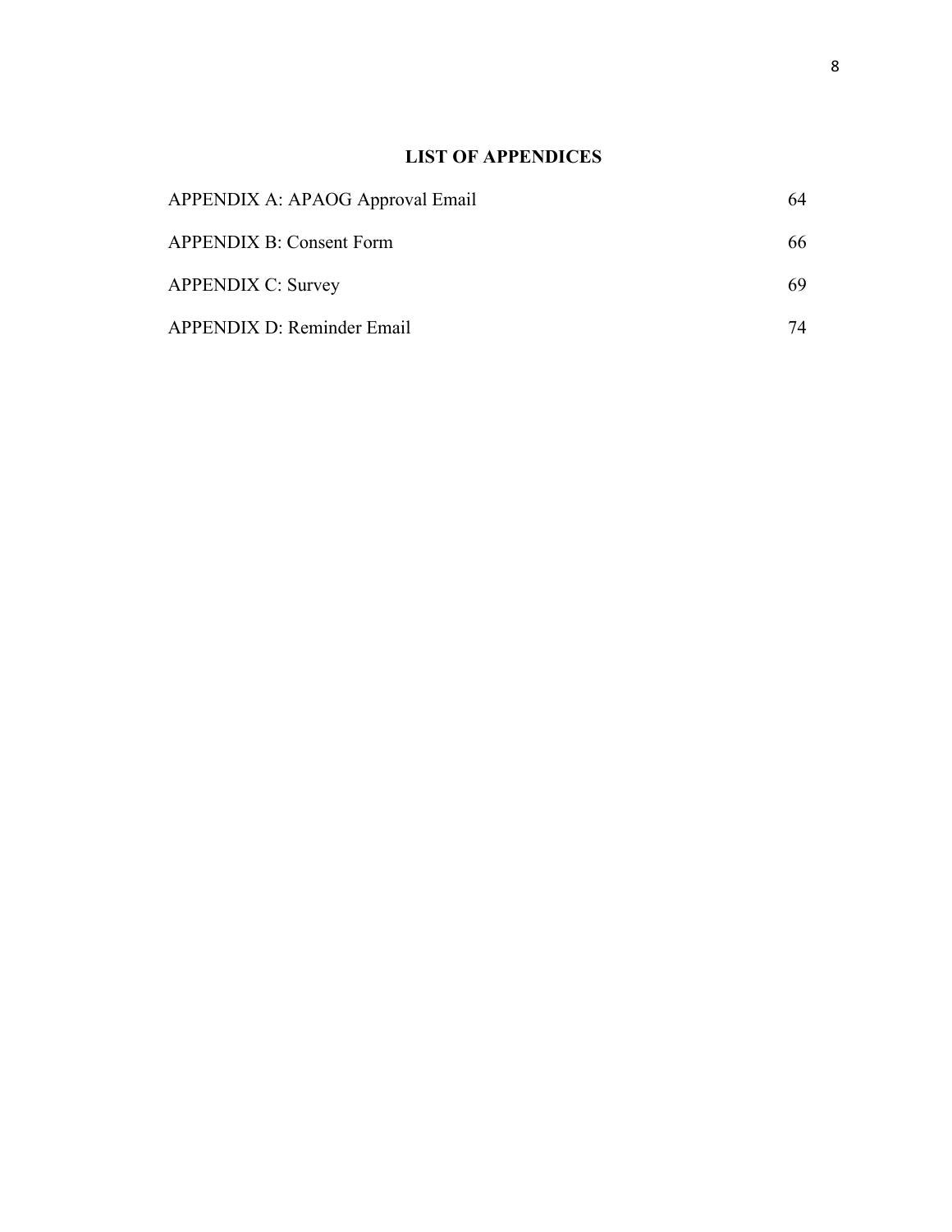## LIST OF APPENDICES

| | |
|---|---|
| APPENDIX A: APAOG Approval Email | 64 |
| APPENDIX B: Consent Form | 66 |
| APPENDIX C: Survey | 69 |
| APPENDIX D: Reminder Email | 74 |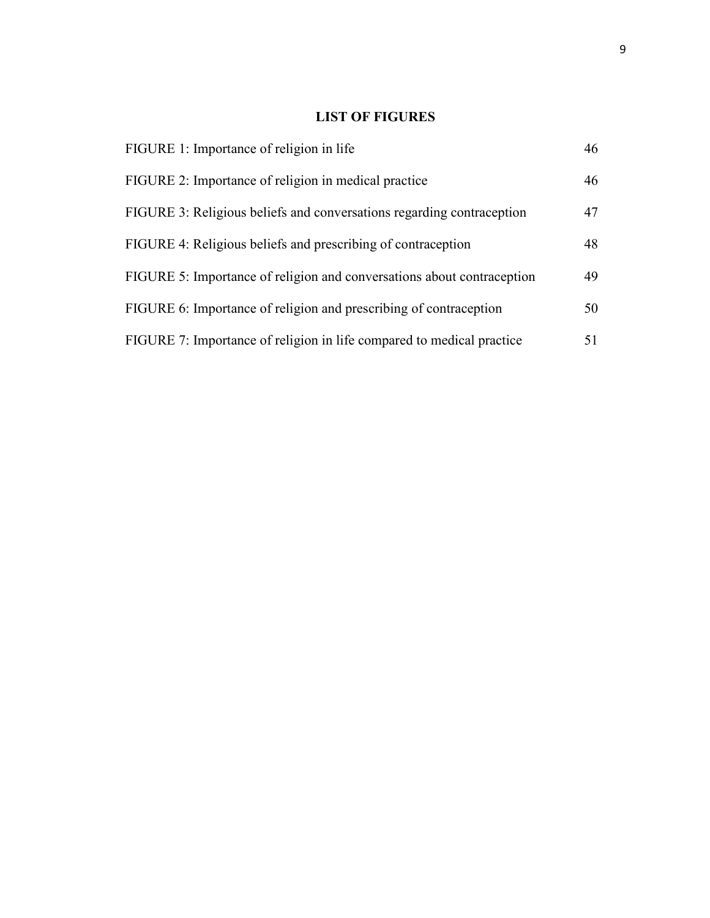## LIST OF FIGURES

| | |
|---|---|
| FIGURE 1: Importance of religion in life | 46 |
| FIGURE 2: Importance of religion in medical practice | 46 |
| FIGURE 3: Religious beliefs and conversations regarding contraception | 47 |
| FIGURE 4: Religious beliefs and prescribing of contraception | 48 |
| FIGURE 5: Importance of religion and conversations about contraception | 49 |
| FIGURE 6: Importance of religion and prescribing of contraception | 50 |
| FIGURE 7: Importance of religion in life compared to medical practice | 51 |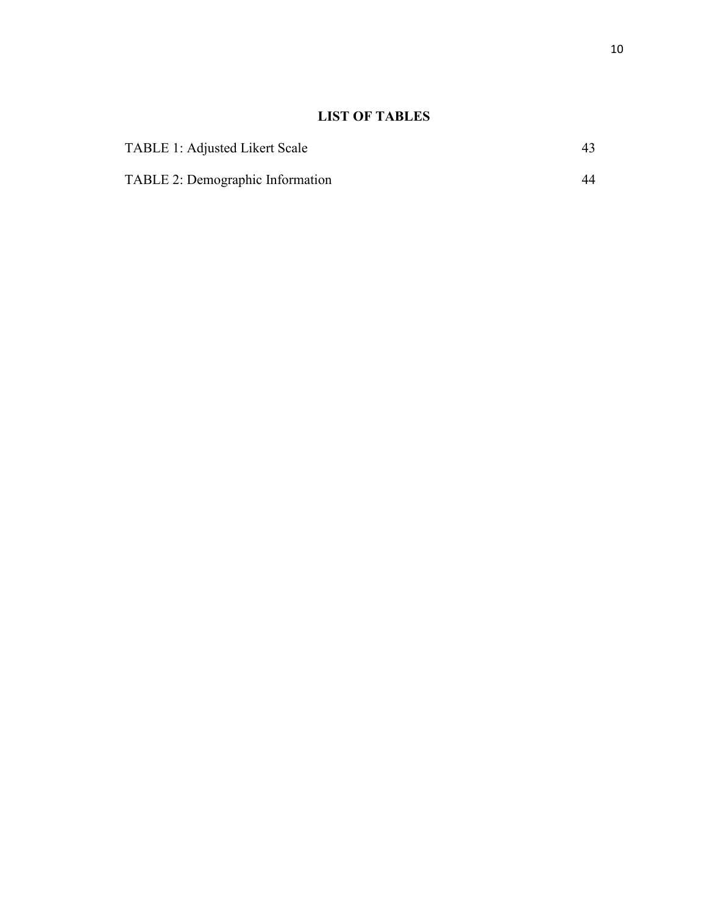## LIST OF TABLES

TABLE 1: Adjusted Likert Scale 43

TABLE 2: Demographic Information 44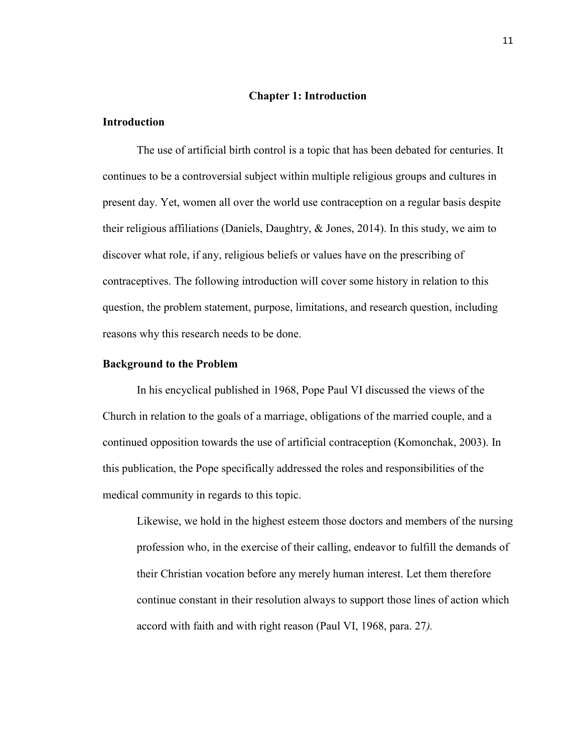# Chapter 1: Introduction

## Introduction

The use of artificial birth control is a topic that has been debated for centuries. It continues to be a controversial subject within multiple religious groups and cultures in present day. Yet, women all over the world use contraception on a regular basis despite their religious affiliations (Daniels, Daughtry, & Jones, 2014). In this study, we aim to discover what role, if any, religious beliefs or values have on the prescribing of contraceptives. The following introduction will cover some history in relation to this question, the problem statement, purpose, limitations, and research question, including reasons why this research needs to be done.

## Background to the Problem

In his encyclical published in 1968, Pope Paul VI discussed the views of the Church in relation to the goals of a marriage, obligations of the married couple, and a continued opposition towards the use of artificial contraception (Komonchak, 2003). In this publication, the Pope specifically addressed the roles and responsibilities of the medical community in regards to this topic.

> Likewise, we hold in the highest esteem those doctors and members of the nursing profession who, in the exercise of their calling, endeavor to fulfill the demands of their Christian vocation before any merely human interest. Let them therefore continue constant in their resolution always to support those lines of action which accord with faith and with right reason (Paul VI, 1968, para. 27).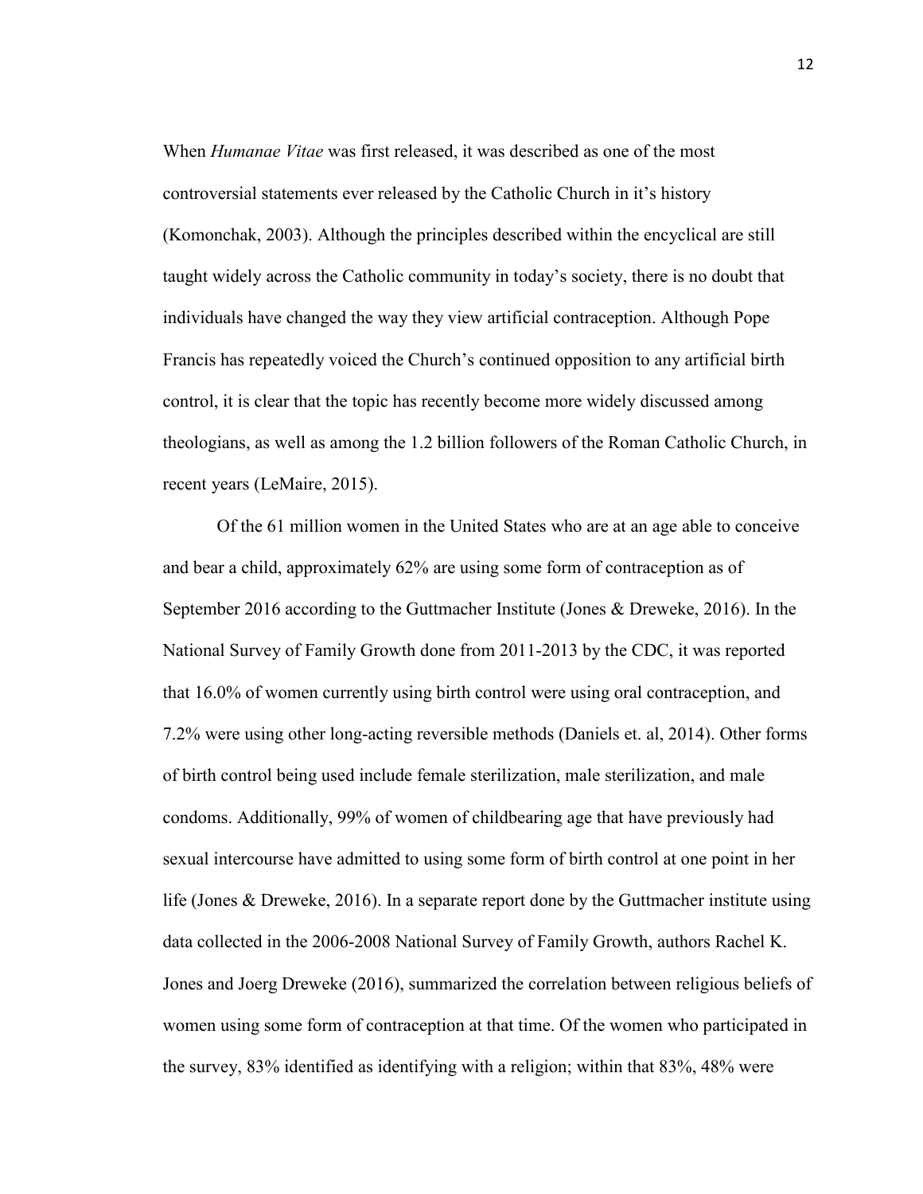When *Humanae Vitae* was first released, it was described as one of the most controversial statements ever released by the Catholic Church in it's history (Komonchak, 2003). Although the principles described within the encyclical are still taught widely across the Catholic community in today's society, there is no doubt that individuals have changed the way they view artificial contraception. Although Pope Francis has repeatedly voiced the Church's continued opposition to any artificial birth control, it is clear that the topic has recently become more widely discussed among theologians, as well as among the 1.2 billion followers of the Roman Catholic Church, in recent years (LeMaire, 2015).

Of the 61 million women in the United States who are at an age able to conceive and bear a child, approximately 62% are using some form of contraception as of September 2016 according to the Guttmacher Institute (Jones & Dreweke, 2016). In the National Survey of Family Growth done from 2011-2013 by the CDC, it was reported that 16.0% of women currently using birth control were using oral contraception, and 7.2% were using other long-acting reversible methods (Daniels et. al, 2014). Other forms of birth control being used include female sterilization, male sterilization, and male condoms. Additionally, 99% of women of childbearing age that have previously had sexual intercourse have admitted to using some form of birth control at one point in her life (Jones & Dreweke, 2016). In a separate report done by the Guttmacher institute using data collected in the 2006-2008 National Survey of Family Growth, authors Rachel K. Jones and Joerg Dreweke (2016), summarized the correlation between religious beliefs of women using some form of contraception at that time. Of the women who participated in the survey, 83% identified as identifying with a religion; within that 83%, 48% were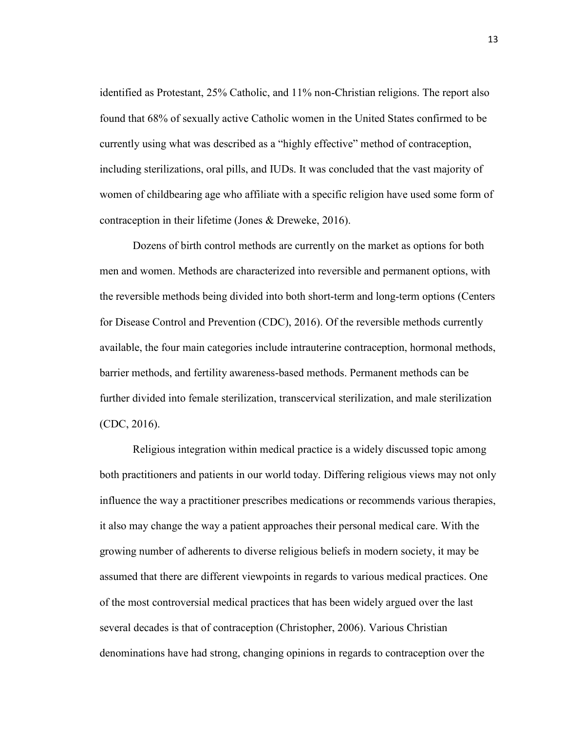identified as Protestant, 25% Catholic, and 11% non-Christian religions. The report also found that 68% of sexually active Catholic women in the United States confirmed to be currently using what was described as a "highly effective" method of contraception, including sterilizations, oral pills, and IUDs. It was concluded that the vast majority of women of childbearing age who affiliate with a specific religion have used some form of contraception in their lifetime (Jones & Dreweke, 2016).

Dozens of birth control methods are currently on the market as options for both men and women. Methods are characterized into reversible and permanent options, with the reversible methods being divided into both short-term and long-term options (Centers for Disease Control and Prevention (CDC), 2016). Of the reversible methods currently available, the four main categories include intrauterine contraception, hormonal methods, barrier methods, and fertility awareness-based methods. Permanent methods can be further divided into female sterilization, transcervical sterilization, and male sterilization (CDC, 2016).

Religious integration within medical practice is a widely discussed topic among both practitioners and patients in our world today. Differing religious views may not only influence the way a practitioner prescribes medications or recommends various therapies, it also may change the way a patient approaches their personal medical care. With the growing number of adherents to diverse religious beliefs in modern society, it may be assumed that there are different viewpoints in regards to various medical practices. One of the most controversial medical practices that has been widely argued over the last several decades is that of contraception (Christopher, 2006). Various Christian denominations have had strong, changing opinions in regards to contraception over the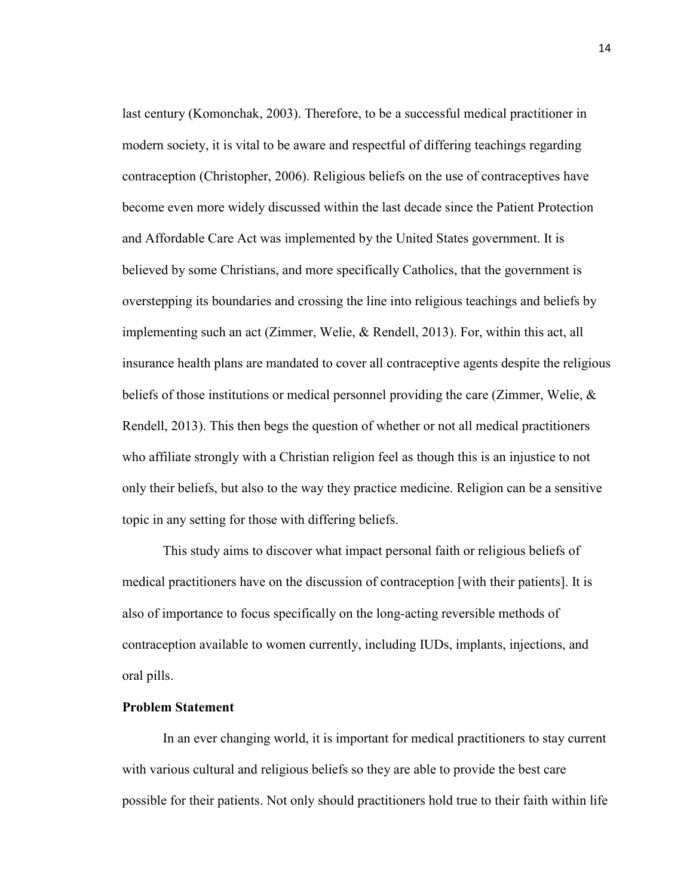last century (Komonchak, 2003). Therefore, to be a successful medical practitioner in modern society, it is vital to be aware and respectful of differing teachings regarding contraception (Christopher, 2006). Religious beliefs on the use of contraceptives have become even more widely discussed within the last decade since the Patient Protection and Affordable Care Act was implemented by the United States government. It is believed by some Christians, and more specifically Catholics, that the government is overstepping its boundaries and crossing the line into religious teachings and beliefs by implementing such an act (Zimmer, Welie, & Rendell, 2013). For, within this act, all insurance health plans are mandated to cover all contraceptive agents despite the religious beliefs of those institutions or medical personnel providing the care (Zimmer, Welie, & Rendell, 2013). This then begs the question of whether or not all medical practitioners who affiliate strongly with a Christian religion feel as though this is an injustice to not only their beliefs, but also to the way they practice medicine. Religion can be a sensitive topic in any setting for those with differing beliefs.

This study aims to discover what impact personal faith or religious beliefs of medical practitioners have on the discussion of contraception [with their patients]. It is also of importance to focus specifically on the long-acting reversible methods of contraception available to women currently, including IUDs, implants, injections, and oral pills.

**Problem Statement**

In an ever changing world, it is important for medical practitioners to stay current with various cultural and religious beliefs so they are able to provide the best care possible for their patients. Not only should practitioners hold true to their faith within life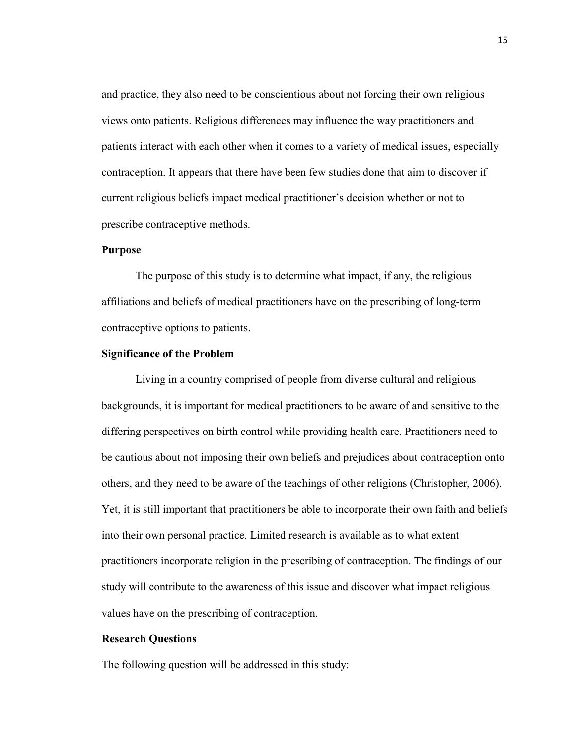and practice, they also need to be conscientious about not forcing their own religious views onto patients. Religious differences may influence the way practitioners and patients interact with each other when it comes to a variety of medical issues, especially contraception. It appears that there have been few studies done that aim to discover if current religious beliefs impact medical practitioner's decision whether or not to prescribe contraceptive methods.

### Purpose

The purpose of this study is to determine what impact, if any, the religious affiliations and beliefs of medical practitioners have on the prescribing of long-term contraceptive options to patients.

### Significance of the Problem

Living in a country comprised of people from diverse cultural and religious backgrounds, it is important for medical practitioners to be aware of and sensitive to the differing perspectives on birth control while providing health care. Practitioners need to be cautious about not imposing their own beliefs and prejudices about contraception onto others, and they need to be aware of the teachings of other religions (Christopher, 2006). Yet, it is still important that practitioners be able to incorporate their own faith and beliefs into their own personal practice. Limited research is available as to what extent practitioners incorporate religion in the prescribing of contraception. The findings of our study will contribute to the awareness of this issue and discover what impact religious values have on the prescribing of contraception.

### Research Questions

The following question will be addressed in this study: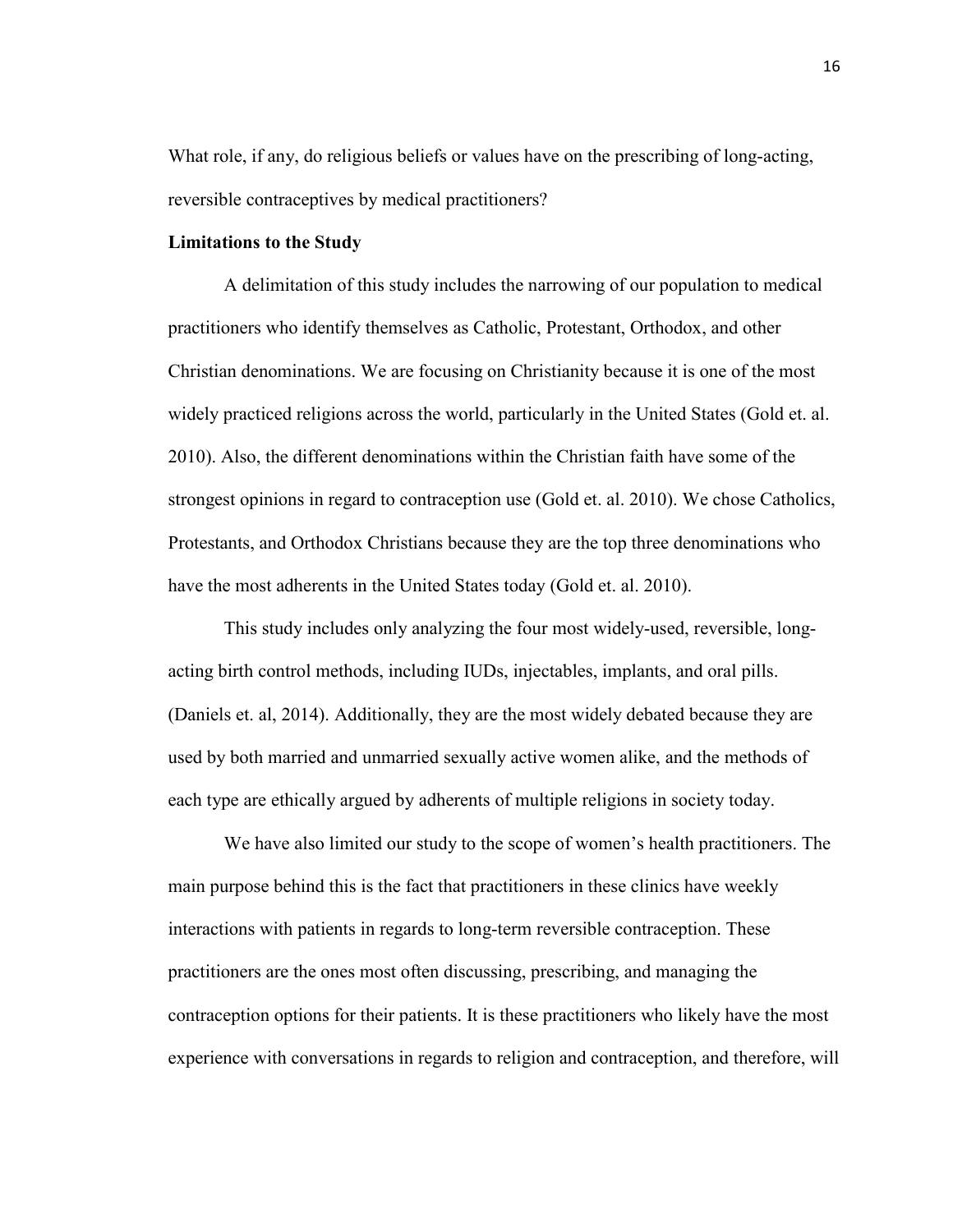What role, if any, do religious beliefs or values have on the prescribing of long-acting, reversible contraceptives by medical practitioners?

**Limitations to the Study**

A delimitation of this study includes the narrowing of our population to medical practitioners who identify themselves as Catholic, Protestant, Orthodox, and other Christian denominations. We are focusing on Christianity because it is one of the most widely practiced religions across the world, particularly in the United States (Gold et. al. 2010). Also, the different denominations within the Christian faith have some of the strongest opinions in regard to contraception use (Gold et. al. 2010). We chose Catholics, Protestants, and Orthodox Christians because they are the top three denominations who have the most adherents in the United States today (Gold et. al. 2010).

This study includes only analyzing the four most widely-used, reversible, long-acting birth control methods, including IUDs, injectables, implants, and oral pills. (Daniels et. al, 2014). Additionally, they are the most widely debated because they are used by both married and unmarried sexually active women alike, and the methods of each type are ethically argued by adherents of multiple religions in society today.

We have also limited our study to the scope of women's health practitioners. The main purpose behind this is the fact that practitioners in these clinics have weekly interactions with patients in regards to long-term reversible contraception. These practitioners are the ones most often discussing, prescribing, and managing the contraception options for their patients. It is these practitioners who likely have the most experience with conversations in regards to religion and contraception, and therefore, will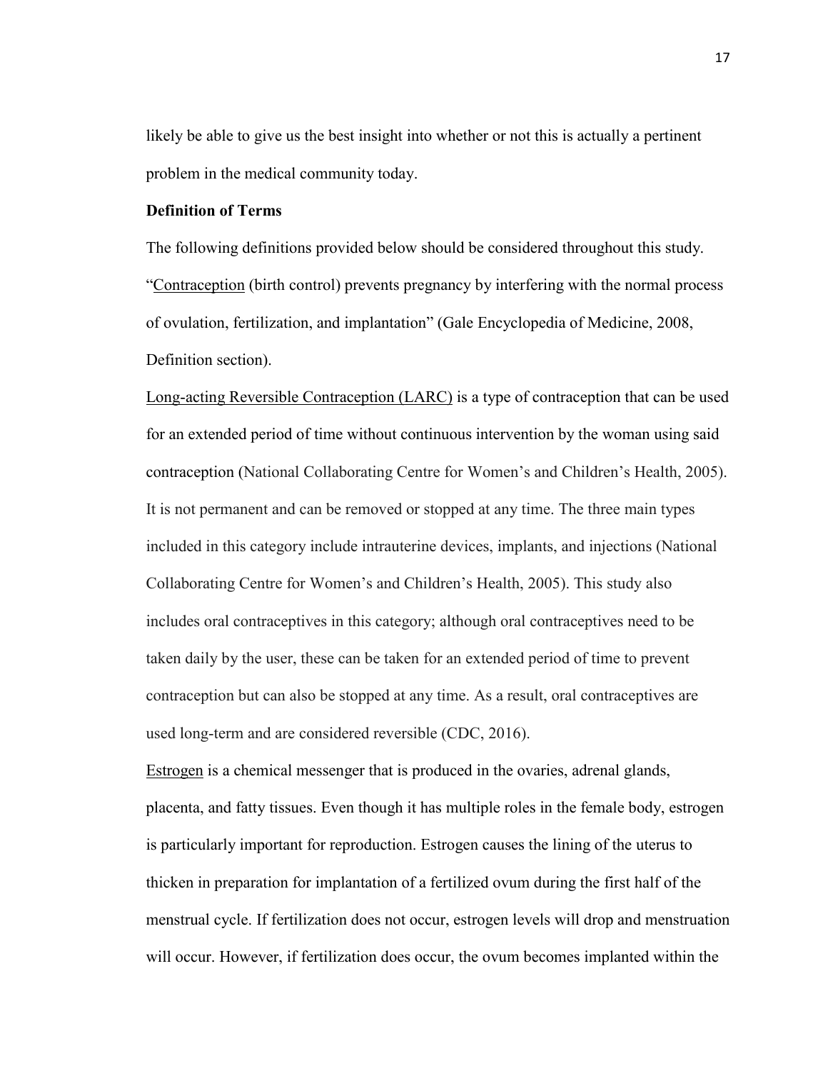likely be able to give us the best insight into whether or not this is actually a pertinent problem in the medical community today.

**Definition of Terms**

The following definitions provided below should be considered throughout this study.

"Contraception (birth control) prevents pregnancy by interfering with the normal process of ovulation, fertilization, and implantation" (Gale Encyclopedia of Medicine, 2008, Definition section).

Long-acting Reversible Contraception (LARC) is a type of contraception that can be used for an extended period of time without continuous intervention by the woman using said contraception (National Collaborating Centre for Women's and Children's Health, 2005). It is not permanent and can be removed or stopped at any time. The three main types included in this category include intrauterine devices, implants, and injections (National Collaborating Centre for Women's and Children's Health, 2005). This study also includes oral contraceptives in this category; although oral contraceptives need to be taken daily by the user, these can be taken for an extended period of time to prevent contraception but can also be stopped at any time. As a result, oral contraceptives are used long-term and are considered reversible (CDC, 2016).

Estrogen is a chemical messenger that is produced in the ovaries, adrenal glands, placenta, and fatty tissues. Even though it has multiple roles in the female body, estrogen is particularly important for reproduction. Estrogen causes the lining of the uterus to thicken in preparation for implantation of a fertilized ovum during the first half of the menstrual cycle. If fertilization does not occur, estrogen levels will drop and menstruation will occur. However, if fertilization does occur, the ovum becomes implanted within the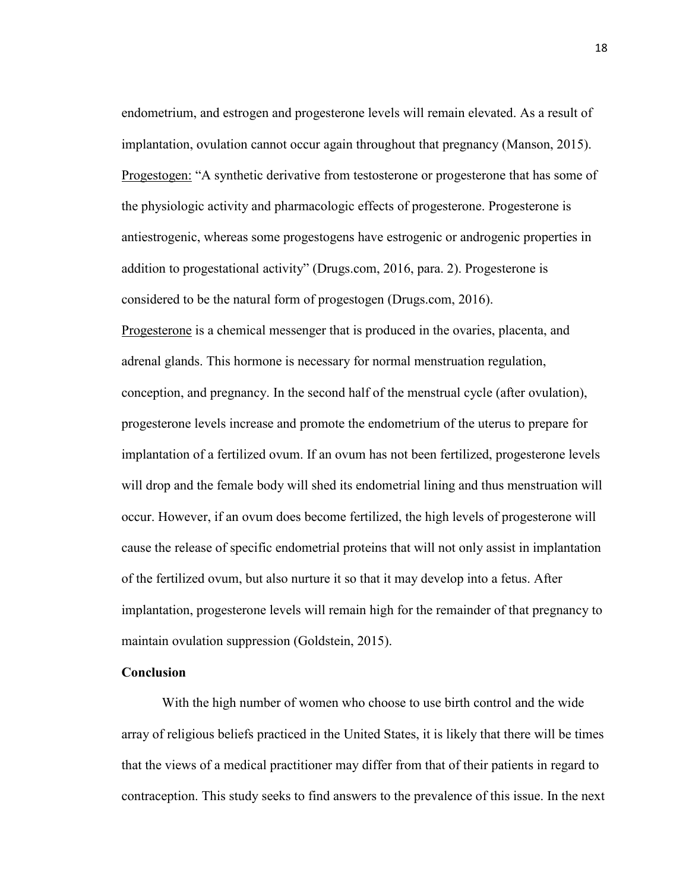endometrium, and estrogen and progesterone levels will remain elevated. As a result of implantation, ovulation cannot occur again throughout that pregnancy (Manson, 2015).

Progestogen: "A synthetic derivative from testosterone or progesterone that has some of the physiologic activity and pharmacologic effects of progesterone. Progesterone is antiestrogenic, whereas some progestogens have estrogenic or androgenic properties in addition to progestational activity" (Drugs.com, 2016, para. 2). Progesterone is considered to be the natural form of progestogen (Drugs.com, 2016).

Progesterone is a chemical messenger that is produced in the ovaries, placenta, and adrenal glands. This hormone is necessary for normal menstruation regulation, conception, and pregnancy. In the second half of the menstrual cycle (after ovulation), progesterone levels increase and promote the endometrium of the uterus to prepare for implantation of a fertilized ovum. If an ovum has not been fertilized, progesterone levels will drop and the female body will shed its endometrial lining and thus menstruation will occur. However, if an ovum does become fertilized, the high levels of progesterone will cause the release of specific endometrial proteins that will not only assist in implantation of the fertilized ovum, but also nurture it so that it may develop into a fetus. After implantation, progesterone levels will remain high for the remainder of that pregnancy to maintain ovulation suppression (Goldstein, 2015).

**Conclusion**

With the high number of women who choose to use birth control and the wide array of religious beliefs practiced in the United States, it is likely that there will be times that the views of a medical practitioner may differ from that of their patients in regard to contraception. This study seeks to find answers to the prevalence of this issue. In the next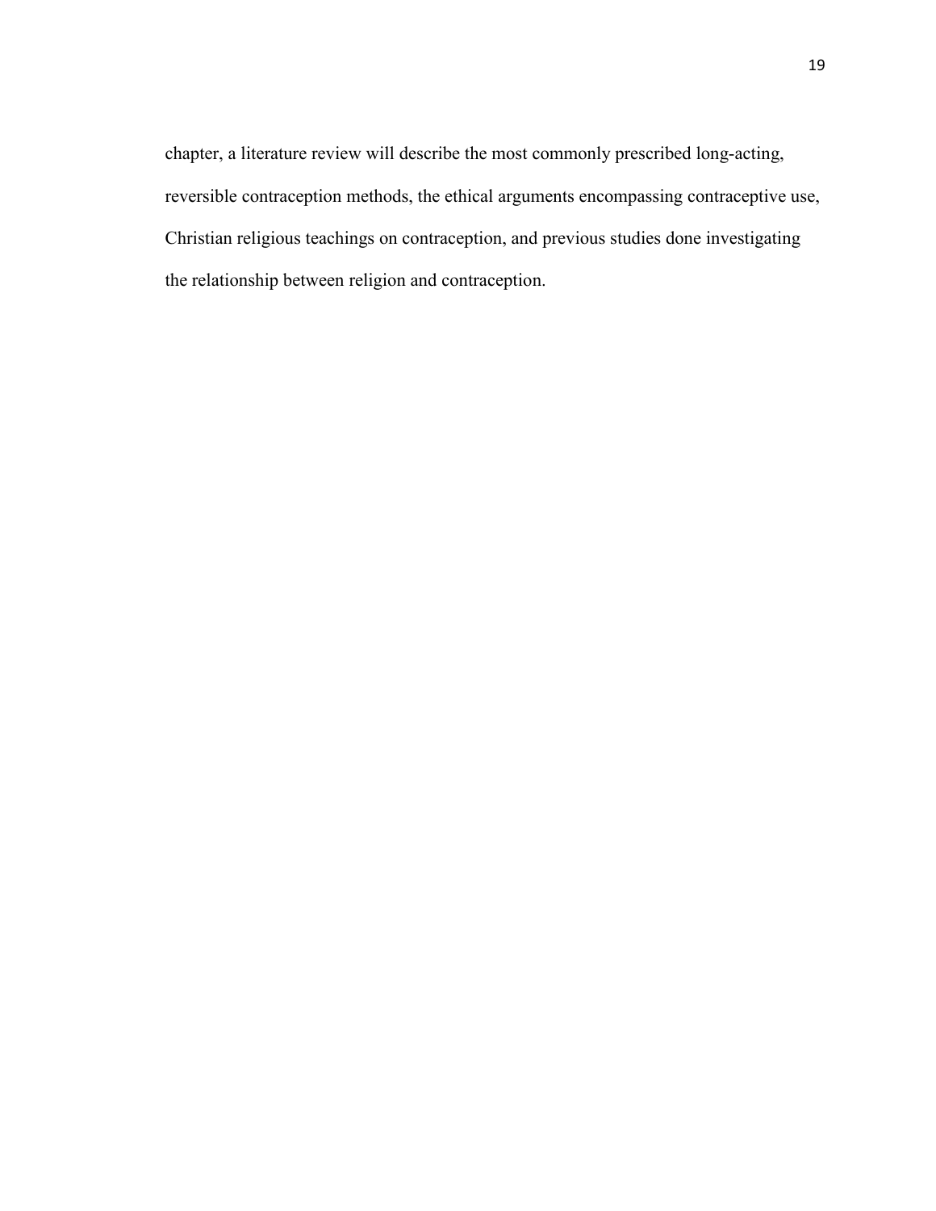chapter, a literature review will describe the most commonly prescribed long-acting, reversible contraception methods, the ethical arguments encompassing contraceptive use, Christian religious teachings on contraception, and previous studies done investigating the relationship between religion and contraception.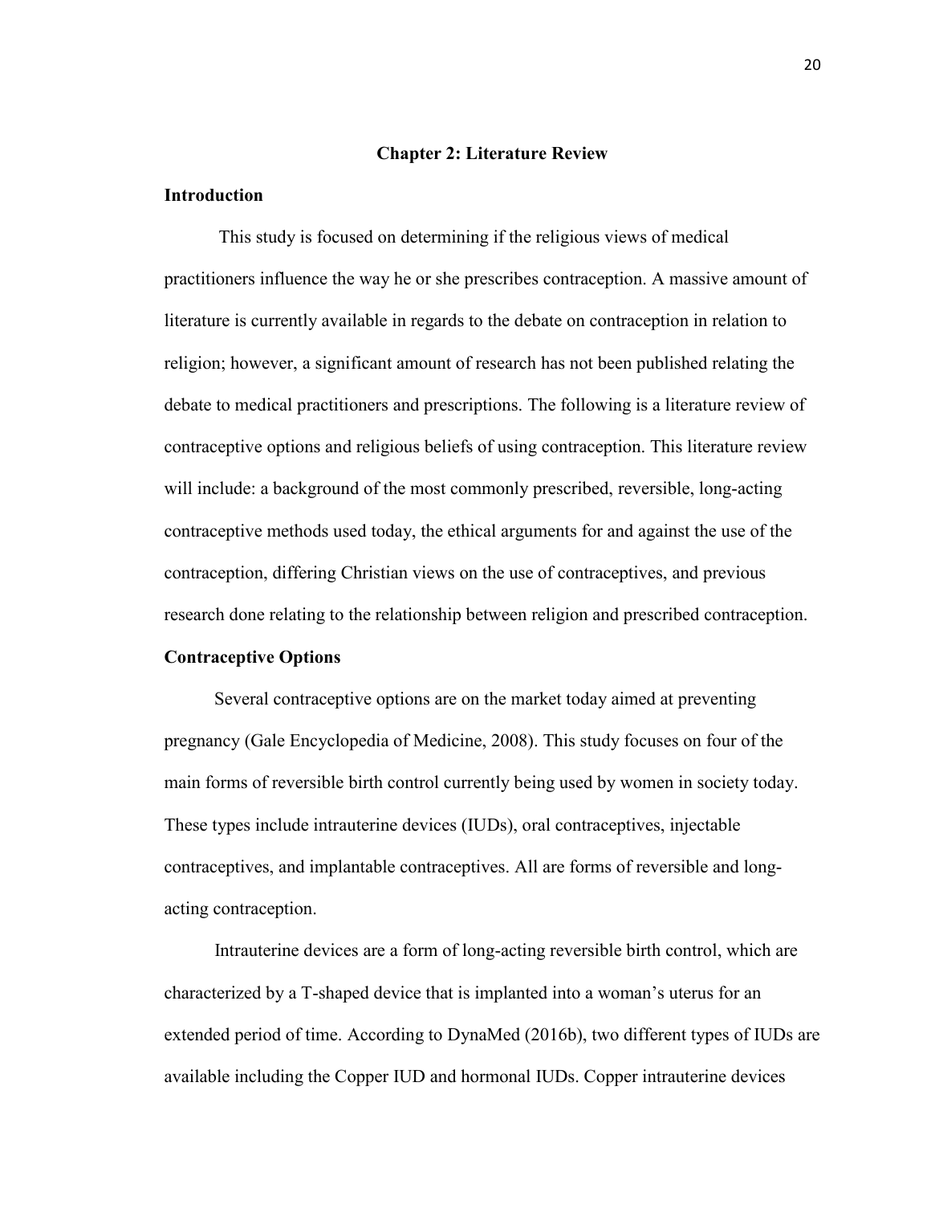# Chapter 2: Literature Review

## Introduction

This study is focused on determining if the religious views of medical practitioners influence the way he or she prescribes contraception. A massive amount of literature is currently available in regards to the debate on contraception in relation to religion; however, a significant amount of research has not been published relating the debate to medical practitioners and prescriptions. The following is a literature review of contraceptive options and religious beliefs of using contraception. This literature review will include: a background of the most commonly prescribed, reversible, long-acting contraceptive methods used today, the ethical arguments for and against the use of the contraception, differing Christian views on the use of contraceptives, and previous research done relating to the relationship between religion and prescribed contraception.

## Contraceptive Options

Several contraceptive options are on the market today aimed at preventing pregnancy (Gale Encyclopedia of Medicine, 2008). This study focuses on four of the main forms of reversible birth control currently being used by women in society today. These types include intrauterine devices (IUDs), oral contraceptives, injectable contraceptives, and implantable contraceptives. All are forms of reversible and long-acting contraception.

Intrauterine devices are a form of long-acting reversible birth control, which are characterized by a T-shaped device that is implanted into a woman's uterus for an extended period of time. According to DynaMed (2016b), two different types of IUDs are available including the Copper IUD and hormonal IUDs. Copper intrauterine devices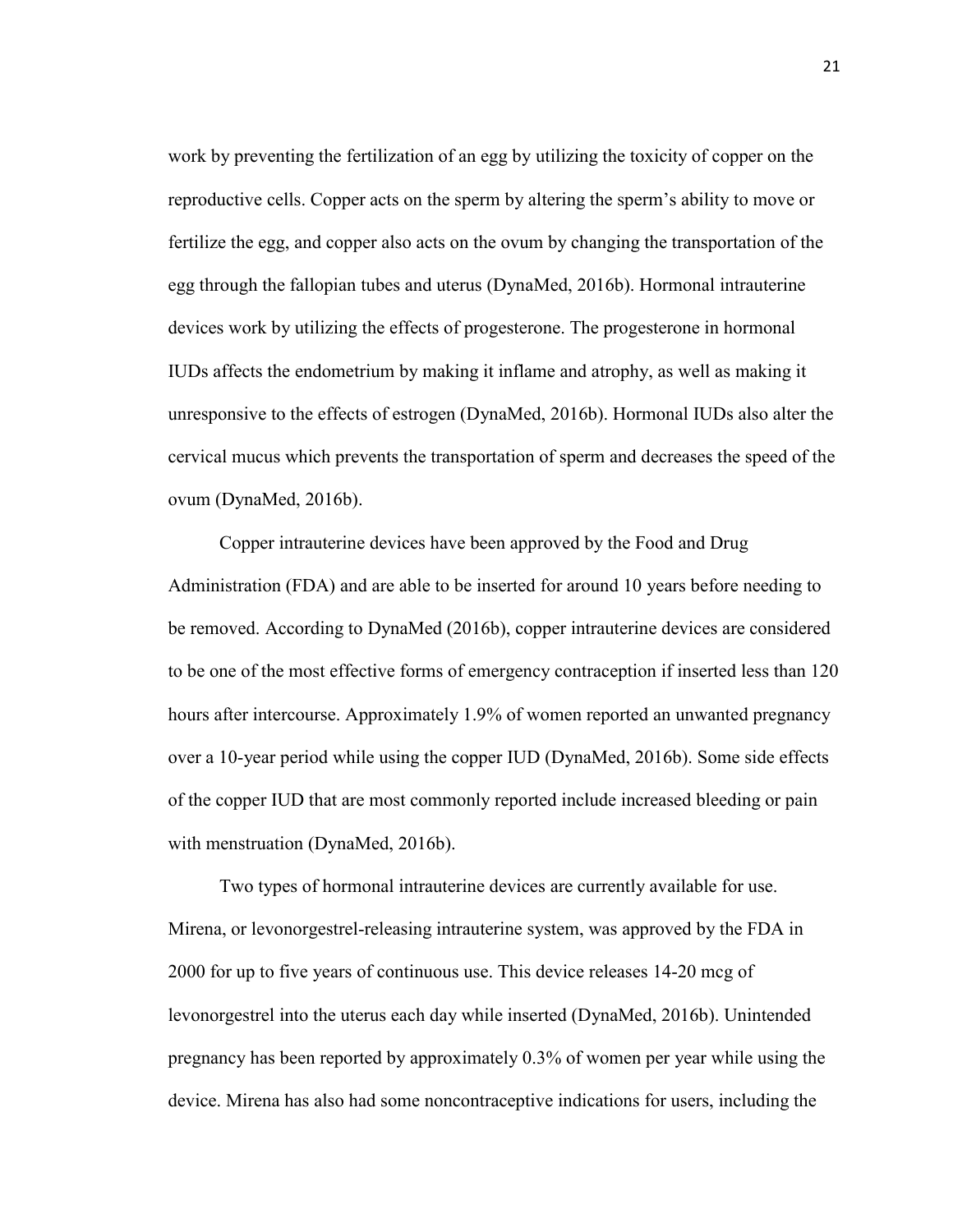work by preventing the fertilization of an egg by utilizing the toxicity of copper on the reproductive cells. Copper acts on the sperm by altering the sperm's ability to move or fertilize the egg, and copper also acts on the ovum by changing the transportation of the egg through the fallopian tubes and uterus (DynaMed, 2016b). Hormonal intrauterine devices work by utilizing the effects of progesterone. The progesterone in hormonal IUDs affects the endometrium by making it inflame and atrophy, as well as making it unresponsive to the effects of estrogen (DynaMed, 2016b). Hormonal IUDs also alter the cervical mucus which prevents the transportation of sperm and decreases the speed of the ovum (DynaMed, 2016b).

Copper intrauterine devices have been approved by the Food and Drug Administration (FDA) and are able to be inserted for around 10 years before needing to be removed. According to DynaMed (2016b), copper intrauterine devices are considered to be one of the most effective forms of emergency contraception if inserted less than 120 hours after intercourse. Approximately 1.9% of women reported an unwanted pregnancy over a 10-year period while using the copper IUD (DynaMed, 2016b). Some side effects of the copper IUD that are most commonly reported include increased bleeding or pain with menstruation (DynaMed, 2016b).

Two types of hormonal intrauterine devices are currently available for use. Mirena, or levonorgestrel-releasing intrauterine system, was approved by the FDA in 2000 for up to five years of continuous use. This device releases 14-20 mcg of levonorgestrel into the uterus each day while inserted (DynaMed, 2016b). Unintended pregnancy has been reported by approximately 0.3% of women per year while using the device. Mirena has also had some noncontraceptive indications for users, including the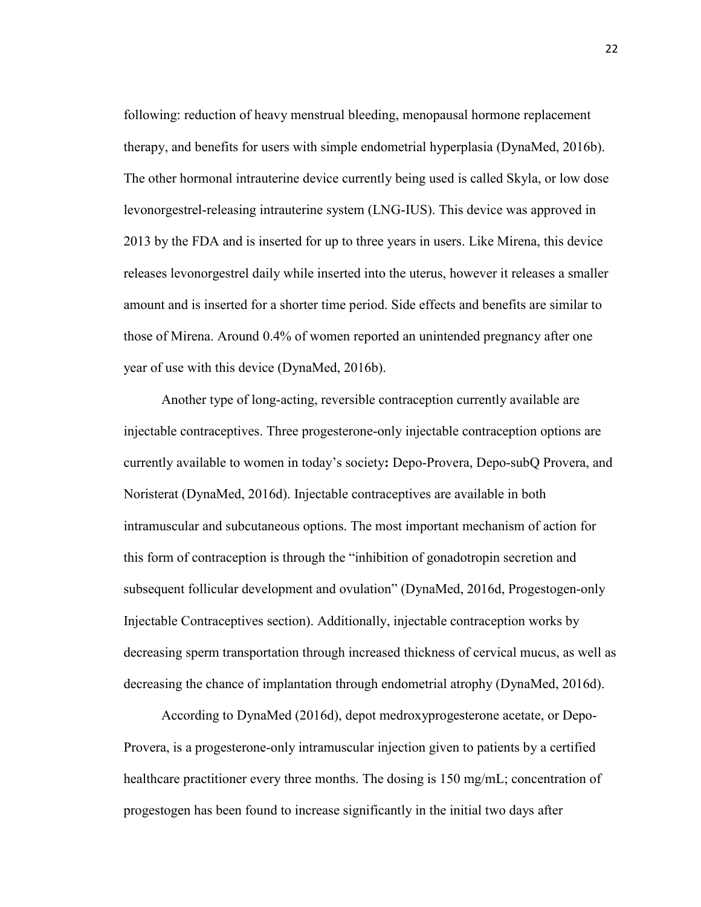following: reduction of heavy menstrual bleeding, menopausal hormone replacement therapy, and benefits for users with simple endometrial hyperplasia (DynaMed, 2016b). The other hormonal intrauterine device currently being used is called Skyla, or low dose levonorgestrel-releasing intrauterine system (LNG-IUS). This device was approved in 2013 by the FDA and is inserted for up to three years in users. Like Mirena, this device releases levonorgestrel daily while inserted into the uterus, however it releases a smaller amount and is inserted for a shorter time period. Side effects and benefits are similar to those of Mirena. Around 0.4% of women reported an unintended pregnancy after one year of use with this device (DynaMed, 2016b).

Another type of long-acting, reversible contraception currently available are injectable contraceptives. Three progesterone-only injectable contraception options are currently available to women in today's society**:** Depo-Provera, Depo-subQ Provera, and Noristerat (DynaMed, 2016d). Injectable contraceptives are available in both intramuscular and subcutaneous options. The most important mechanism of action for this form of contraception is through the "inhibition of gonadotropin secretion and subsequent follicular development and ovulation" (DynaMed, 2016d, Progestogen-only Injectable Contraceptives section). Additionally, injectable contraception works by decreasing sperm transportation through increased thickness of cervical mucus, as well as decreasing the chance of implantation through endometrial atrophy (DynaMed, 2016d).

According to DynaMed (2016d), depot medroxyprogesterone acetate, or Depo-Provera, is a progesterone-only intramuscular injection given to patients by a certified healthcare practitioner every three months. The dosing is 150 mg/mL; concentration of progestogen has been found to increase significantly in the initial two days after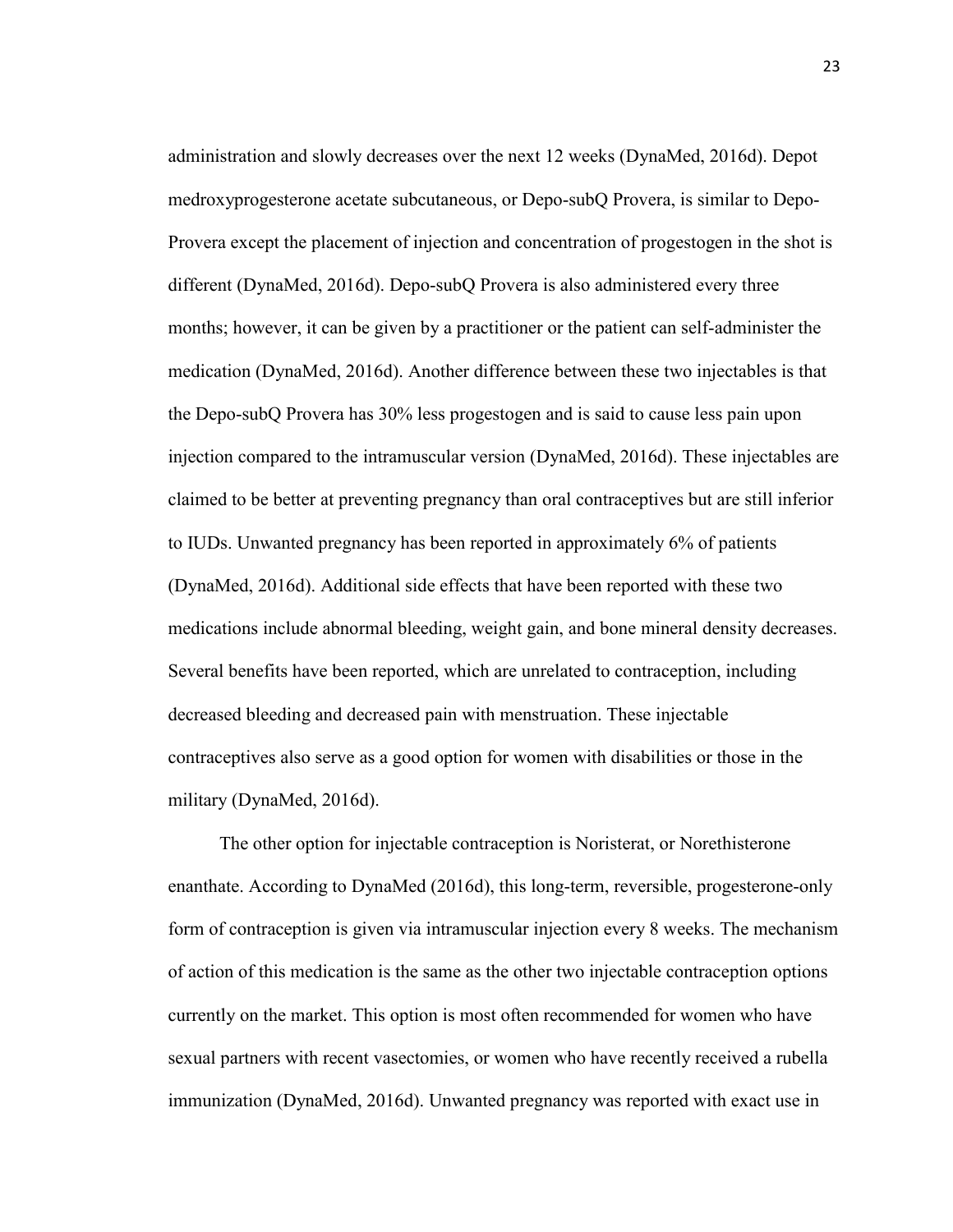administration and slowly decreases over the next 12 weeks (DynaMed, 2016d). Depot medroxyprogesterone acetate subcutaneous, or Depo-subQ Provera, is similar to Depo-Provera except the placement of injection and concentration of progestogen in the shot is different (DynaMed, 2016d). Depo-subQ Provera is also administered every three months; however, it can be given by a practitioner or the patient can self-administer the medication (DynaMed, 2016d). Another difference between these two injectables is that the Depo-subQ Provera has 30% less progestogen and is said to cause less pain upon injection compared to the intramuscular version (DynaMed, 2016d). These injectables are claimed to be better at preventing pregnancy than oral contraceptives but are still inferior to IUDs. Unwanted pregnancy has been reported in approximately 6% of patients (DynaMed, 2016d). Additional side effects that have been reported with these two medications include abnormal bleeding, weight gain, and bone mineral density decreases. Several benefits have been reported, which are unrelated to contraception, including decreased bleeding and decreased pain with menstruation. These injectable contraceptives also serve as a good option for women with disabilities or those in the military (DynaMed, 2016d).

The other option for injectable contraception is Noristerat, or Norethisterone enanthate. According to DynaMed (2016d), this long-term, reversible, progesterone-only form of contraception is given via intramuscular injection every 8 weeks. The mechanism of action of this medication is the same as the other two injectable contraception options currently on the market. This option is most often recommended for women who have sexual partners with recent vasectomies, or women who have recently received a rubella immunization (DynaMed, 2016d). Unwanted pregnancy was reported with exact use in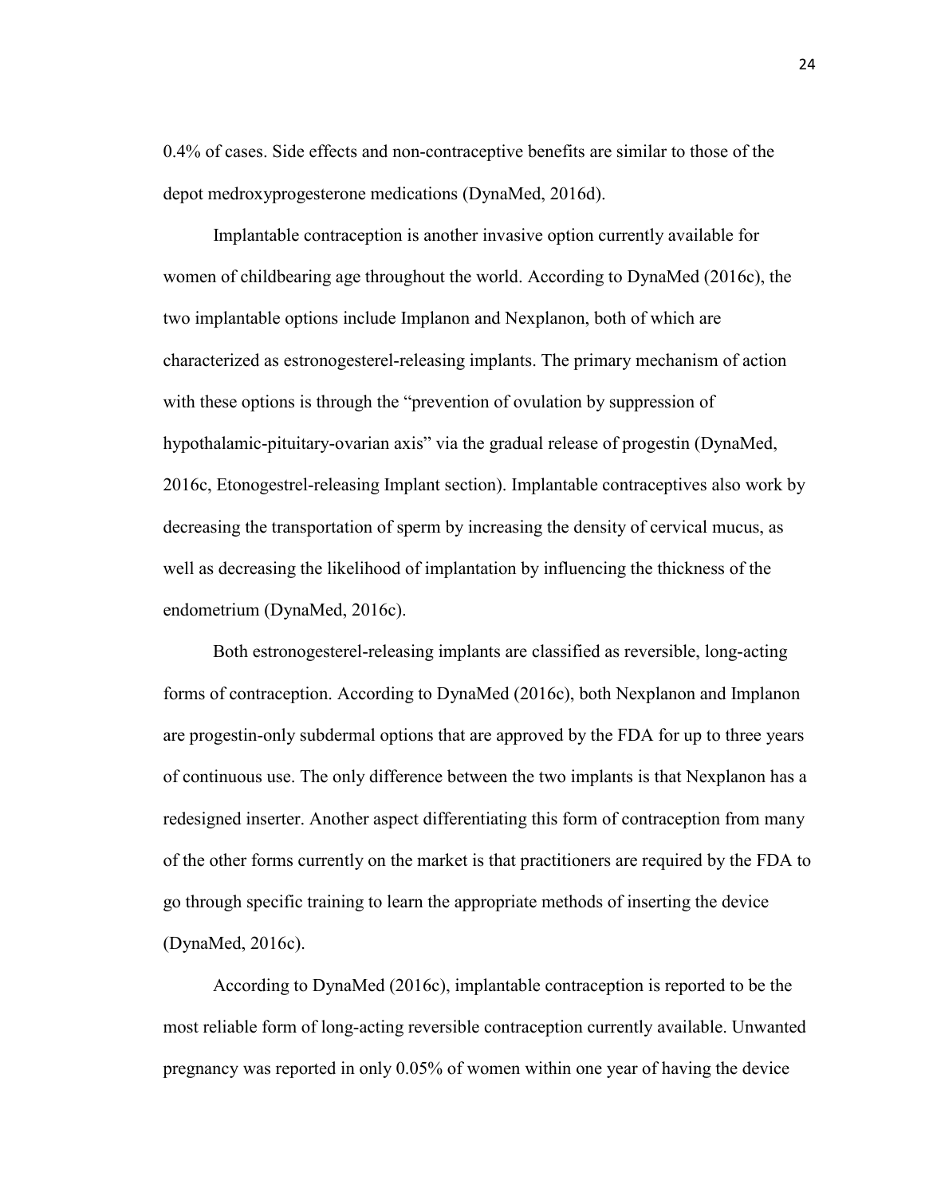0.4% of cases. Side effects and non-contraceptive benefits are similar to those of the depot medroxyprogesterone medications (DynaMed, 2016d).

Implantable contraception is another invasive option currently available for women of childbearing age throughout the world. According to DynaMed (2016c), the two implantable options include Implanon and Nexplanon, both of which are characterized as estronogesterel-releasing implants. The primary mechanism of action with these options is through the "prevention of ovulation by suppression of hypothalamic-pituitary-ovarian axis" via the gradual release of progestin (DynaMed, 2016c, Etonogestrel-releasing Implant section). Implantable contraceptives also work by decreasing the transportation of sperm by increasing the density of cervical mucus, as well as decreasing the likelihood of implantation by influencing the thickness of the endometrium (DynaMed, 2016c).

Both estronogesterel-releasing implants are classified as reversible, long-acting forms of contraception. According to DynaMed (2016c), both Nexplanon and Implanon are progestin-only subdermal options that are approved by the FDA for up to three years of continuous use. The only difference between the two implants is that Nexplanon has a redesigned inserter. Another aspect differentiating this form of contraception from many of the other forms currently on the market is that practitioners are required by the FDA to go through specific training to learn the appropriate methods of inserting the device (DynaMed, 2016c).

According to DynaMed (2016c), implantable contraception is reported to be the most reliable form of long-acting reversible contraception currently available. Unwanted pregnancy was reported in only 0.05% of women within one year of having the device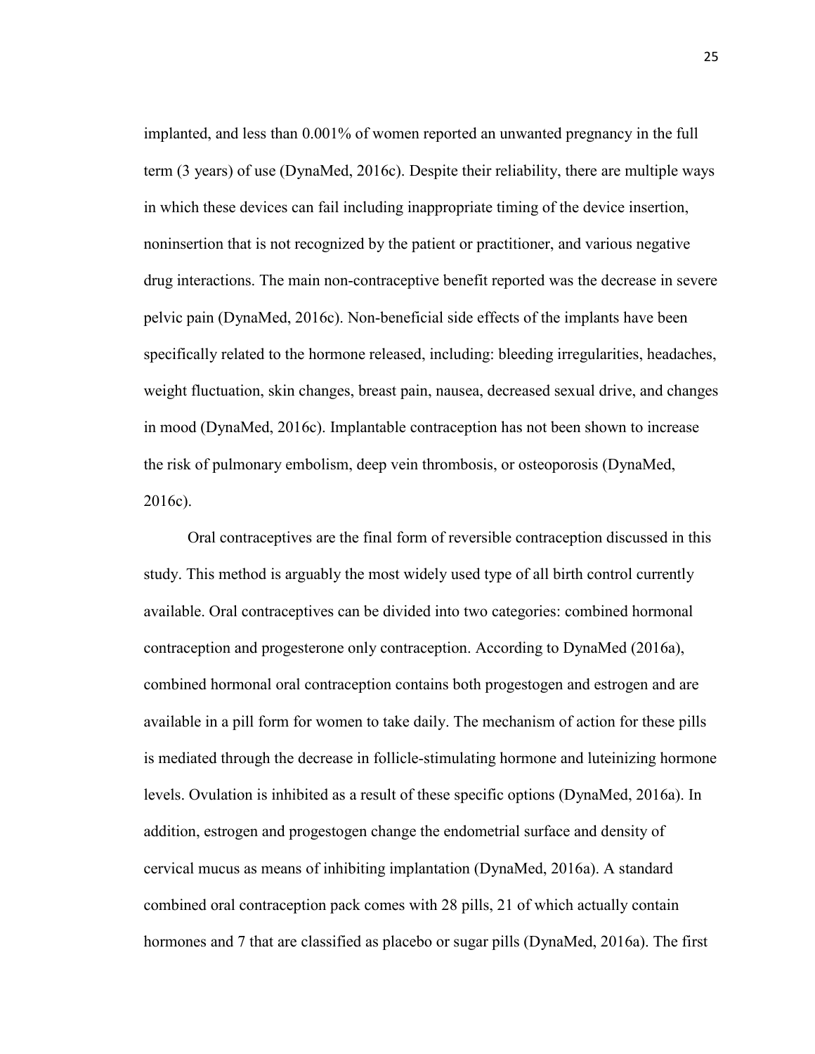implanted, and less than 0.001% of women reported an unwanted pregnancy in the full term (3 years) of use (DynaMed, 2016c). Despite their reliability, there are multiple ways in which these devices can fail including inappropriate timing of the device insertion, noninsertion that is not recognized by the patient or practitioner, and various negative drug interactions. The main non-contraceptive benefit reported was the decrease in severe pelvic pain (DynaMed, 2016c). Non-beneficial side effects of the implants have been specifically related to the hormone released, including: bleeding irregularities, headaches, weight fluctuation, skin changes, breast pain, nausea, decreased sexual drive, and changes in mood (DynaMed, 2016c). Implantable contraception has not been shown to increase the risk of pulmonary embolism, deep vein thrombosis, or osteoporosis (DynaMed, 2016c).

Oral contraceptives are the final form of reversible contraception discussed in this study. This method is arguably the most widely used type of all birth control currently available. Oral contraceptives can be divided into two categories: combined hormonal contraception and progesterone only contraception. According to DynaMed (2016a), combined hormonal oral contraception contains both progestogen and estrogen and are available in a pill form for women to take daily. The mechanism of action for these pills is mediated through the decrease in follicle-stimulating hormone and luteinizing hormone levels. Ovulation is inhibited as a result of these specific options (DynaMed, 2016a). In addition, estrogen and progestogen change the endometrial surface and density of cervical mucus as means of inhibiting implantation (DynaMed, 2016a). A standard combined oral contraception pack comes with 28 pills, 21 of which actually contain hormones and 7 that are classified as placebo or sugar pills (DynaMed, 2016a). The first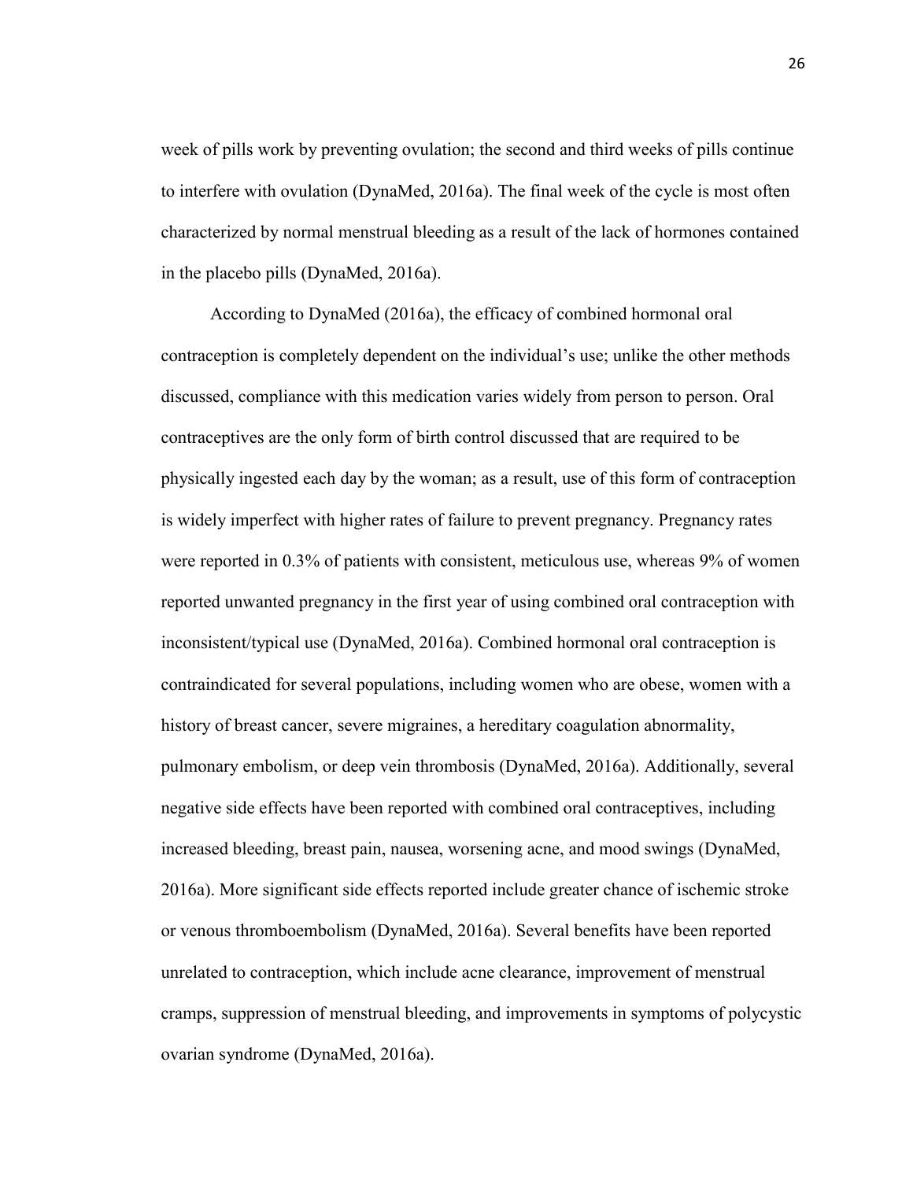week of pills work by preventing ovulation; the second and third weeks of pills continue to interfere with ovulation (DynaMed, 2016a). The final week of the cycle is most often characterized by normal menstrual bleeding as a result of the lack of hormones contained in the placebo pills (DynaMed, 2016a).

According to DynaMed (2016a), the efficacy of combined hormonal oral contraception is completely dependent on the individual's use; unlike the other methods discussed, compliance with this medication varies widely from person to person. Oral contraceptives are the only form of birth control discussed that are required to be physically ingested each day by the woman; as a result, use of this form of contraception is widely imperfect with higher rates of failure to prevent pregnancy. Pregnancy rates were reported in 0.3% of patients with consistent, meticulous use, whereas 9% of women reported unwanted pregnancy in the first year of using combined oral contraception with inconsistent/typical use (DynaMed, 2016a). Combined hormonal oral contraception is contraindicated for several populations, including women who are obese, women with a history of breast cancer, severe migraines, a hereditary coagulation abnormality, pulmonary embolism, or deep vein thrombosis (DynaMed, 2016a). Additionally, several negative side effects have been reported with combined oral contraceptives, including increased bleeding, breast pain, nausea, worsening acne, and mood swings (DynaMed, 2016a). More significant side effects reported include greater chance of ischemic stroke or venous thromboembolism (DynaMed, 2016a). Several benefits have been reported unrelated to contraception, which include acne clearance, improvement of menstrual cramps, suppression of menstrual bleeding, and improvements in symptoms of polycystic ovarian syndrome (DynaMed, 2016a).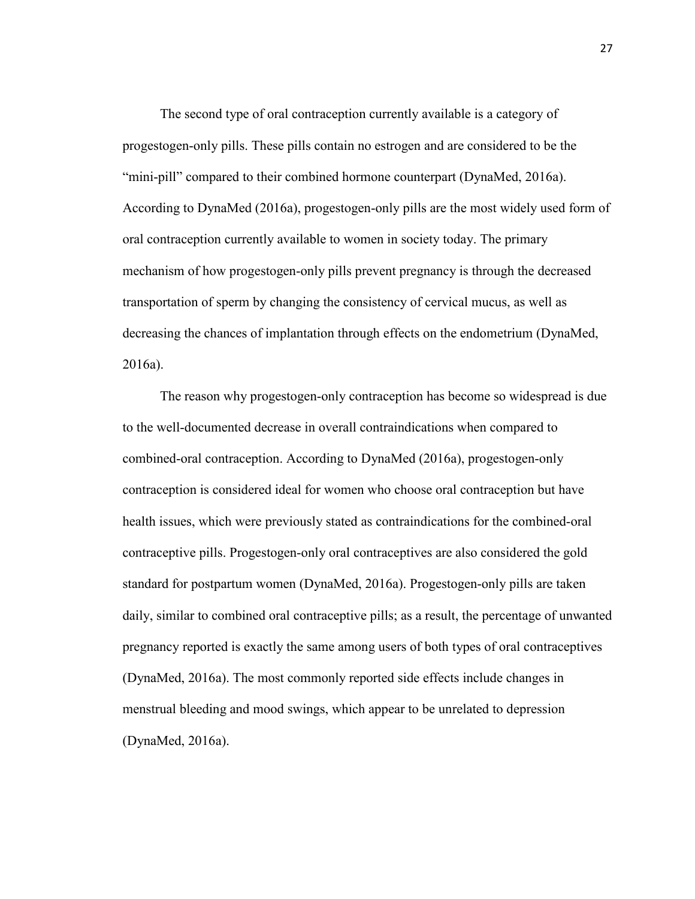The second type of oral contraception currently available is a category of progestogen-only pills. These pills contain no estrogen and are considered to be the "mini-pill" compared to their combined hormone counterpart (DynaMed, 2016a). According to DynaMed (2016a), progestogen-only pills are the most widely used form of oral contraception currently available to women in society today. The primary mechanism of how progestogen-only pills prevent pregnancy is through the decreased transportation of sperm by changing the consistency of cervical mucus, as well as decreasing the chances of implantation through effects on the endometrium (DynaMed, 2016a).

The reason why progestogen-only contraception has become so widespread is due to the well-documented decrease in overall contraindications when compared to combined-oral contraception. According to DynaMed (2016a), progestogen-only contraception is considered ideal for women who choose oral contraception but have health issues, which were previously stated as contraindications for the combined-oral contraceptive pills. Progestogen-only oral contraceptives are also considered the gold standard for postpartum women (DynaMed, 2016a). Progestogen-only pills are taken daily, similar to combined oral contraceptive pills; as a result, the percentage of unwanted pregnancy reported is exactly the same among users of both types of oral contraceptives (DynaMed, 2016a). The most commonly reported side effects include changes in menstrual bleeding and mood swings, which appear to be unrelated to depression (DynaMed, 2016a).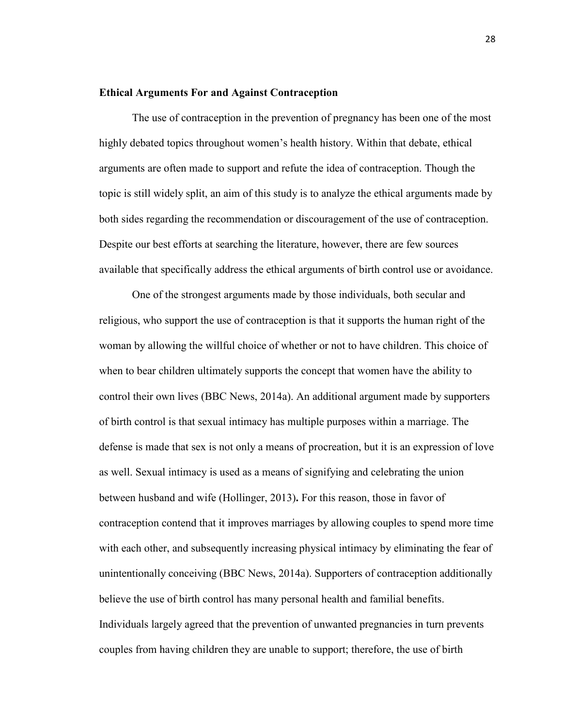### Ethical Arguments For and Against Contraception

The use of contraception in the prevention of pregnancy has been one of the most highly debated topics throughout women's health history. Within that debate, ethical arguments are often made to support and refute the idea of contraception. Though the topic is still widely split, an aim of this study is to analyze the ethical arguments made by both sides regarding the recommendation or discouragement of the use of contraception. Despite our best efforts at searching the literature, however, there are few sources available that specifically address the ethical arguments of birth control use or avoidance.

One of the strongest arguments made by those individuals, both secular and religious, who support the use of contraception is that it supports the human right of the woman by allowing the willful choice of whether or not to have children. This choice of when to bear children ultimately supports the concept that women have the ability to control their own lives (BBC News, 2014a). An additional argument made by supporters of birth control is that sexual intimacy has multiple purposes within a marriage. The defense is made that sex is not only a means of procreation, but it is an expression of love as well. Sexual intimacy is used as a means of signifying and celebrating the union between husband and wife (Hollinger, 2013). For this reason, those in favor of contraception contend that it improves marriages by allowing couples to spend more time with each other, and subsequently increasing physical intimacy by eliminating the fear of unintentionally conceiving (BBC News, 2014a). Supporters of contraception additionally believe the use of birth control has many personal health and familial benefits. Individuals largely agreed that the prevention of unwanted pregnancies in turn prevents couples from having children they are unable to support; therefore, the use of birth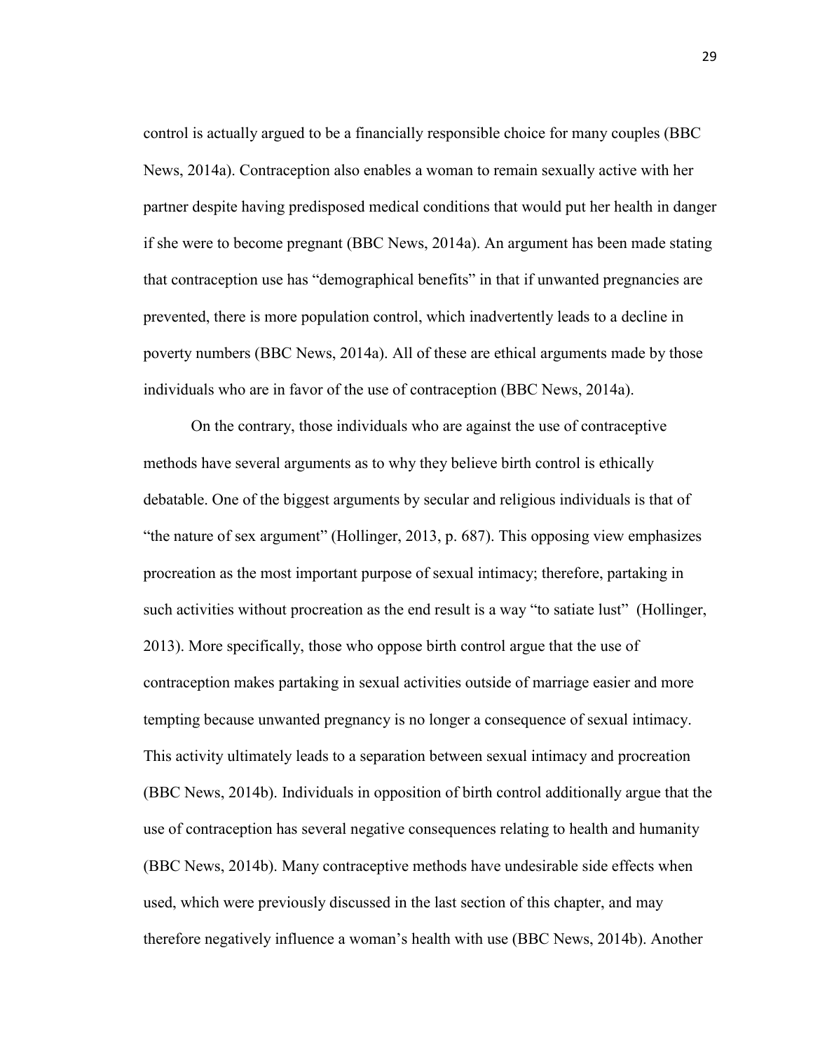control is actually argued to be a financially responsible choice for many couples (BBC News, 2014a). Contraception also enables a woman to remain sexually active with her partner despite having predisposed medical conditions that would put her health in danger if she were to become pregnant (BBC News, 2014a). An argument has been made stating that contraception use has "demographical benefits" in that if unwanted pregnancies are prevented, there is more population control, which inadvertently leads to a decline in poverty numbers (BBC News, 2014a). All of these are ethical arguments made by those individuals who are in favor of the use of contraception (BBC News, 2014a).

On the contrary, those individuals who are against the use of contraceptive methods have several arguments as to why they believe birth control is ethically debatable. One of the biggest arguments by secular and religious individuals is that of "the nature of sex argument" (Hollinger, 2013, p. 687). This opposing view emphasizes procreation as the most important purpose of sexual intimacy; therefore, partaking in such activities without procreation as the end result is a way "to satiate lust" (Hollinger, 2013). More specifically, those who oppose birth control argue that the use of contraception makes partaking in sexual activities outside of marriage easier and more tempting because unwanted pregnancy is no longer a consequence of sexual intimacy. This activity ultimately leads to a separation between sexual intimacy and procreation (BBC News, 2014b). Individuals in opposition of birth control additionally argue that the use of contraception has several negative consequences relating to health and humanity (BBC News, 2014b). Many contraceptive methods have undesirable side effects when used, which were previously discussed in the last section of this chapter, and may therefore negatively influence a woman's health with use (BBC News, 2014b). Another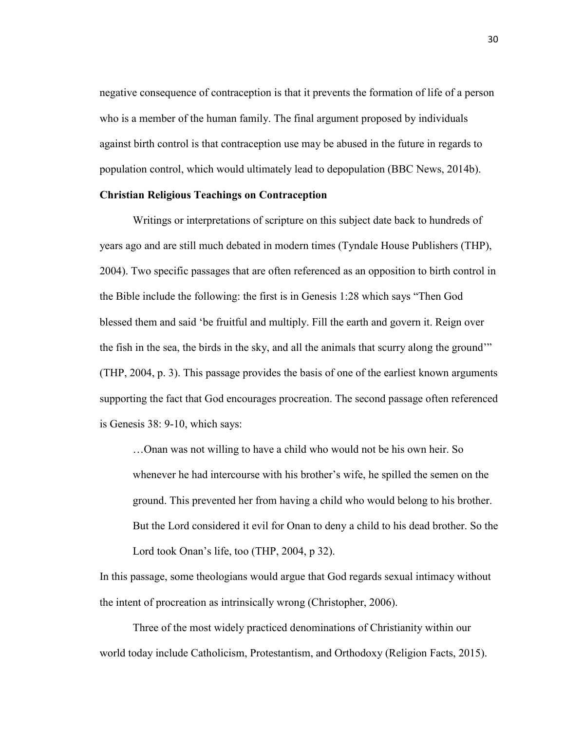negative consequence of contraception is that it prevents the formation of life of a person who is a member of the human family. The final argument proposed by individuals against birth control is that contraception use may be abused in the future in regards to population control, which would ultimately lead to depopulation (BBC News, 2014b).

**Christian Religious Teachings on Contraception**

Writings or interpretations of scripture on this subject date back to hundreds of years ago and are still much debated in modern times (Tyndale House Publishers (THP), 2004). Two specific passages that are often referenced as an opposition to birth control in the Bible include the following: the first is in Genesis 1:28 which says "Then God blessed them and said 'be fruitful and multiply. Fill the earth and govern it. Reign over the fish in the sea, the birds in the sky, and all the animals that scurry along the ground'" (THP, 2004, p. 3). This passage provides the basis of one of the earliest known arguments supporting the fact that God encourages procreation. The second passage often referenced is Genesis 38: 9-10, which says:

> …Onan was not willing to have a child who would not be his own heir. So whenever he had intercourse with his brother's wife, he spilled the semen on the ground. This prevented her from having a child who would belong to his brother. But the Lord considered it evil for Onan to deny a child to his dead brother. So the Lord took Onan's life, too (THP, 2004, p 32).

In this passage, some theologians would argue that God regards sexual intimacy without the intent of procreation as intrinsically wrong (Christopher, 2006).

Three of the most widely practiced denominations of Christianity within our world today include Catholicism, Protestantism, and Orthodoxy (Religion Facts, 2015).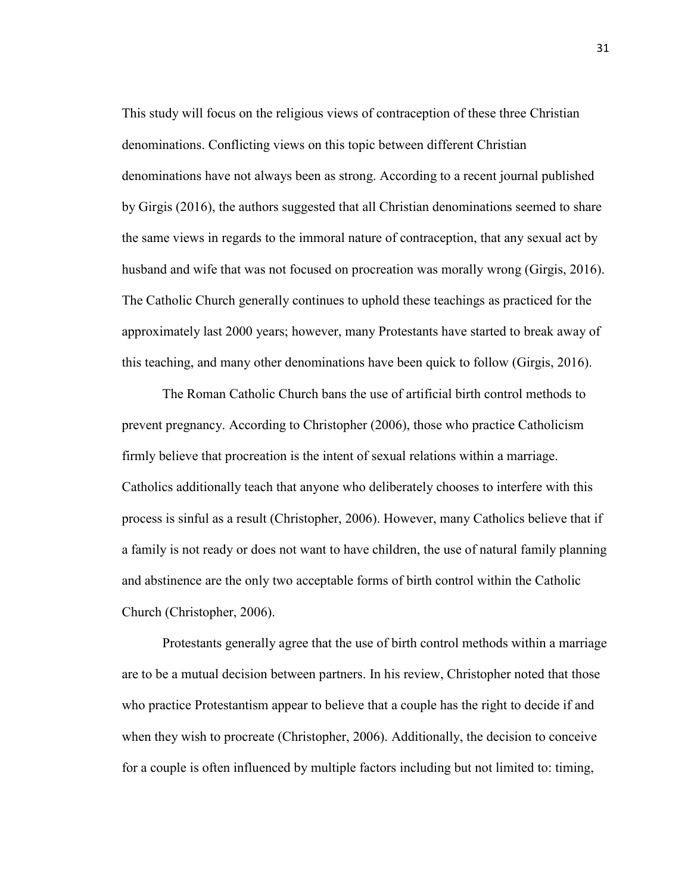This study will focus on the religious views of contraception of these three Christian denominations. Conflicting views on this topic between different Christian denominations have not always been as strong. According to a recent journal published by Girgis (2016), the authors suggested that all Christian denominations seemed to share the same views in regards to the immoral nature of contraception, that any sexual act by husband and wife that was not focused on procreation was morally wrong (Girgis, 2016). The Catholic Church generally continues to uphold these teachings as practiced for the approximately last 2000 years; however, many Protestants have started to break away of this teaching, and many other denominations have been quick to follow (Girgis, 2016).

The Roman Catholic Church bans the use of artificial birth control methods to prevent pregnancy. According to Christopher (2006), those who practice Catholicism firmly believe that procreation is the intent of sexual relations within a marriage. Catholics additionally teach that anyone who deliberately chooses to interfere with this process is sinful as a result (Christopher, 2006). However, many Catholics believe that if a family is not ready or does not want to have children, the use of natural family planning and abstinence are the only two acceptable forms of birth control within the Catholic Church (Christopher, 2006).

Protestants generally agree that the use of birth control methods within a marriage are to be a mutual decision between partners. In his review, Christopher noted that those who practice Protestantism appear to believe that a couple has the right to decide if and when they wish to procreate (Christopher, 2006). Additionally, the decision to conceive for a couple is often influenced by multiple factors including but not limited to: timing,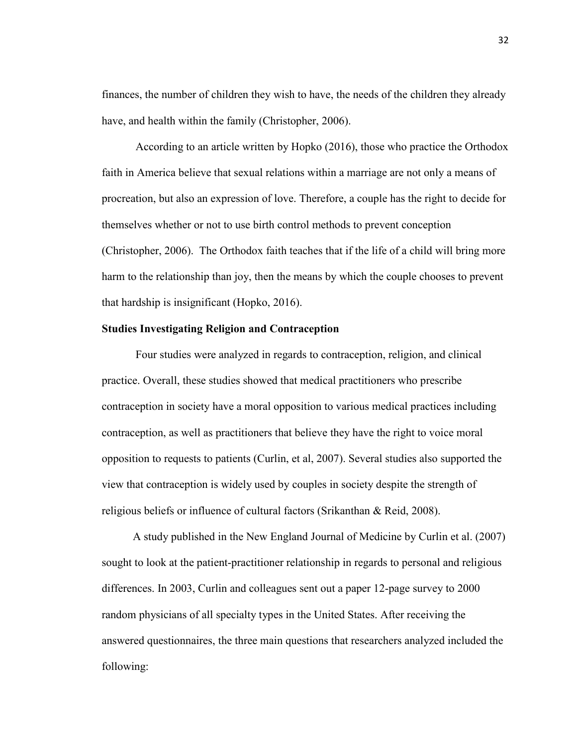finances, the number of children they wish to have, the needs of the children they already have, and health within the family (Christopher, 2006).

According to an article written by Hopko (2016), those who practice the Orthodox faith in America believe that sexual relations within a marriage are not only a means of procreation, but also an expression of love. Therefore, a couple has the right to decide for themselves whether or not to use birth control methods to prevent conception (Christopher, 2006). The Orthodox faith teaches that if the life of a child will bring more harm to the relationship than joy, then the means by which the couple chooses to prevent that hardship is insignificant (Hopko, 2016).

**Studies Investigating Religion and Contraception**

Four studies were analyzed in regards to contraception, religion, and clinical practice. Overall, these studies showed that medical practitioners who prescribe contraception in society have a moral opposition to various medical practices including contraception, as well as practitioners that believe they have the right to voice moral opposition to requests to patients (Curlin, et al, 2007). Several studies also supported the view that contraception is widely used by couples in society despite the strength of religious beliefs or influence of cultural factors (Srikanthan & Reid, 2008).

A study published in the New England Journal of Medicine by Curlin et al. (2007) sought to look at the patient-practitioner relationship in regards to personal and religious differences. In 2003, Curlin and colleagues sent out a paper 12-page survey to 2000 random physicians of all specialty types in the United States. After receiving the answered questionnaires, the three main questions that researchers analyzed included the following: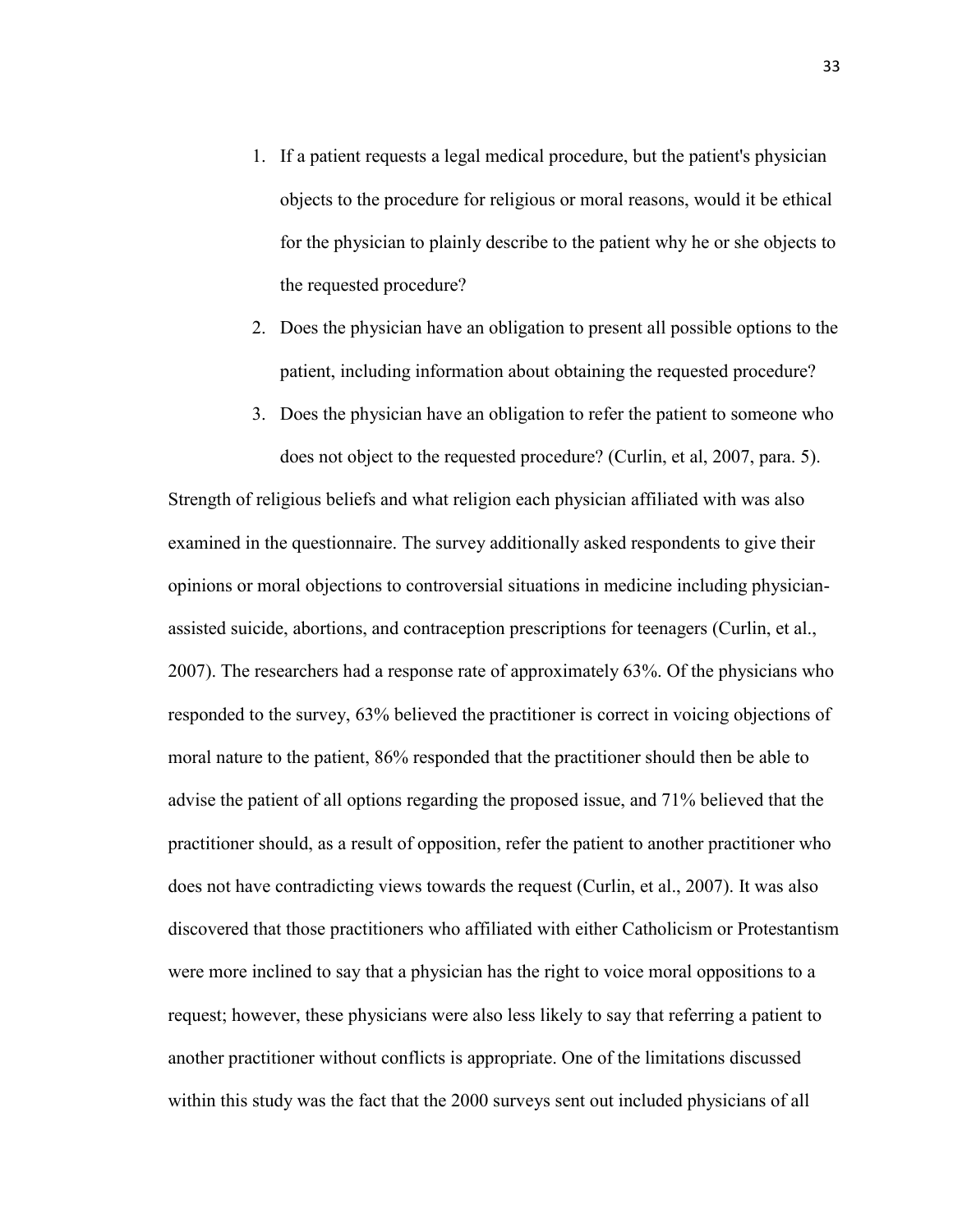1. If a patient requests a legal medical procedure, but the patient's physician objects to the procedure for religious or moral reasons, would it be ethical for the physician to plainly describe to the patient why he or she objects to the requested procedure?
2. Does the physician have an obligation to present all possible options to the patient, including information about obtaining the requested procedure?
3. Does the physician have an obligation to refer the patient to someone who does not object to the requested procedure? (Curlin, et al, 2007, para. 5).

Strength of religious beliefs and what religion each physician affiliated with was also examined in the questionnaire. The survey additionally asked respondents to give their opinions or moral objections to controversial situations in medicine including physician-assisted suicide, abortions, and contraception prescriptions for teenagers (Curlin, et al., 2007). The researchers had a response rate of approximately 63%. Of the physicians who responded to the survey, 63% believed the practitioner is correct in voicing objections of moral nature to the patient, 86% responded that the practitioner should then be able to advise the patient of all options regarding the proposed issue, and 71% believed that the practitioner should, as a result of opposition, refer the patient to another practitioner who does not have contradicting views towards the request (Curlin, et al., 2007). It was also discovered that those practitioners who affiliated with either Catholicism or Protestantism were more inclined to say that a physician has the right to voice moral oppositions to a request; however, these physicians were also less likely to say that referring a patient to another practitioner without conflicts is appropriate. One of the limitations discussed within this study was the fact that the 2000 surveys sent out included physicians of all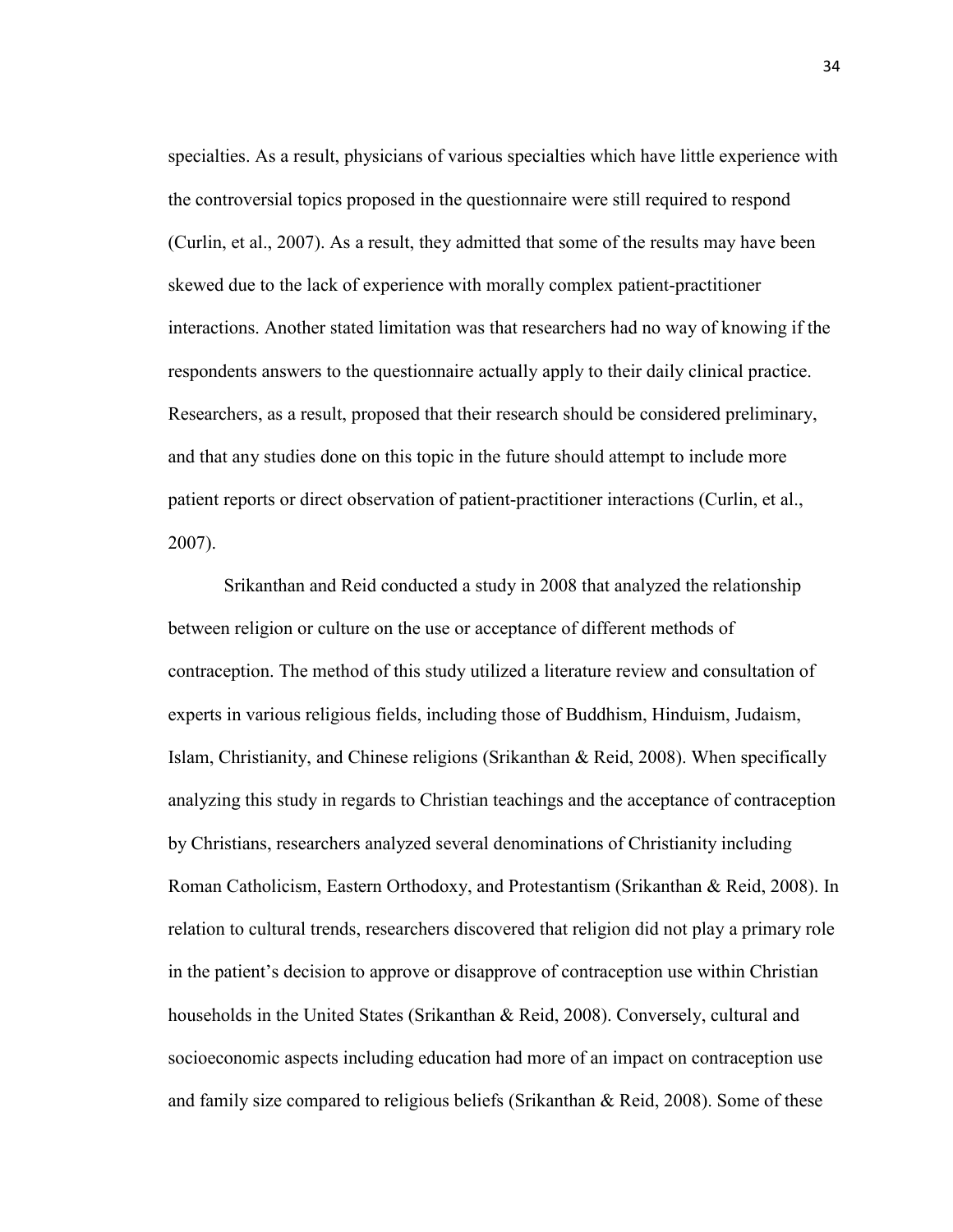specialties. As a result, physicians of various specialties which have little experience with the controversial topics proposed in the questionnaire were still required to respond (Curlin, et al., 2007). As a result, they admitted that some of the results may have been skewed due to the lack of experience with morally complex patient-practitioner interactions. Another stated limitation was that researchers had no way of knowing if the respondents answers to the questionnaire actually apply to their daily clinical practice. Researchers, as a result, proposed that their research should be considered preliminary, and that any studies done on this topic in the future should attempt to include more patient reports or direct observation of patient-practitioner interactions (Curlin, et al., 2007).

Srikanthan and Reid conducted a study in 2008 that analyzed the relationship between religion or culture on the use or acceptance of different methods of contraception. The method of this study utilized a literature review and consultation of experts in various religious fields, including those of Buddhism, Hinduism, Judaism, Islam, Christianity, and Chinese religions (Srikanthan & Reid, 2008). When specifically analyzing this study in regards to Christian teachings and the acceptance of contraception by Christians, researchers analyzed several denominations of Christianity including Roman Catholicism, Eastern Orthodoxy, and Protestantism (Srikanthan & Reid, 2008). In relation to cultural trends, researchers discovered that religion did not play a primary role in the patient's decision to approve or disapprove of contraception use within Christian households in the United States (Srikanthan & Reid, 2008). Conversely, cultural and socioeconomic aspects including education had more of an impact on contraception use and family size compared to religious beliefs (Srikanthan & Reid, 2008). Some of these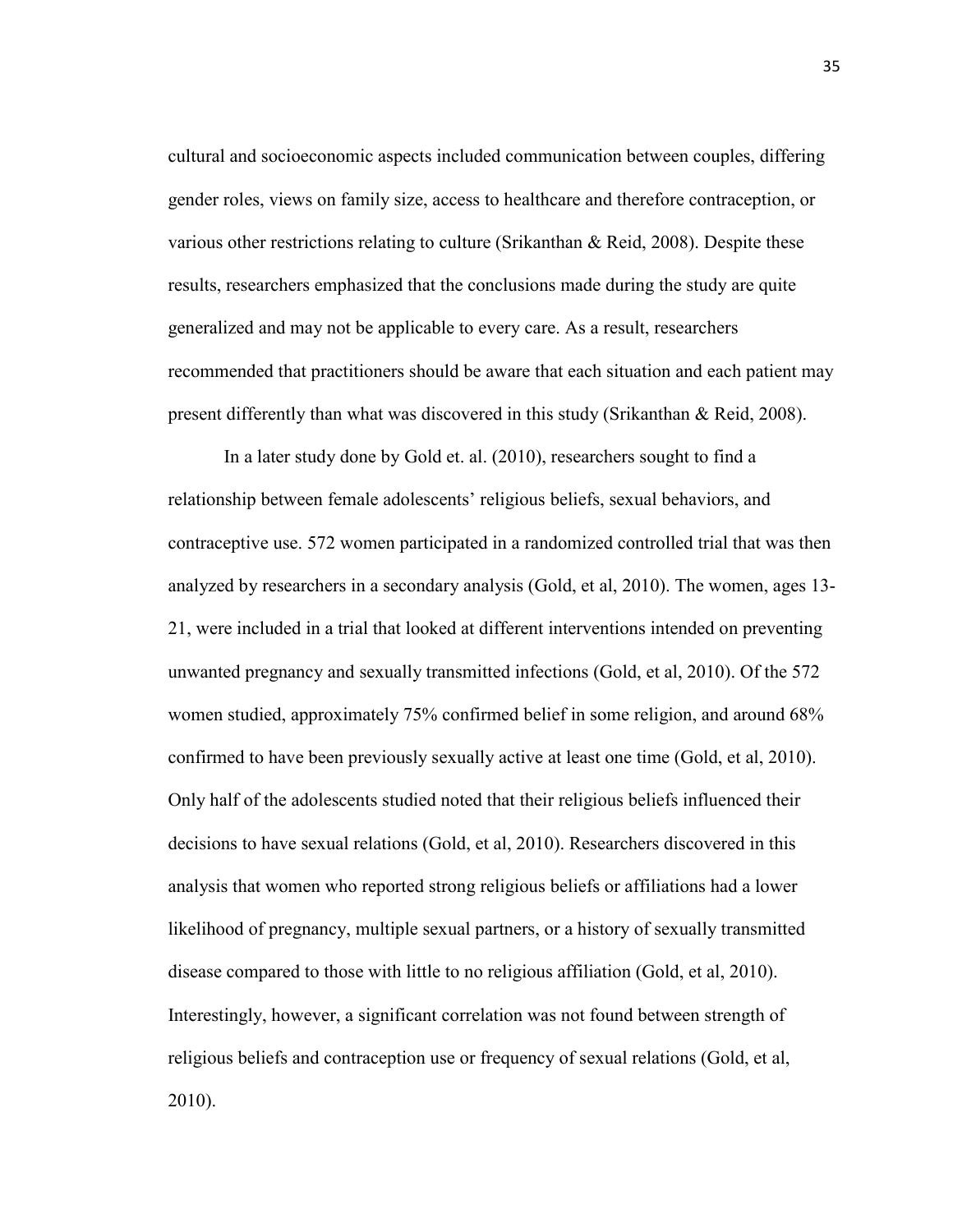cultural and socioeconomic aspects included communication between couples, differing gender roles, views on family size, access to healthcare and therefore contraception, or various other restrictions relating to culture (Srikanthan & Reid, 2008). Despite these results, researchers emphasized that the conclusions made during the study are quite generalized and may not be applicable to every care. As a result, researchers recommended that practitioners should be aware that each situation and each patient may present differently than what was discovered in this study (Srikanthan & Reid, 2008).

In a later study done by Gold et. al. (2010), researchers sought to find a relationship between female adolescents' religious beliefs, sexual behaviors, and contraceptive use. 572 women participated in a randomized controlled trial that was then analyzed by researchers in a secondary analysis (Gold, et al, 2010). The women, ages 13-21, were included in a trial that looked at different interventions intended on preventing unwanted pregnancy and sexually transmitted infections (Gold, et al, 2010). Of the 572 women studied, approximately 75% confirmed belief in some religion, and around 68% confirmed to have been previously sexually active at least one time (Gold, et al, 2010). Only half of the adolescents studied noted that their religious beliefs influenced their decisions to have sexual relations (Gold, et al, 2010). Researchers discovered in this analysis that women who reported strong religious beliefs or affiliations had a lower likelihood of pregnancy, multiple sexual partners, or a history of sexually transmitted disease compared to those with little to no religious affiliation (Gold, et al, 2010). Interestingly, however, a significant correlation was not found between strength of religious beliefs and contraception use or frequency of sexual relations (Gold, et al, 2010).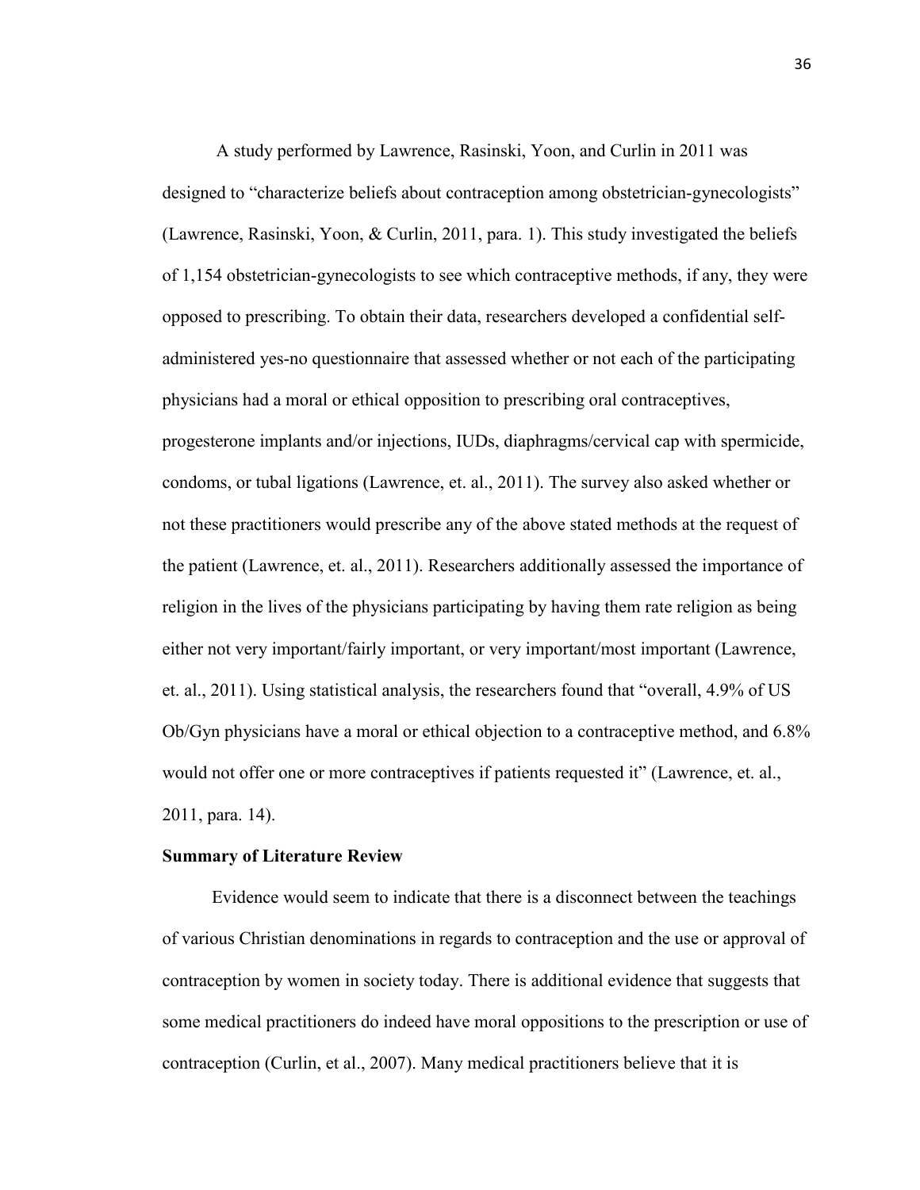A study performed by Lawrence, Rasinski, Yoon, and Curlin in 2011 was designed to "characterize beliefs about contraception among obstetrician-gynecologists" (Lawrence, Rasinski, Yoon, & Curlin, 2011, para. 1). This study investigated the beliefs of 1,154 obstetrician-gynecologists to see which contraceptive methods, if any, they were opposed to prescribing. To obtain their data, researchers developed a confidential self-administered yes-no questionnaire that assessed whether or not each of the participating physicians had a moral or ethical opposition to prescribing oral contraceptives, progesterone implants and/or injections, IUDs, diaphragms/cervical cap with spermicide, condoms, or tubal ligations (Lawrence, et. al., 2011). The survey also asked whether or not these practitioners would prescribe any of the above stated methods at the request of the patient (Lawrence, et. al., 2011). Researchers additionally assessed the importance of religion in the lives of the physicians participating by having them rate religion as being either not very important/fairly important, or very important/most important (Lawrence, et. al., 2011). Using statistical analysis, the researchers found that "overall, 4.9% of US Ob/Gyn physicians have a moral or ethical objection to a contraceptive method, and 6.8% would not offer one or more contraceptives if patients requested it" (Lawrence, et. al., 2011, para. 14).

**Summary of Literature Review**

Evidence would seem to indicate that there is a disconnect between the teachings of various Christian denominations in regards to contraception and the use or approval of contraception by women in society today. There is additional evidence that suggests that some medical practitioners do indeed have moral oppositions to the prescription or use of contraception (Curlin, et al., 2007). Many medical practitioners believe that it is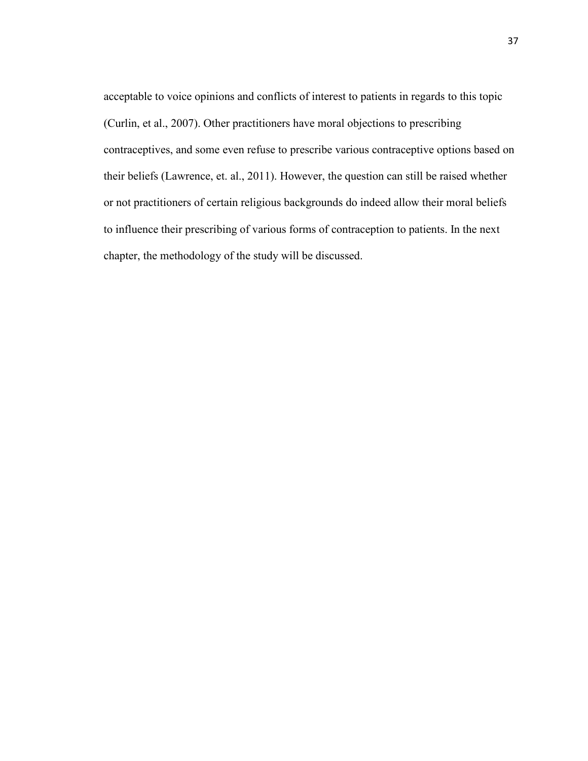acceptable to voice opinions and conflicts of interest to patients in regards to this topic (Curlin, et al., 2007). Other practitioners have moral objections to prescribing contraceptives, and some even refuse to prescribe various contraceptive options based on their beliefs (Lawrence, et. al., 2011). However, the question can still be raised whether or not practitioners of certain religious backgrounds do indeed allow their moral beliefs to influence their prescribing of various forms of contraception to patients. In the next chapter, the methodology of the study will be discussed.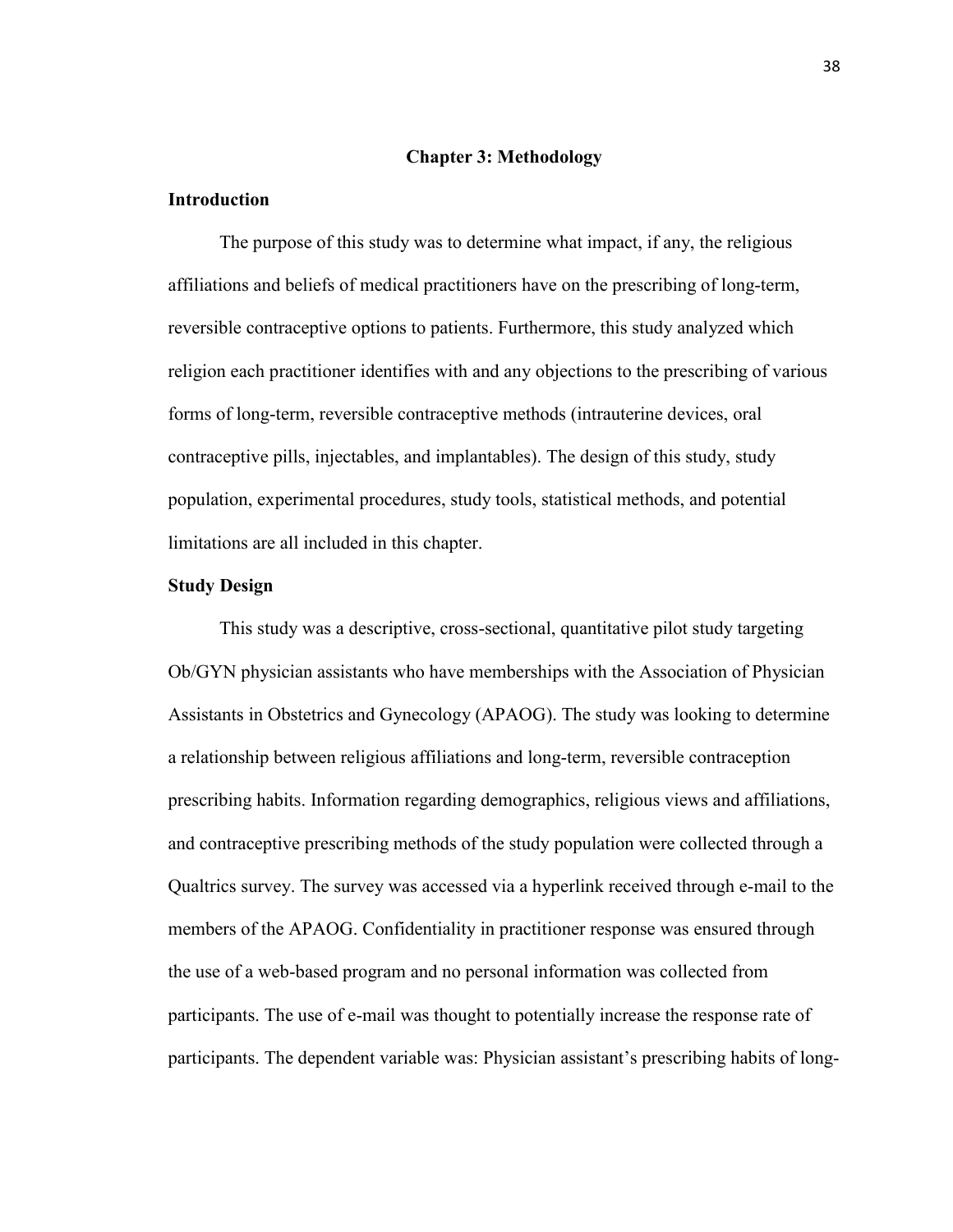# Chapter 3: Methodology

## Introduction

The purpose of this study was to determine what impact, if any, the religious affiliations and beliefs of medical practitioners have on the prescribing of long-term, reversible contraceptive options to patients. Furthermore, this study analyzed which religion each practitioner identifies with and any objections to the prescribing of various forms of long-term, reversible contraceptive methods (intrauterine devices, oral contraceptive pills, injectables, and implantables). The design of this study, study population, experimental procedures, study tools, statistical methods, and potential limitations are all included in this chapter.

## Study Design

This study was a descriptive, cross-sectional, quantitative pilot study targeting Ob/GYN physician assistants who have memberships with the Association of Physician Assistants in Obstetrics and Gynecology (APAOG). The study was looking to determine a relationship between religious affiliations and long-term, reversible contraception prescribing habits. Information regarding demographics, religious views and affiliations, and contraceptive prescribing methods of the study population were collected through a Qualtrics survey. The survey was accessed via a hyperlink received through e-mail to the members of the APAOG. Confidentiality in practitioner response was ensured through the use of a web-based program and no personal information was collected from participants. The use of e-mail was thought to potentially increase the response rate of participants. The dependent variable was: Physician assistant's prescribing habits of long-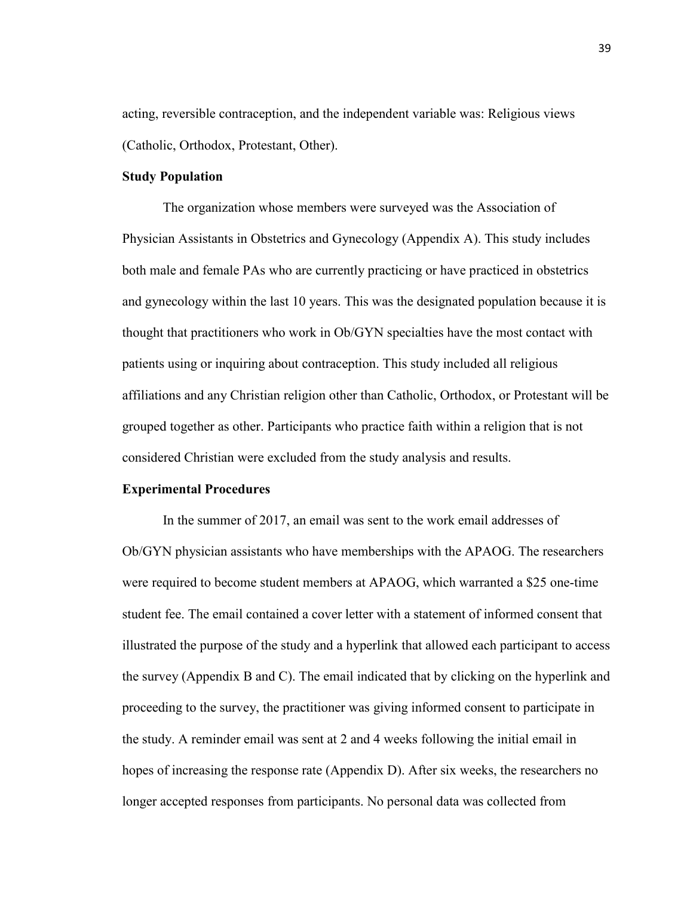acting, reversible contraception, and the independent variable was: Religious views (Catholic, Orthodox, Protestant, Other).

**Study Population**

The organization whose members were surveyed was the Association of Physician Assistants in Obstetrics and Gynecology (Appendix A). This study includes both male and female PAs who are currently practicing or have practiced in obstetrics and gynecology within the last 10 years. This was the designated population because it is thought that practitioners who work in Ob/GYN specialties have the most contact with patients using or inquiring about contraception. This study included all religious affiliations and any Christian religion other than Catholic, Orthodox, or Protestant will be grouped together as other. Participants who practice faith within a religion that is not considered Christian were excluded from the study analysis and results.

**Experimental Procedures**

In the summer of 2017, an email was sent to the work email addresses of Ob/GYN physician assistants who have memberships with the APAOG. The researchers were required to become student members at APAOG, which warranted a $25 one-time student fee. The email contained a cover letter with a statement of informed consent that illustrated the purpose of the study and a hyperlink that allowed each participant to access the survey (Appendix B and C). The email indicated that by clicking on the hyperlink and proceeding to the survey, the practitioner was giving informed consent to participate in the study. A reminder email was sent at 2 and 4 weeks following the initial email in hopes of increasing the response rate (Appendix D). After six weeks, the researchers no longer accepted responses from participants. No personal data was collected from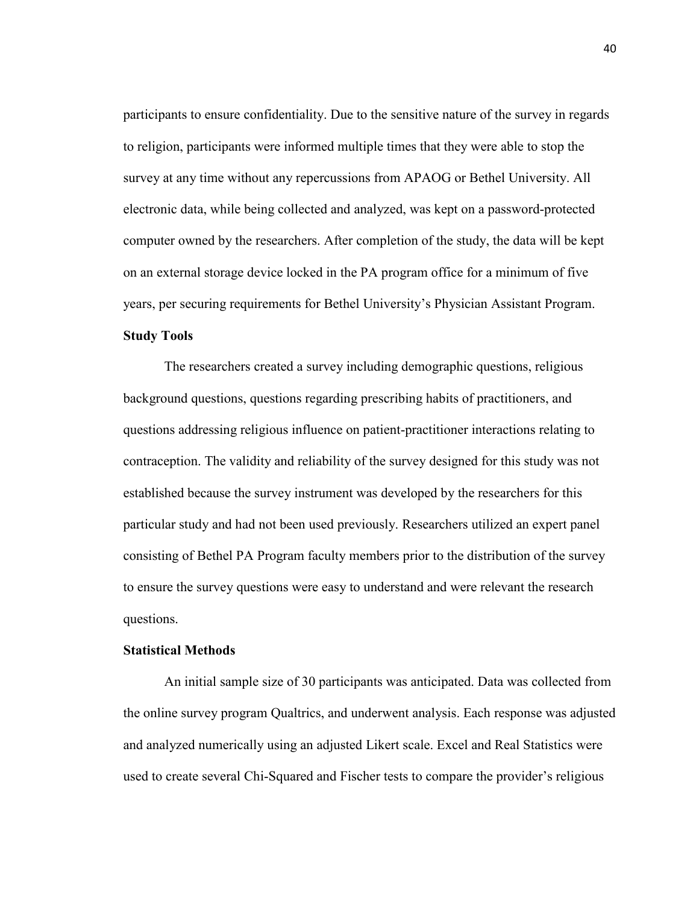participants to ensure confidentiality. Due to the sensitive nature of the survey in regards to religion, participants were informed multiple times that they were able to stop the survey at any time without any repercussions from APAOG or Bethel University. All electronic data, while being collected and analyzed, was kept on a password-protected computer owned by the researchers. After completion of the study, the data will be kept on an external storage device locked in the PA program office for a minimum of five years, per securing requirements for Bethel University's Physician Assistant Program.

### Study Tools

The researchers created a survey including demographic questions, religious background questions, questions regarding prescribing habits of practitioners, and questions addressing religious influence on patient-practitioner interactions relating to contraception. The validity and reliability of the survey designed for this study was not established because the survey instrument was developed by the researchers for this particular study and had not been used previously. Researchers utilized an expert panel consisting of Bethel PA Program faculty members prior to the distribution of the survey to ensure the survey questions were easy to understand and were relevant the research questions.

### Statistical Methods

An initial sample size of 30 participants was anticipated. Data was collected from the online survey program Qualtrics, and underwent analysis. Each response was adjusted and analyzed numerically using an adjusted Likert scale. Excel and Real Statistics were used to create several Chi-Squared and Fischer tests to compare the provider's religious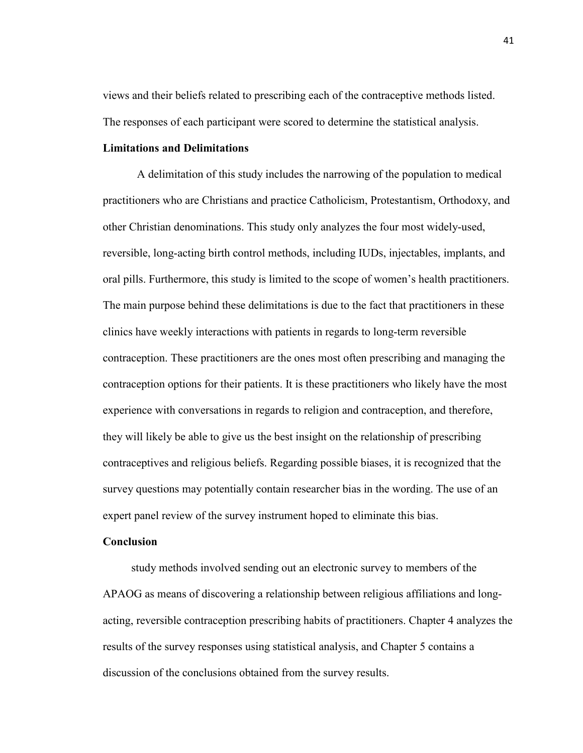views and their beliefs related to prescribing each of the contraceptive methods listed. The responses of each participant were scored to determine the statistical analysis.

### Limitations and Delimitations

A delimitation of this study includes the narrowing of the population to medical practitioners who are Christians and practice Catholicism, Protestantism, Orthodoxy, and other Christian denominations. This study only analyzes the four most widely-used, reversible, long-acting birth control methods, including IUDs, injectables, implants, and oral pills. Furthermore, this study is limited to the scope of women's health practitioners. The main purpose behind these delimitations is due to the fact that practitioners in these clinics have weekly interactions with patients in regards to long-term reversible contraception. These practitioners are the ones most often prescribing and managing the contraception options for their patients. It is these practitioners who likely have the most experience with conversations in regards to religion and contraception, and therefore, they will likely be able to give us the best insight on the relationship of prescribing contraceptives and religious beliefs. Regarding possible biases, it is recognized that the survey questions may potentially contain researcher bias in the wording. The use of an expert panel review of the survey instrument hoped to eliminate this bias.

### Conclusion

study methods involved sending out an electronic survey to members of the APAOG as means of discovering a relationship between religious affiliations and long-acting, reversible contraception prescribing habits of practitioners. Chapter 4 analyzes the results of the survey responses using statistical analysis, and Chapter 5 contains a discussion of the conclusions obtained from the survey results.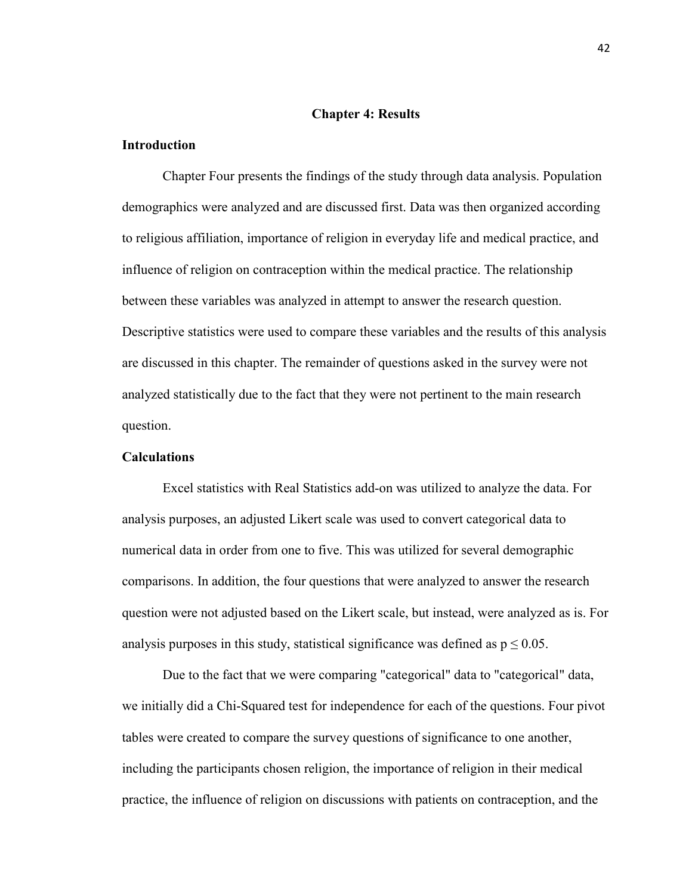# Chapter 4: Results

## Introduction

Chapter Four presents the findings of the study through data analysis. Population demographics were analyzed and are discussed first. Data was then organized according to religious affiliation, importance of religion in everyday life and medical practice, and influence of religion on contraception within the medical practice. The relationship between these variables was analyzed in attempt to answer the research question. Descriptive statistics were used to compare these variables and the results of this analysis are discussed in this chapter. The remainder of questions asked in the survey were not analyzed statistically due to the fact that they were not pertinent to the main research question.

## Calculations

Excel statistics with Real Statistics add-on was utilized to analyze the data. For analysis purposes, an adjusted Likert scale was used to convert categorical data to numerical data in order from one to five. This was utilized for several demographic comparisons. In addition, the four questions that were analyzed to answer the research question were not adjusted based on the Likert scale, but instead, were analyzed as is. For analysis purposes in this study, statistical significance was defined as $p \leq 0.05$.

Due to the fact that we were comparing "categorical" data to "categorical" data, we initially did a Chi-Squared test for independence for each of the questions. Four pivot tables were created to compare the survey questions of significance to one another, including the participants chosen religion, the importance of religion in their medical practice, the influence of religion on discussions with patients on contraception, and the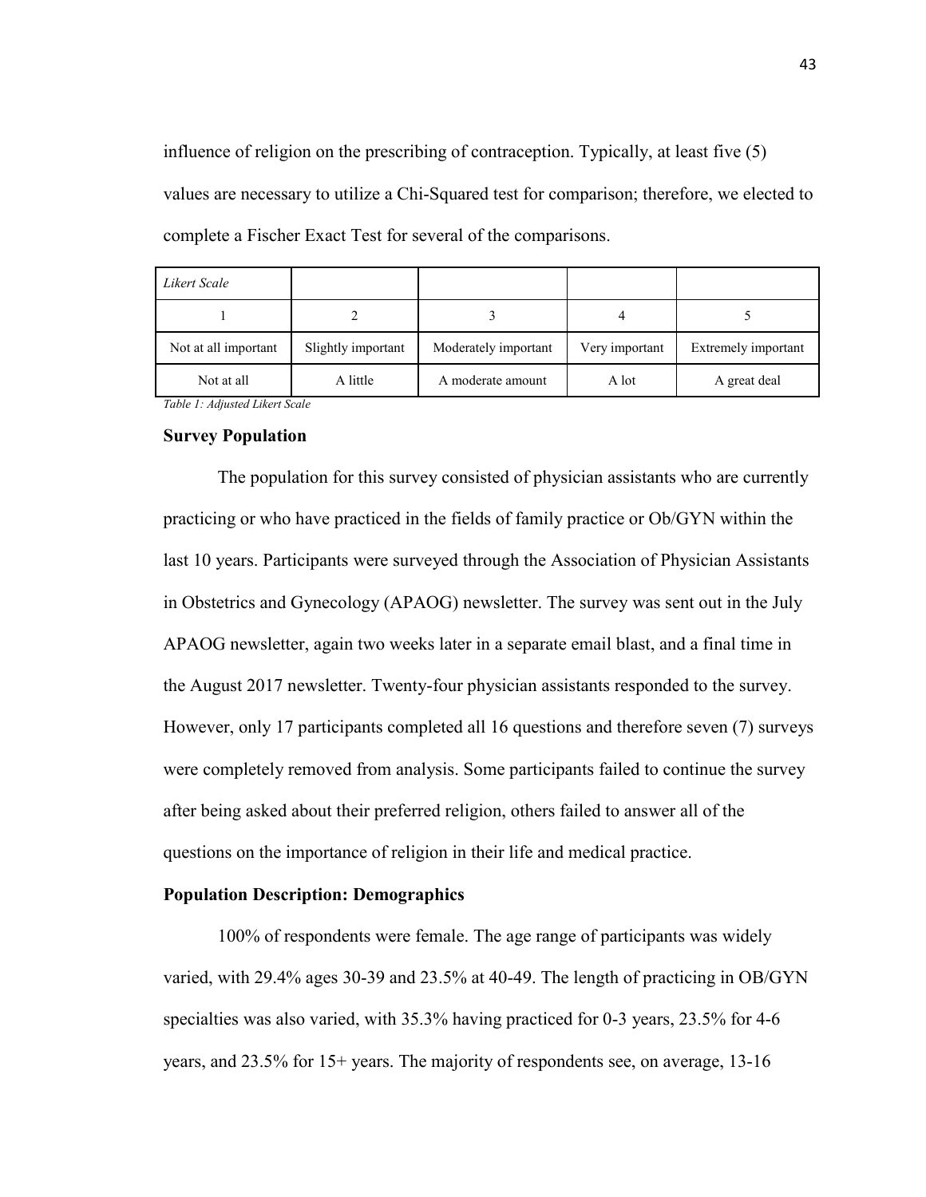influence of religion on the prescribing of contraception. Typically, at least five (5) values are necessary to utilize a Chi-Squared test for comparison; therefore, we elected to complete a Fischer Exact Test for several of the comparisons.

| *Likert Scale* | | | | |
|---|---|---|---|---|
| 1 | 2 | 3 | 4 | 5 |
| Not at all important | Slightly important | Moderately important | Very important | Extremely important |
| Not at all | A little | A moderate amount | A lot | A great deal |

*Table 1: Adjusted Likert Scale*

### Survey Population

The population for this survey consisted of physician assistants who are currently practicing or who have practiced in the fields of family practice or Ob/GYN within the last 10 years. Participants were surveyed through the Association of Physician Assistants in Obstetrics and Gynecology (APAOG) newsletter. The survey was sent out in the July APAOG newsletter, again two weeks later in a separate email blast, and a final time in the August 2017 newsletter. Twenty-four physician assistants responded to the survey. However, only 17 participants completed all 16 questions and therefore seven (7) surveys were completely removed from analysis. Some participants failed to continue the survey after being asked about their preferred religion, others failed to answer all of the questions on the importance of religion in their life and medical practice.

### Population Description: Demographics

100% of respondents were female. The age range of participants was widely varied, with 29.4% ages 30-39 and 23.5% at 40-49. The length of practicing in OB/GYN specialties was also varied, with 35.3% having practiced for 0-3 years, 23.5% for 4-6 years, and 23.5% for 15+ years. The majority of respondents see, on average, 13-16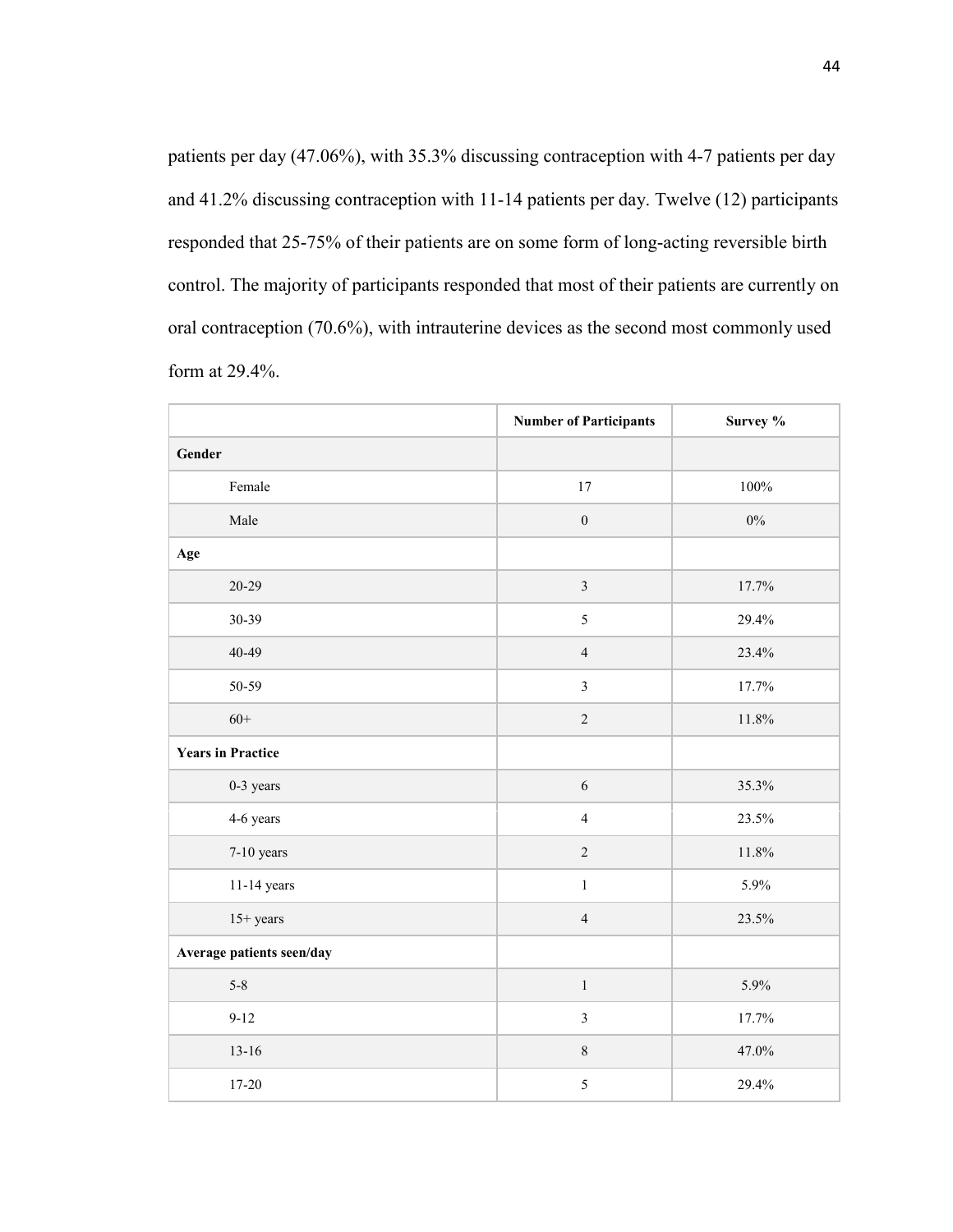patients per day (47.06%), with 35.3% discussing contraception with 4-7 patients per day and 41.2% discussing contraception with 11-14 patients per day. Twelve (12) participants responded that 25-75% of their patients are on some form of long-acting reversible birth control. The majority of participants responded that most of their patients are currently on oral contraception (70.6%), with intrauterine devices as the second most commonly used form at 29.4%.

| | Number of Participants | Survey % |
|---|---|---|
| **Gender** | | |
| Female | 17 | 100% |
| Male | 0 | 0% |
| **Age** | | |
| 20-29 | 3 | 17.7% |
| 30-39 | 5 | 29.4% |
| 40-49 | 4 | 23.4% |
| 50-59 | 3 | 17.7% |
| 60+ | 2 | 11.8% |
| **Years in Practice** | | |
| 0-3 years | 6 | 35.3% |
| 4-6 years | 4 | 23.5% |
| 7-10 years | 2 | 11.8% |
| 11-14 years | 1 | 5.9% |
| 15+ years | 4 | 23.5% |
| **Average patients seen/day** | | |
| 5-8 | 1 | 5.9% |
| 9-12 | 3 | 17.7% |
| 13-16 | 8 | 47.0% |
| 17-20 | 5 | 29.4% |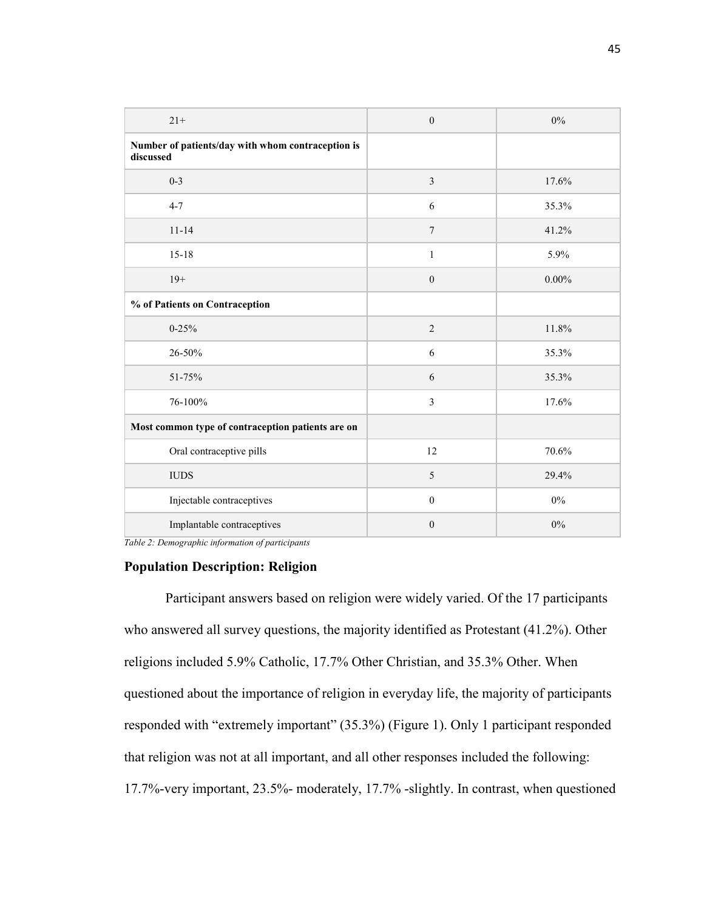| | | |
|---|---|---|
| 21+ | 0 | 0% |
| **Number of patients/day with whom contraception is discussed** | | |
| 0-3 | 3 | 17.6% |
| 4-7 | 6 | 35.3% |
| 11-14 | 7 | 41.2% |
| 15-18 | 1 | 5.9% |
| 19+ | 0 | 0.00% |
| **% of Patients on Contraception** | | |
| 0-25% | 2 | 11.8% |
| 26-50% | 6 | 35.3% |
| 51-75% | 6 | 35.3% |
| 76-100% | 3 | 17.6% |
| **Most common type of contraception patients are on** | | |
| Oral contraceptive pills | 12 | 70.6% |
| IUDS | 5 | 29.4% |
| Injectable contraceptives | 0 | 0% |
| Implantable contraceptives | 0 | 0% |

*Table 2: Demographic information of participants*

## Population Description: Religion

Participant answers based on religion were widely varied. Of the 17 participants who answered all survey questions, the majority identified as Protestant (41.2%). Other religions included 5.9% Catholic, 17.7% Other Christian, and 35.3% Other. When questioned about the importance of religion in everyday life, the majority of participants responded with "extremely important" (35.3%) (Figure 1). Only 1 participant responded that religion was not at all important, and all other responses included the following: 17.7%-very important, 23.5%- moderately, 17.7% -slightly. In contrast, when questioned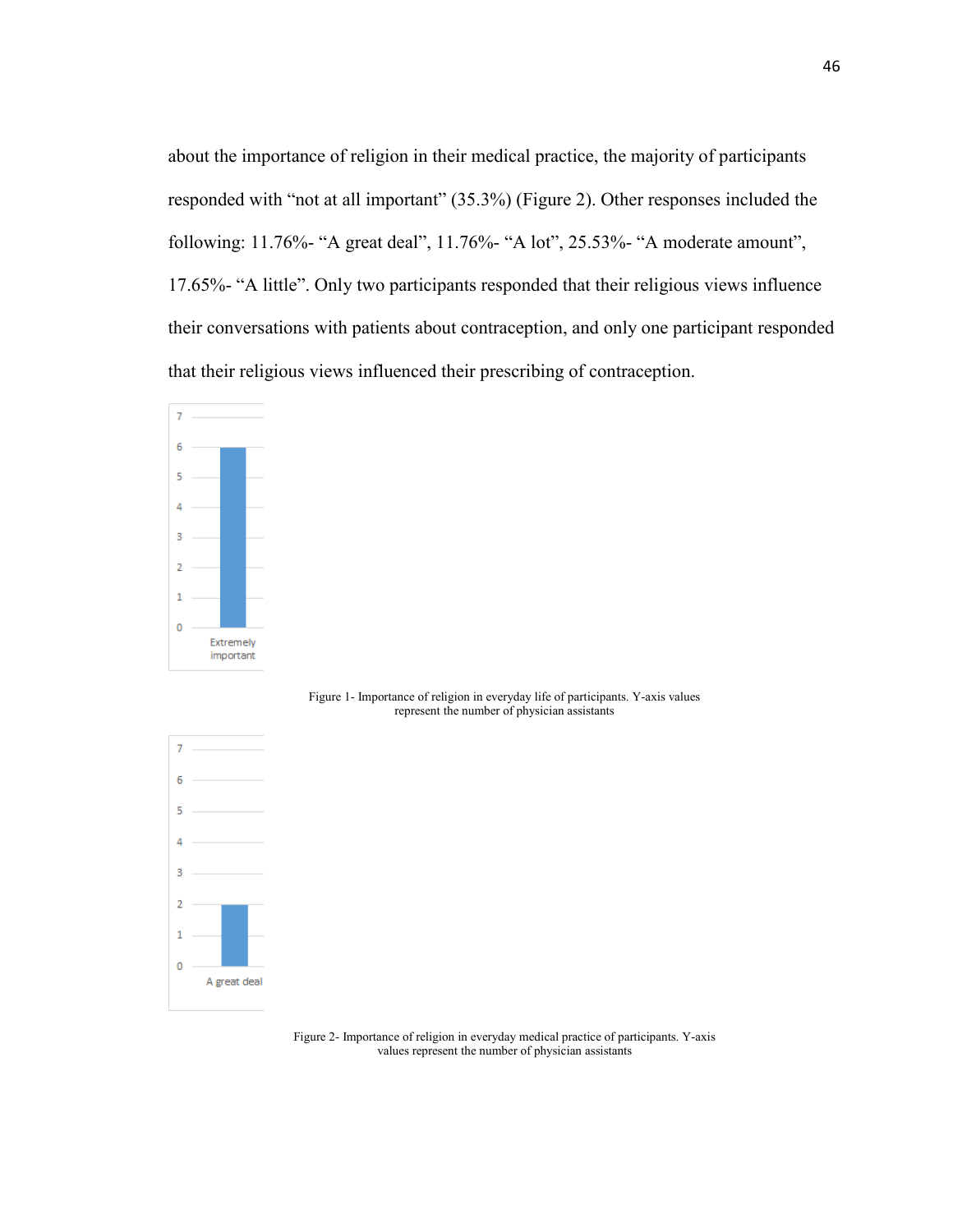about the importance of religion in their medical practice, the majority of participants responded with "not at all important" (35.3%) (Figure 2). Other responses included the following: 11.76%- "A great deal", 11.76%- "A lot", 25.53%- "A moderate amount", 17.65%- "A little". Only two participants responded that their religious views influence their conversations with patients about contraception, and only one participant responded that their religious views influenced their prescribing of contraception.

Figure 1- Importance of religion in everyday life of participants. Y-axis values represent the number of physician assistants

Figure 2- Importance of religion in everyday medical practice of participants. Y-axis values represent the number of physician assistants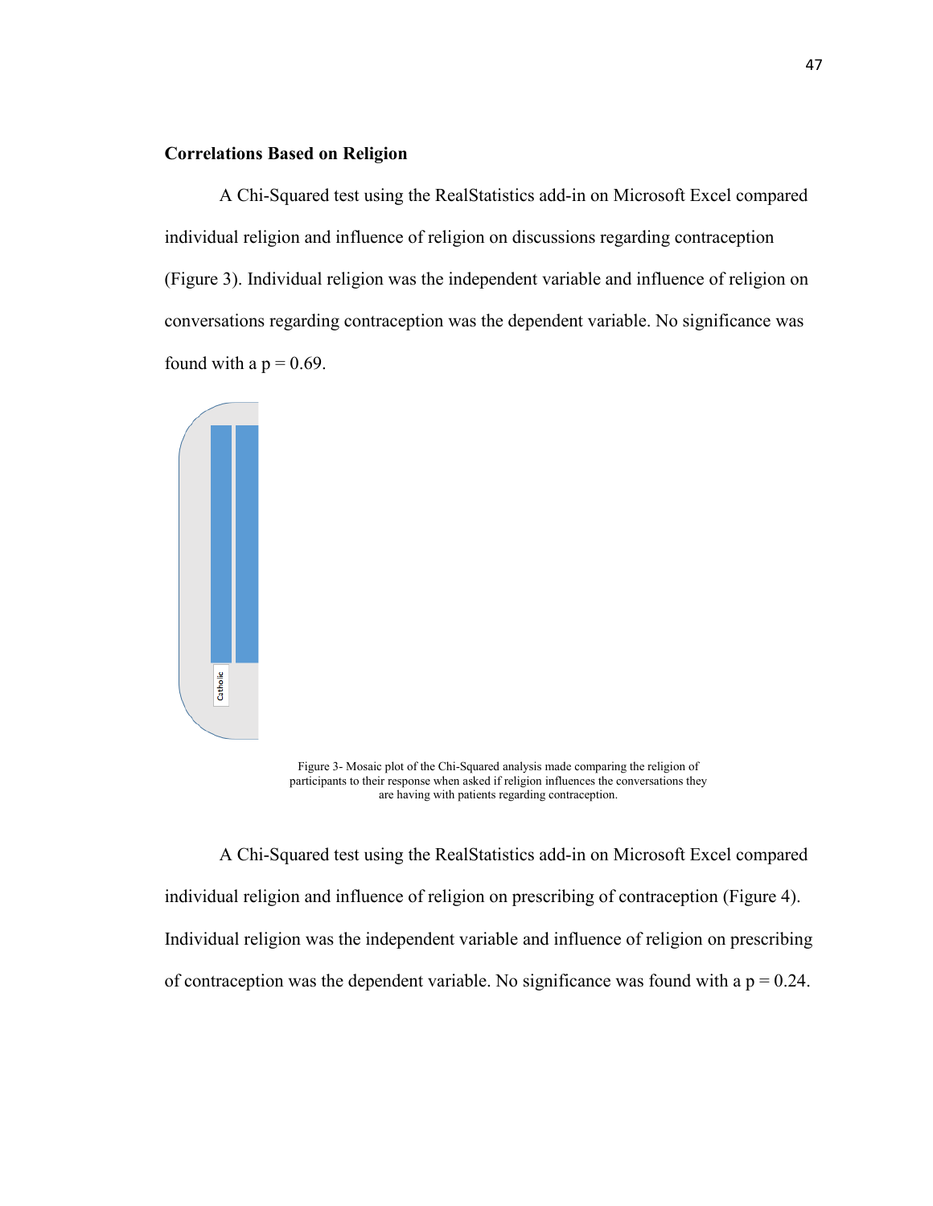### Correlations Based on Religion

A Chi-Squared test using the RealStatistics add-in on Microsoft Excel compared individual religion and influence of religion on discussions regarding contraception (Figure 3). Individual religion was the independent variable and influence of religion on conversations regarding contraception was the dependent variable. No significance was found with a $p = 0.69$.

Figure 3- Mosaic plot of the Chi-Squared analysis made comparing the religion of participants to their response when asked if religion influences the conversations they are having with patients regarding contraception.

A Chi-Squared test using the RealStatistics add-in on Microsoft Excel compared individual religion and influence of religion on prescribing of contraception (Figure 4). Individual religion was the independent variable and influence of religion on prescribing of contraception was the dependent variable. No significance was found with a $p = 0.24$.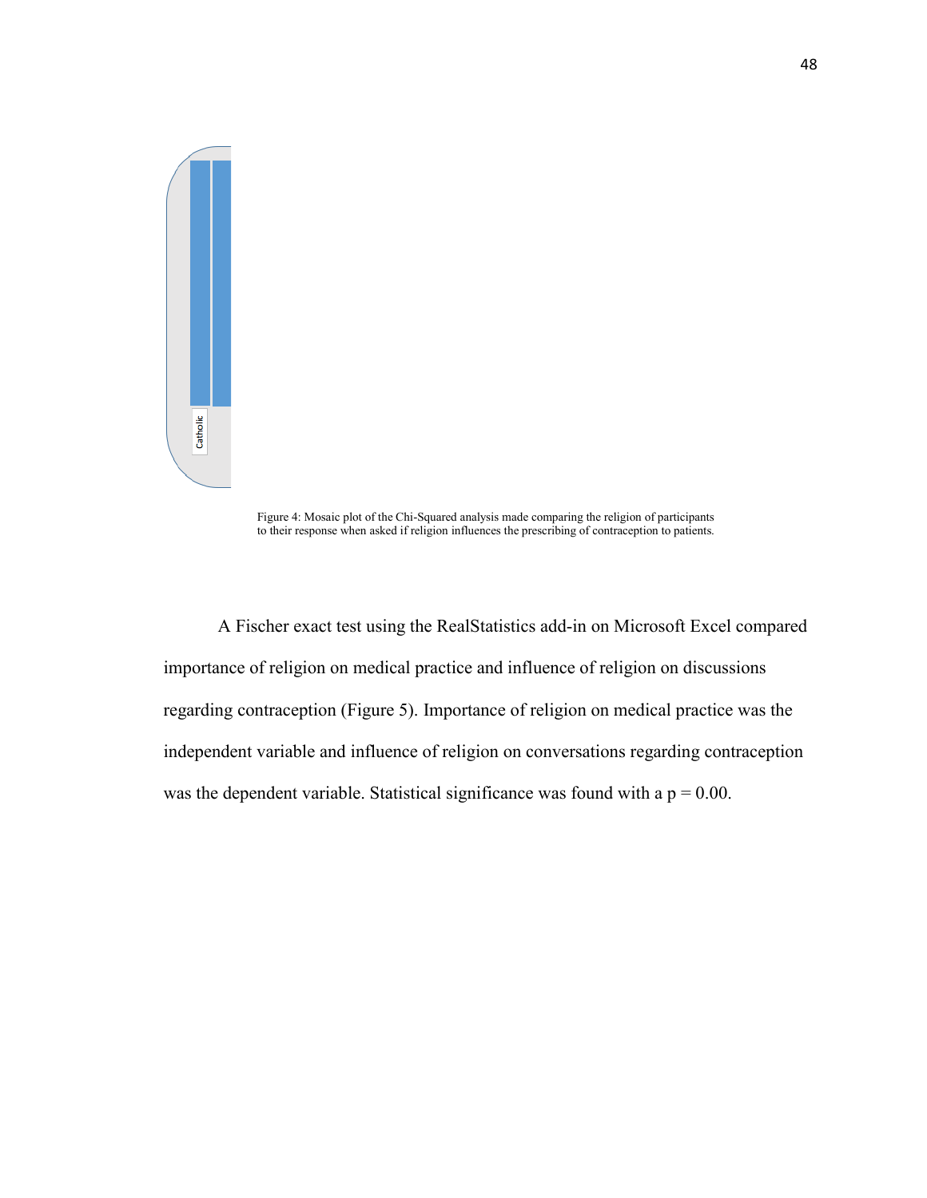Figure 4: Mosaic plot of the Chi-Squared analysis made comparing the religion of participants to their response when asked if religion influences the prescribing of contraception to patients.

A Fischer exact test using the RealStatistics add-in on Microsoft Excel compared importance of religion on medical practice and influence of religion on discussions regarding contraception (Figure 5). Importance of religion on medical practice was the independent variable and influence of religion on conversations regarding contraception was the dependent variable. Statistical significance was found with a $p = 0.00$.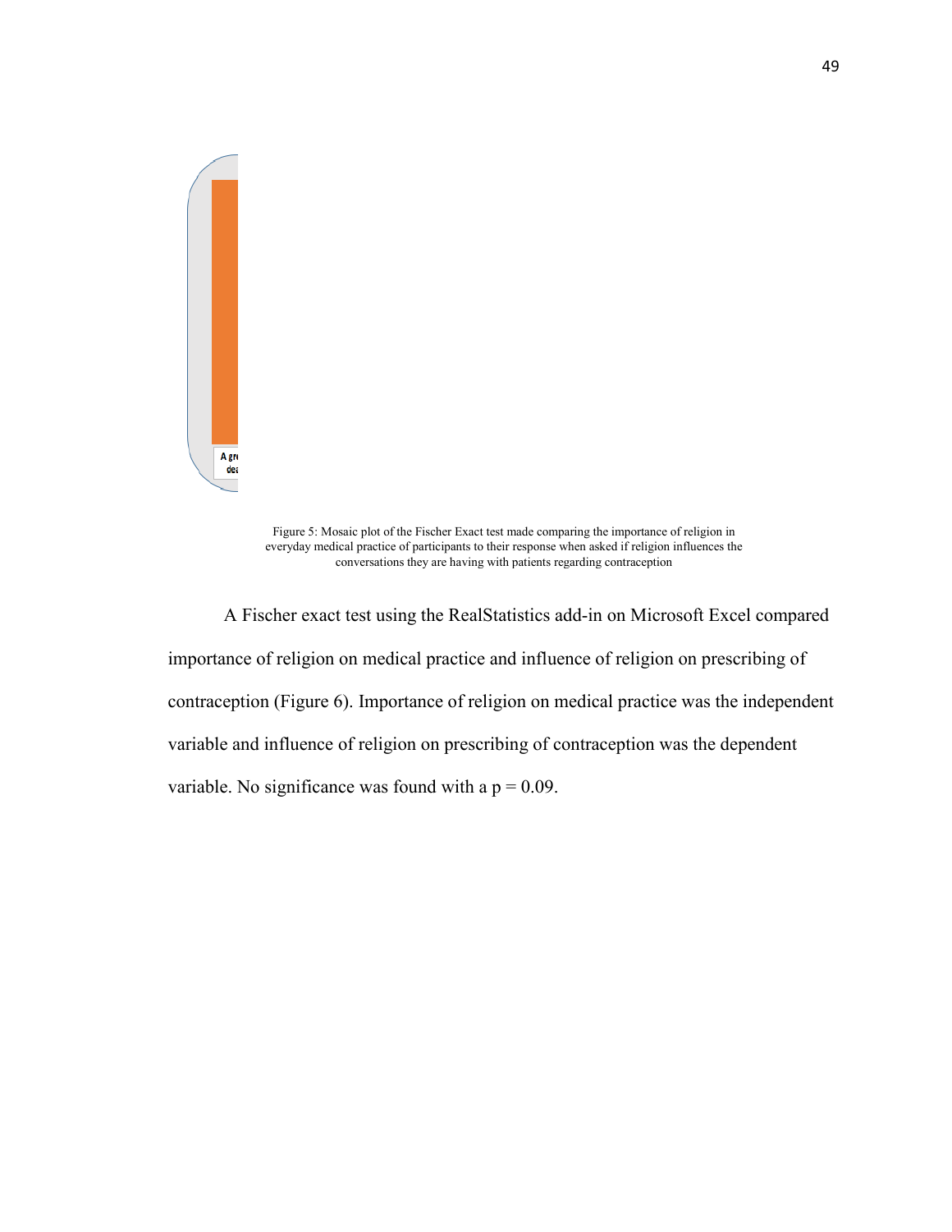Figure 5: Mosaic plot of the Fischer Exact test made comparing the importance of religion in everyday medical practice of participants to their response when asked if religion influences the conversations they are having with patients regarding contraception

A Fischer exact test using the RealStatistics add-in on Microsoft Excel compared importance of religion on medical practice and influence of religion on prescribing of contraception (Figure 6). Importance of religion on medical practice was the independent variable and influence of religion on prescribing of contraception was the dependent variable. No significance was found with a $p = 0.09$.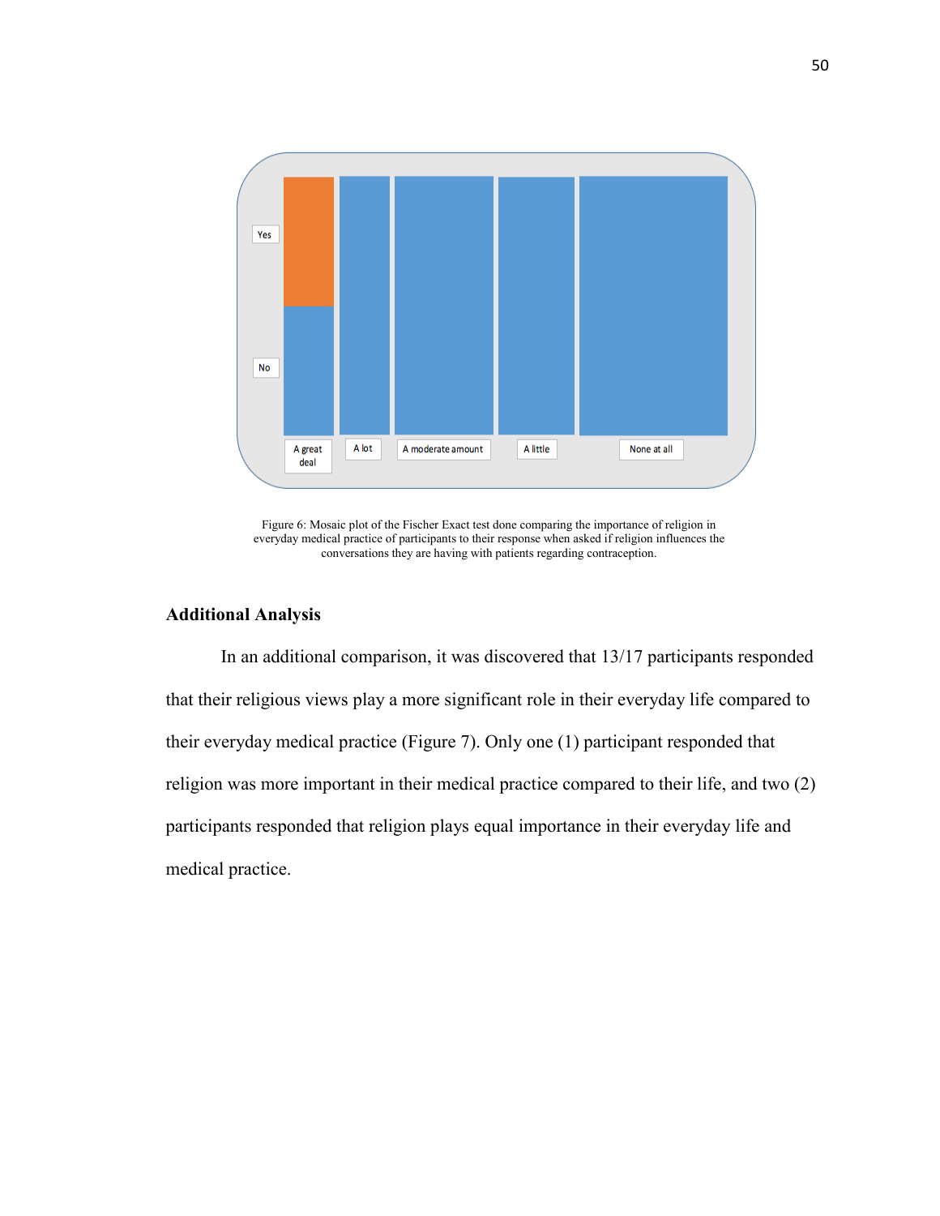Figure 6: Mosaic plot of the Fischer Exact test done comparing the importance of religion in everyday medical practice of participants to their response when asked if religion influences the conversations they are having with patients regarding contraception.

## Additional Analysis

In an additional comparison, it was discovered that 13/17 participants responded that their religious views play a more significant role in their everyday life compared to their everyday medical practice (Figure 7). Only one (1) participant responded that religion was more important in their medical practice compared to their life, and two (2) participants responded that religion plays equal importance in their everyday life and medical practice.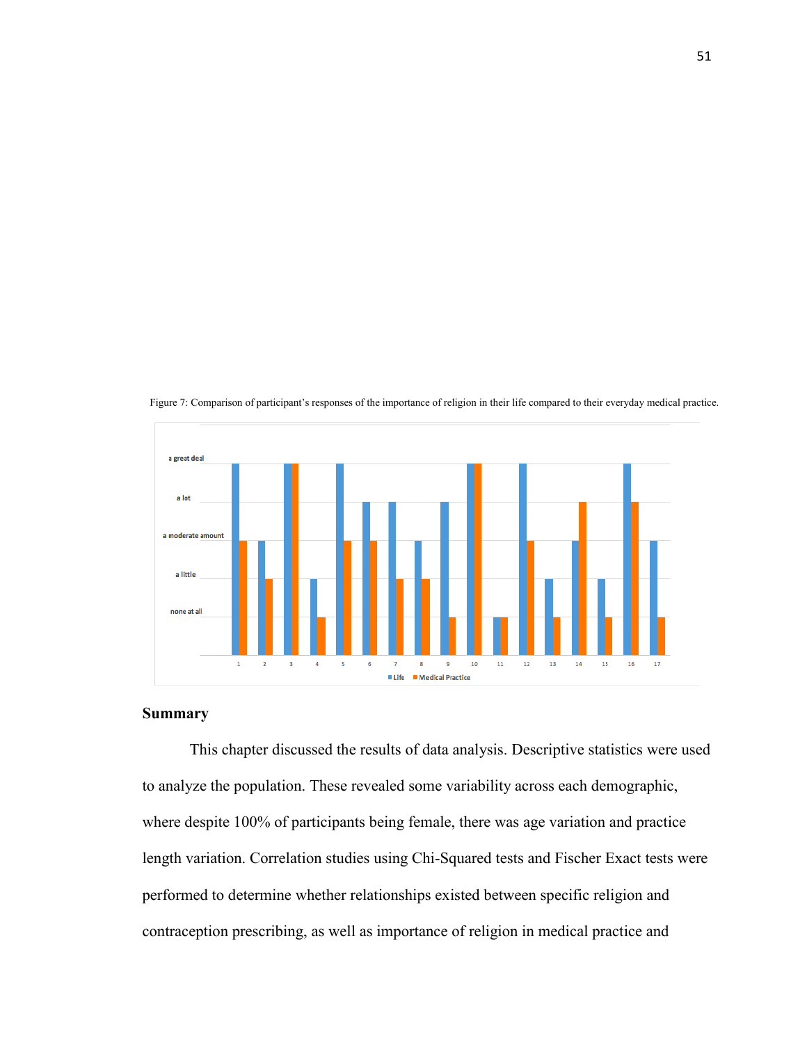Figure 7: Comparison of participant's responses of the importance of religion in their life compared to their everyday medical practice.

## Summary

This chapter discussed the results of data analysis. Descriptive statistics were used to analyze the population. These revealed some variability across each demographic, where despite 100% of participants being female, there was age variation and practice length variation. Correlation studies using Chi-Squared tests and Fischer Exact tests were performed to determine whether relationships existed between specific religion and contraception prescribing, as well as importance of religion in medical practice and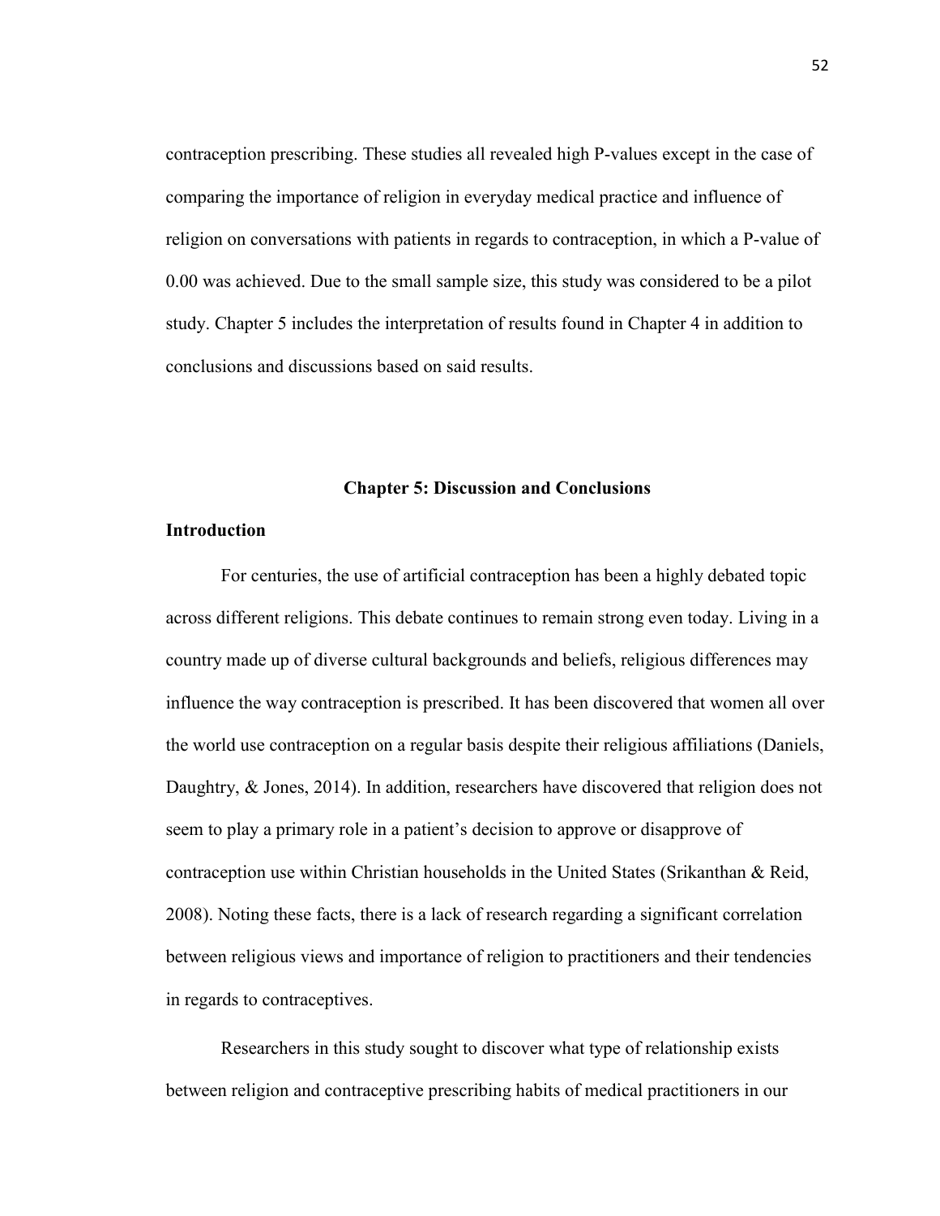contraception prescribing. These studies all revealed high P-values except in the case of comparing the importance of religion in everyday medical practice and influence of religion on conversations with patients in regards to contraception, in which a P-value of 0.00 was achieved. Due to the small sample size, this study was considered to be a pilot study. Chapter 5 includes the interpretation of results found in Chapter 4 in addition to conclusions and discussions based on said results.

## Chapter 5: Discussion and Conclusions

### Introduction

For centuries, the use of artificial contraception has been a highly debated topic across different religions. This debate continues to remain strong even today. Living in a country made up of diverse cultural backgrounds and beliefs, religious differences may influence the way contraception is prescribed. It has been discovered that women all over the world use contraception on a regular basis despite their religious affiliations (Daniels, Daughtry, & Jones, 2014). In addition, researchers have discovered that religion does not seem to play a primary role in a patient's decision to approve or disapprove of contraception use within Christian households in the United States (Srikanthan & Reid, 2008). Noting these facts, there is a lack of research regarding a significant correlation between religious views and importance of religion to practitioners and their tendencies in regards to contraceptives.

Researchers in this study sought to discover what type of relationship exists between religion and contraceptive prescribing habits of medical practitioners in our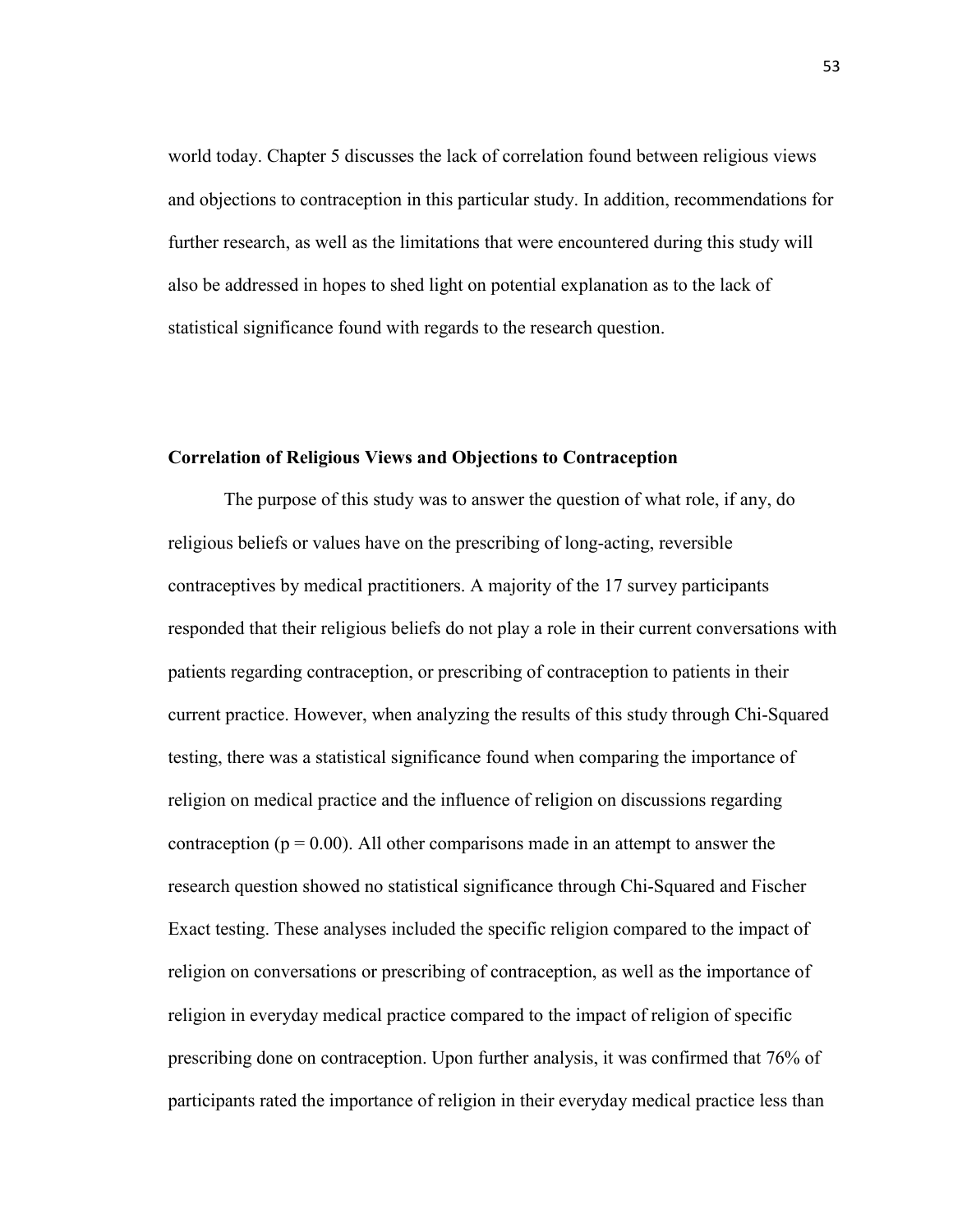world today. Chapter 5 discusses the lack of correlation found between religious views and objections to contraception in this particular study. In addition, recommendations for further research, as well as the limitations that were encountered during this study will also be addressed in hopes to shed light on potential explanation as to the lack of statistical significance found with regards to the research question.

### Correlation of Religious Views and Objections to Contraception

The purpose of this study was to answer the question of what role, if any, do religious beliefs or values have on the prescribing of long-acting, reversible contraceptives by medical practitioners. A majority of the 17 survey participants responded that their religious beliefs do not play a role in their current conversations with patients regarding contraception, or prescribing of contraception to patients in their current practice. However, when analyzing the results of this study through Chi-Squared testing, there was a statistical significance found when comparing the importance of religion on medical practice and the influence of religion on discussions regarding contraception ($p = 0.00$). All other comparisons made in an attempt to answer the research question showed no statistical significance through Chi-Squared and Fischer Exact testing. These analyses included the specific religion compared to the impact of religion on conversations or prescribing of contraception, as well as the importance of religion in everyday medical practice compared to the impact of religion of specific prescribing done on contraception. Upon further analysis, it was confirmed that 76% of participants rated the importance of religion in their everyday medical practice less than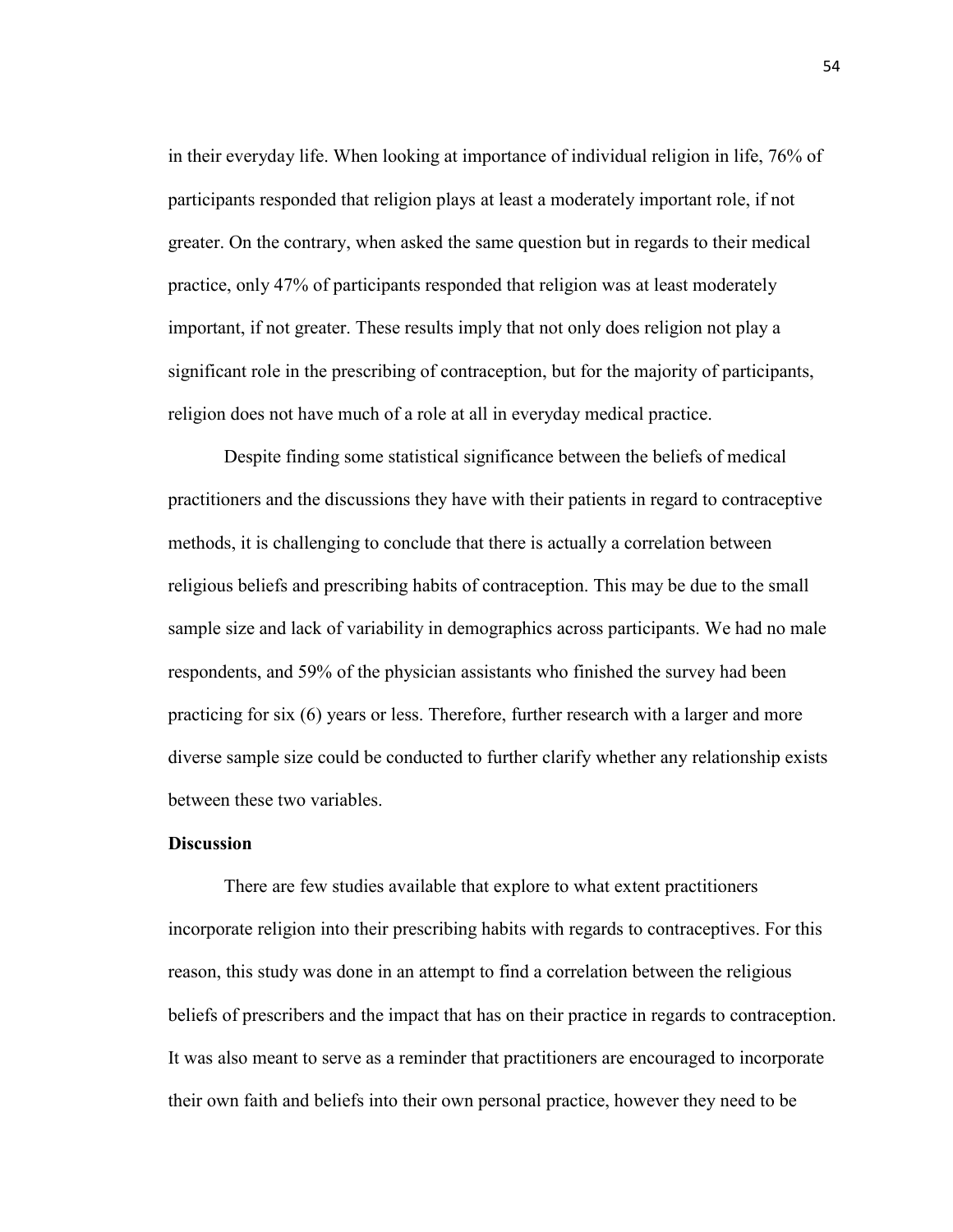in their everyday life. When looking at importance of individual religion in life, 76% of participants responded that religion plays at least a moderately important role, if not greater. On the contrary, when asked the same question but in regards to their medical practice, only 47% of participants responded that religion was at least moderately important, if not greater. These results imply that not only does religion not play a significant role in the prescribing of contraception, but for the majority of participants, religion does not have much of a role at all in everyday medical practice.

Despite finding some statistical significance between the beliefs of medical practitioners and the discussions they have with their patients in regard to contraceptive methods, it is challenging to conclude that there is actually a correlation between religious beliefs and prescribing habits of contraception. This may be due to the small sample size and lack of variability in demographics across participants. We had no male respondents, and 59% of the physician assistants who finished the survey had been practicing for six (6) years or less. Therefore, further research with a larger and more diverse sample size could be conducted to further clarify whether any relationship exists between these two variables.

**Discussion**

There are few studies available that explore to what extent practitioners incorporate religion into their prescribing habits with regards to contraceptives. For this reason, this study was done in an attempt to find a correlation between the religious beliefs of prescribers and the impact that has on their practice in regards to contraception. It was also meant to serve as a reminder that practitioners are encouraged to incorporate their own faith and beliefs into their own personal practice, however they need to be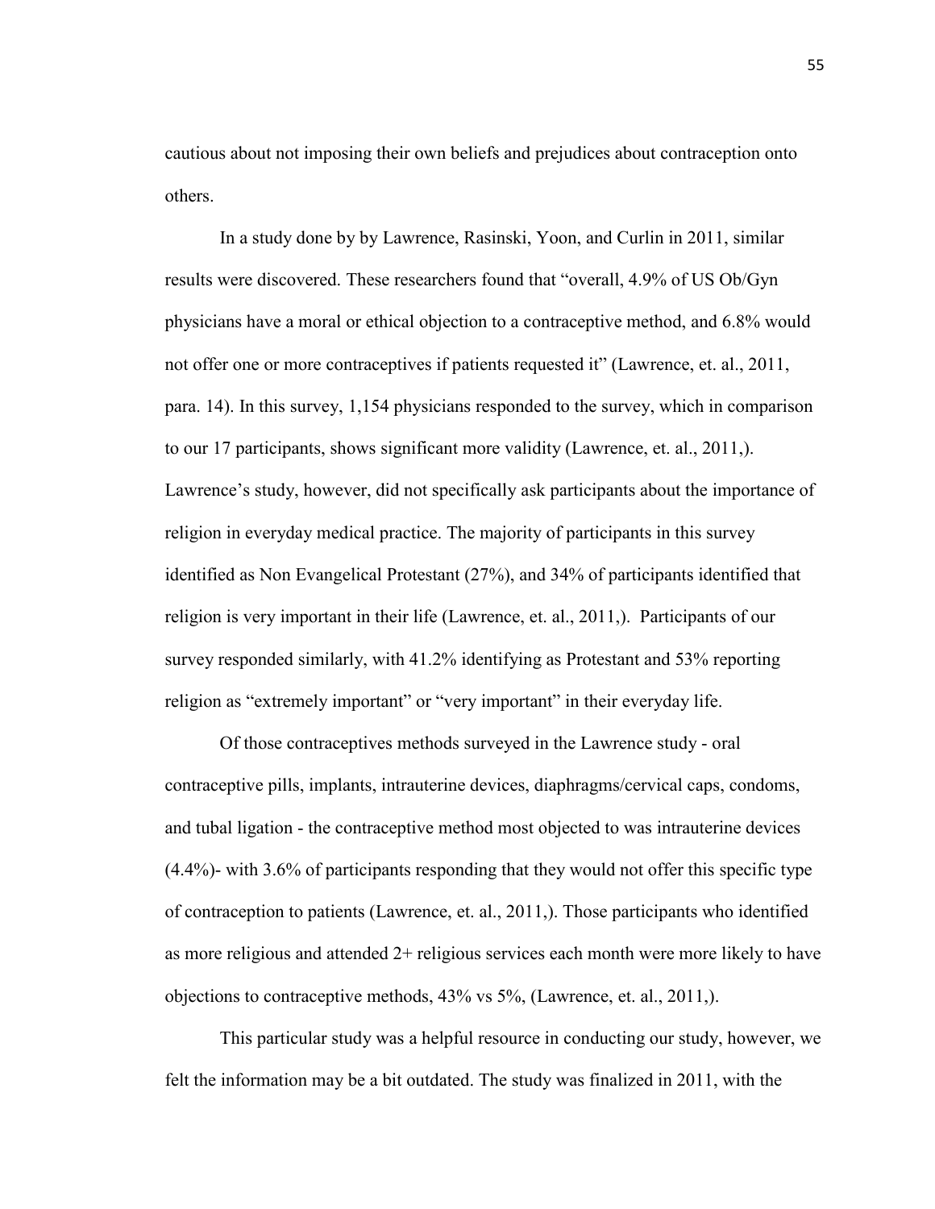cautious about not imposing their own beliefs and prejudices about contraception onto others.

In a study done by by Lawrence, Rasinski, Yoon, and Curlin in 2011, similar results were discovered. These researchers found that "overall, 4.9% of US Ob/Gyn physicians have a moral or ethical objection to a contraceptive method, and 6.8% would not offer one or more contraceptives if patients requested it" (Lawrence, et. al., 2011, para. 14). In this survey, 1,154 physicians responded to the survey, which in comparison to our 17 participants, shows significant more validity (Lawrence, et. al., 2011,). Lawrence's study, however, did not specifically ask participants about the importance of religion in everyday medical practice. The majority of participants in this survey identified as Non Evangelical Protestant (27%), and 34% of participants identified that religion is very important in their life (Lawrence, et. al., 2011,). Participants of our survey responded similarly, with 41.2% identifying as Protestant and 53% reporting religion as "extremely important" or "very important" in their everyday life.

Of those contraceptives methods surveyed in the Lawrence study - oral contraceptive pills, implants, intrauterine devices, diaphragms/cervical caps, condoms, and tubal ligation - the contraceptive method most objected to was intrauterine devices (4.4%)- with 3.6% of participants responding that they would not offer this specific type of contraception to patients (Lawrence, et. al., 2011,). Those participants who identified as more religious and attended 2+ religious services each month were more likely to have objections to contraceptive methods, 43% vs 5%, (Lawrence, et. al., 2011,).

This particular study was a helpful resource in conducting our study, however, we felt the information may be a bit outdated. The study was finalized in 2011, with the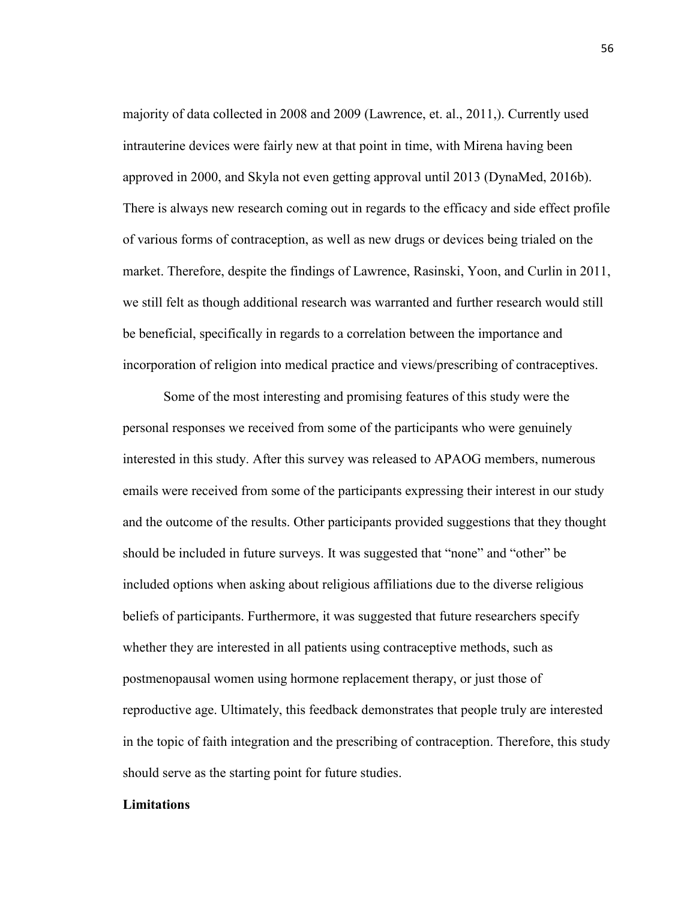majority of data collected in 2008 and 2009 (Lawrence, et. al., 2011,). Currently used intrauterine devices were fairly new at that point in time, with Mirena having been approved in 2000, and Skyla not even getting approval until 2013 (DynaMed, 2016b). There is always new research coming out in regards to the efficacy and side effect profile of various forms of contraception, as well as new drugs or devices being trialed on the market. Therefore, despite the findings of Lawrence, Rasinski, Yoon, and Curlin in 2011, we still felt as though additional research was warranted and further research would still be beneficial, specifically in regards to a correlation between the importance and incorporation of religion into medical practice and views/prescribing of contraceptives.

Some of the most interesting and promising features of this study were the personal responses we received from some of the participants who were genuinely interested in this study. After this survey was released to APAOG members, numerous emails were received from some of the participants expressing their interest in our study and the outcome of the results. Other participants provided suggestions that they thought should be included in future surveys. It was suggested that "none" and "other" be included options when asking about religious affiliations due to the diverse religious beliefs of participants. Furthermore, it was suggested that future researchers specify whether they are interested in all patients using contraceptive methods, such as postmenopausal women using hormone replacement therapy, or just those of reproductive age. Ultimately, this feedback demonstrates that people truly are interested in the topic of faith integration and the prescribing of contraception. Therefore, this study should serve as the starting point for future studies.

**Limitations**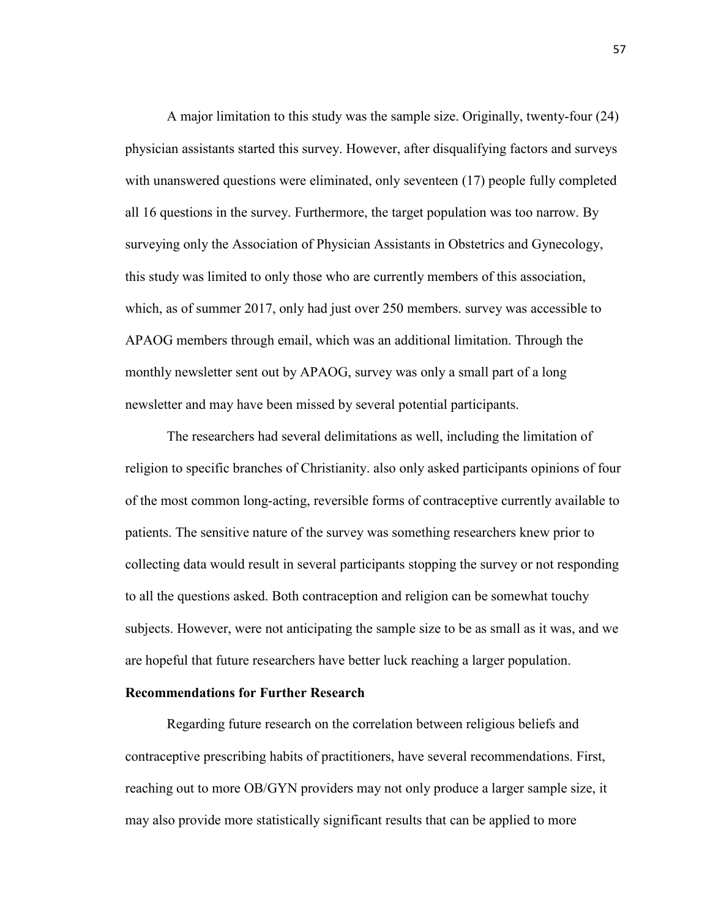A major limitation to this study was the sample size. Originally, twenty-four (24) physician assistants started this survey. However, after disqualifying factors and surveys with unanswered questions were eliminated, only seventeen (17) people fully completed all 16 questions in the survey. Furthermore, the target population was too narrow. By surveying only the Association of Physician Assistants in Obstetrics and Gynecology, this study was limited to only those who are currently members of this association, which, as of summer 2017, only had just over 250 members. survey was accessible to APAOG members through email, which was an additional limitation. Through the monthly newsletter sent out by APAOG, survey was only a small part of a long newsletter and may have been missed by several potential participants.

The researchers had several delimitations as well, including the limitation of religion to specific branches of Christianity. also only asked participants opinions of four of the most common long-acting, reversible forms of contraceptive currently available to patients. The sensitive nature of the survey was something researchers knew prior to collecting data would result in several participants stopping the survey or not responding to all the questions asked. Both contraception and religion can be somewhat touchy subjects. However, were not anticipating the sample size to be as small as it was, and we are hopeful that future researchers have better luck reaching a larger population.

**Recommendations for Further Research**

Regarding future research on the correlation between religious beliefs and contraceptive prescribing habits of practitioners, have several recommendations. First, reaching out to more OB/GYN providers may not only produce a larger sample size, it may also provide more statistically significant results that can be applied to more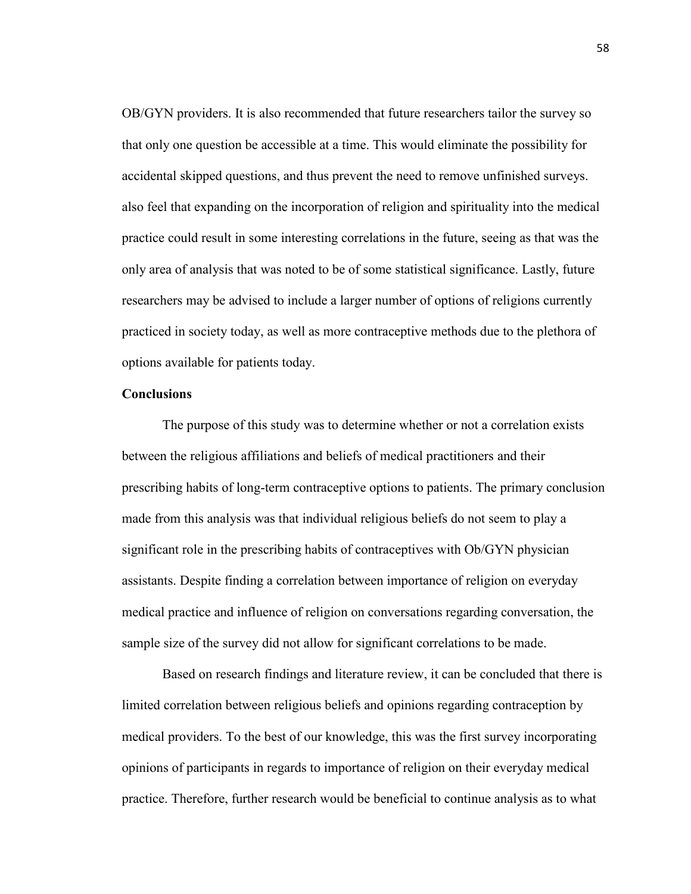OB/GYN providers. It is also recommended that future researchers tailor the survey so that only one question be accessible at a time. This would eliminate the possibility for accidental skipped questions, and thus prevent the need to remove unfinished surveys. also feel that expanding on the incorporation of religion and spirituality into the medical practice could result in some interesting correlations in the future, seeing as that was the only area of analysis that was noted to be of some statistical significance. Lastly, future researchers may be advised to include a larger number of options of religions currently practiced in society today, as well as more contraceptive methods due to the plethora of options available for patients today.

**Conclusions**

The purpose of this study was to determine whether or not a correlation exists between the religious affiliations and beliefs of medical practitioners and their prescribing habits of long-term contraceptive options to patients. The primary conclusion made from this analysis was that individual religious beliefs do not seem to play a significant role in the prescribing habits of contraceptives with Ob/GYN physician assistants. Despite finding a correlation between importance of religion on everyday medical practice and influence of religion on conversations regarding conversation, the sample size of the survey did not allow for significant correlations to be made.

Based on research findings and literature review, it can be concluded that there is limited correlation between religious beliefs and opinions regarding contraception by medical providers. To the best of our knowledge, this was the first survey incorporating opinions of participants in regards to importance of religion on their everyday medical practice. Therefore, further research would be beneficial to continue analysis as to what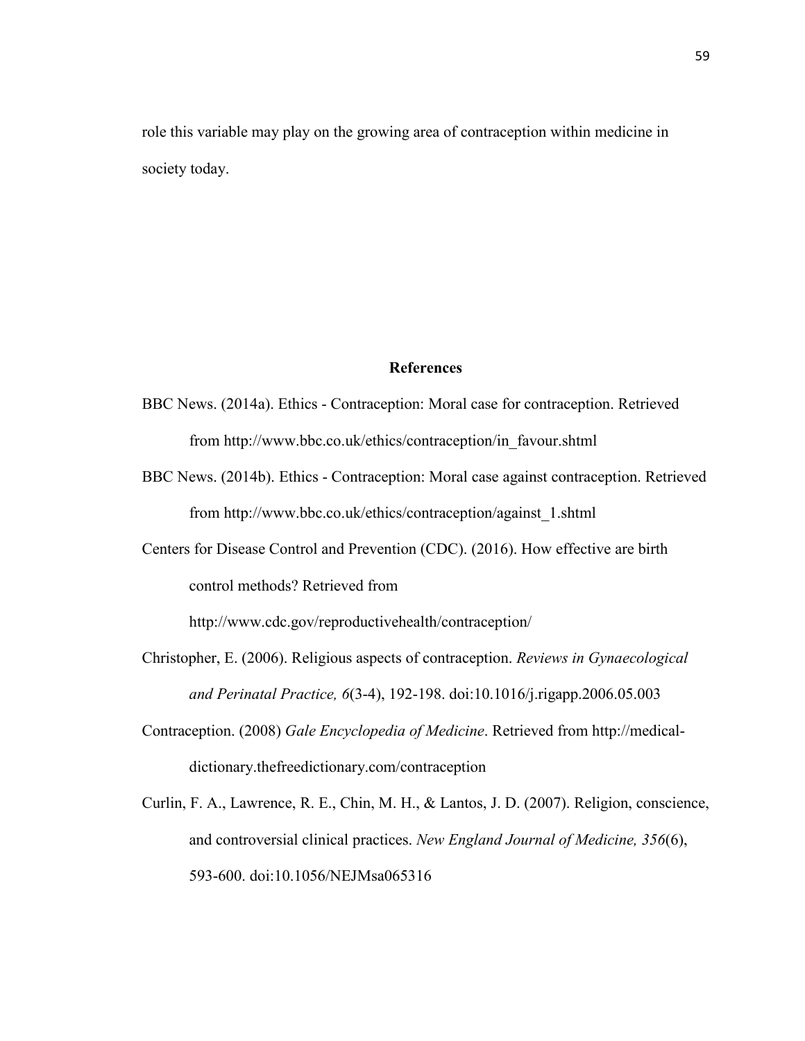role this variable may play on the growing area of contraception within medicine in society today.

## References

BBC News. (2014a). Ethics - Contraception: Moral case for contraception. Retrieved from http://www.bbc.co.uk/ethics/contraception/in_favour.shtml

BBC News. (2014b). Ethics - Contraception: Moral case against contraception. Retrieved from http://www.bbc.co.uk/ethics/contraception/against_1.shtml

Centers for Disease Control and Prevention (CDC). (2016). How effective are birth control methods? Retrieved from http://www.cdc.gov/reproductivehealth/contraception/

Christopher, E. (2006). Religious aspects of contraception. *Reviews in Gynaecological and Perinatal Practice, 6*(3-4), 192-198. doi:10.1016/j.rigapp.2006.05.003

Contraception. (2008) *Gale Encyclopedia of Medicine*. Retrieved from http://medical-dictionary.thefreedictionary.com/contraception

Curlin, F. A., Lawrence, R. E., Chin, M. H., & Lantos, J. D. (2007). Religion, conscience, and controversial clinical practices. *New England Journal of Medicine, 356*(6), 593-600. doi:10.1056/NEJMsa065316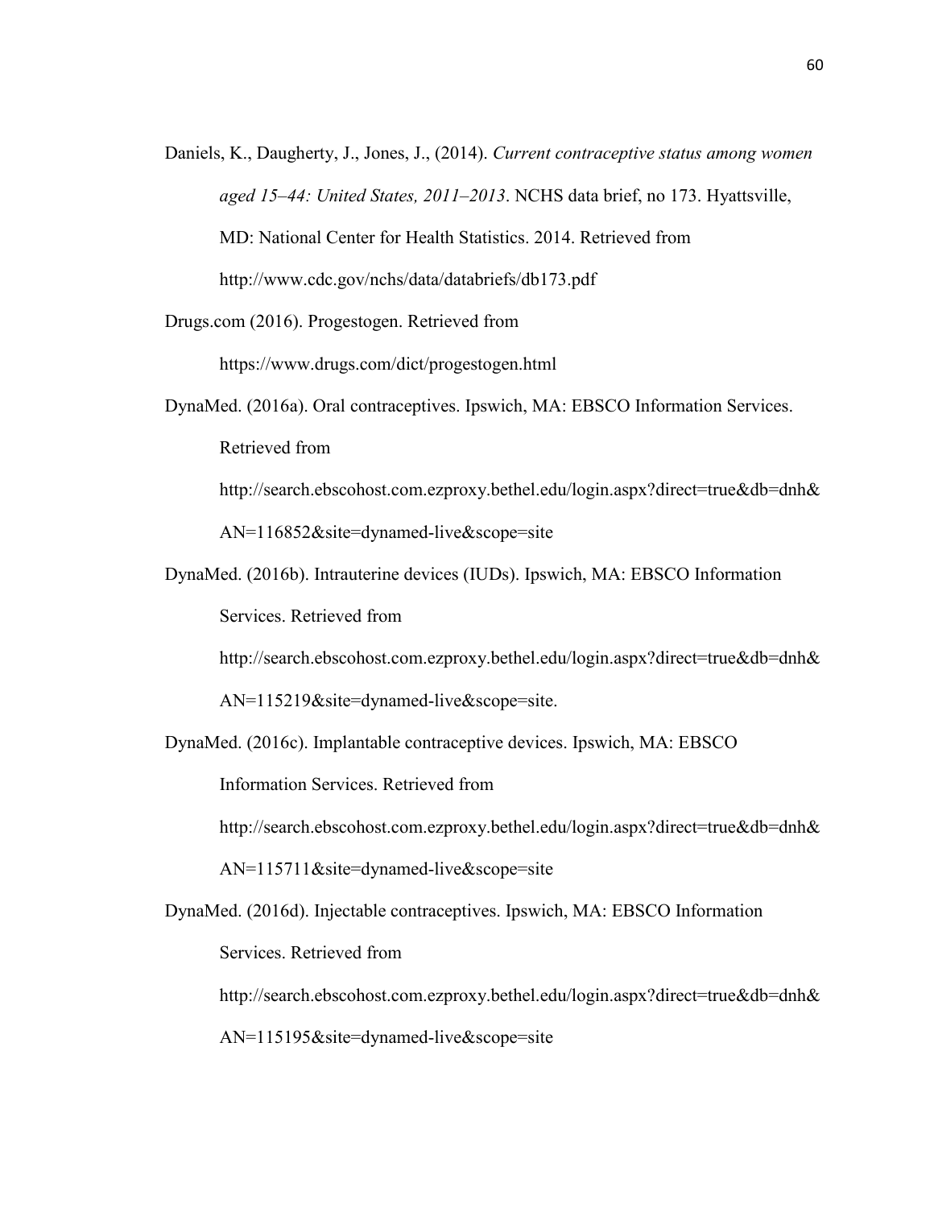Daniels, K., Daugherty, J., Jones, J., (2014). *Current contraceptive status among women aged 15–44: United States, 2011–2013*. NCHS data brief, no 173. Hyattsville, MD: National Center for Health Statistics. 2014. Retrieved from http://www.cdc.gov/nchs/data/databriefs/db173.pdf

Drugs.com (2016). Progestogen. Retrieved from https://www.drugs.com/dict/progestogen.html

DynaMed. (2016a). Oral contraceptives. Ipswich, MA: EBSCO Information Services. Retrieved from http://search.ebscohost.com.ezproxy.bethel.edu/login.aspx?direct=true&db=dnh&AN=116852&site=dynamed-live&scope=site

DynaMed. (2016b). Intrauterine devices (IUDs). Ipswich, MA: EBSCO Information Services. Retrieved from http://search.ebscohost.com.ezproxy.bethel.edu/login.aspx?direct=true&db=dnh&AN=115219&site=dynamed-live&scope=site.

DynaMed. (2016c). Implantable contraceptive devices. Ipswich, MA: EBSCO Information Services. Retrieved from http://search.ebscohost.com.ezproxy.bethel.edu/login.aspx?direct=true&db=dnh&AN=115711&site=dynamed-live&scope=site

DynaMed. (2016d). Injectable contraceptives. Ipswich, MA: EBSCO Information Services. Retrieved from http://search.ebscohost.com.ezproxy.bethel.edu/login.aspx?direct=true&db=dnh&AN=115195&site=dynamed-live&scope=site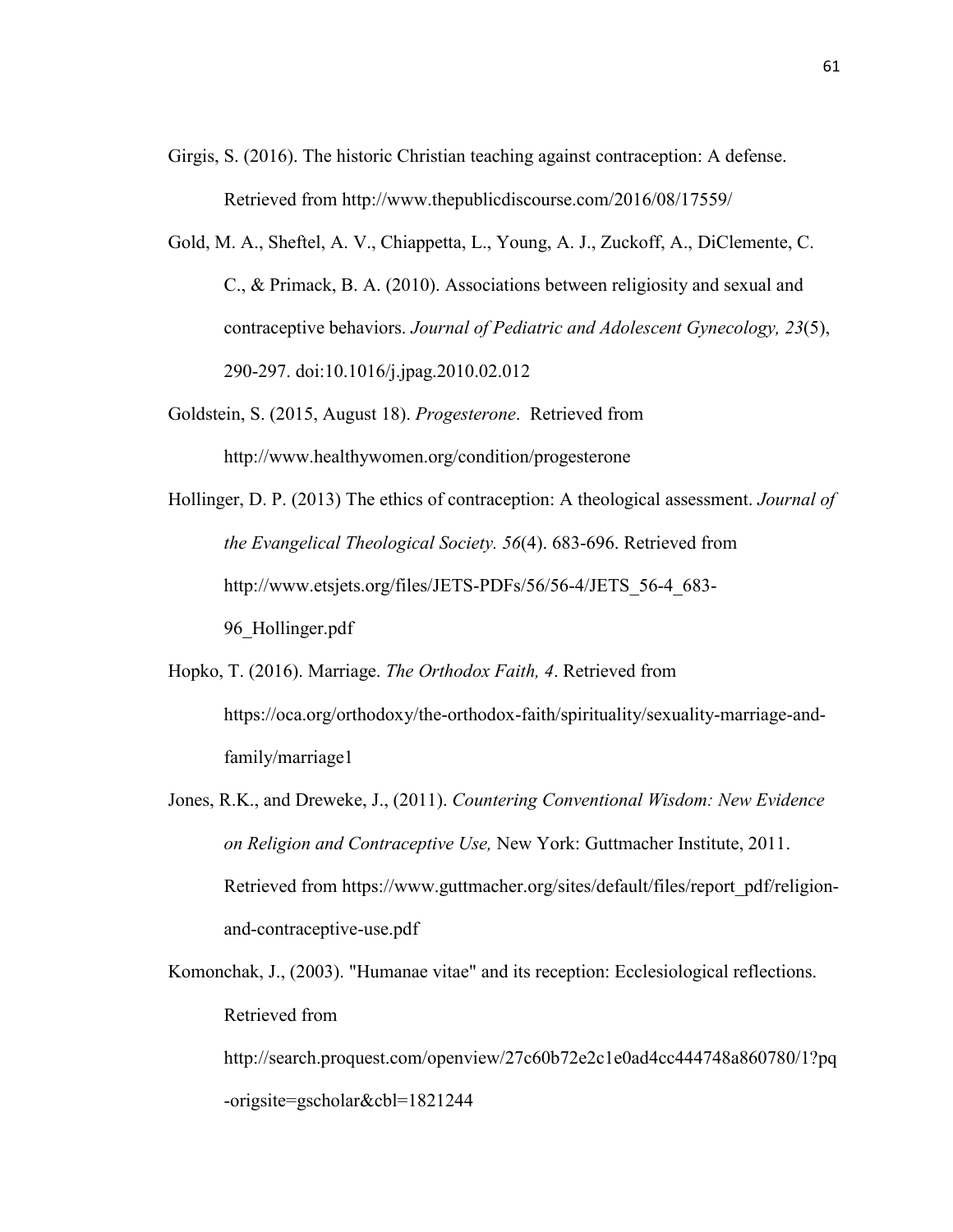Girgis, S. (2016). The historic Christian teaching against contraception: A defense. Retrieved from http://www.thepublicdiscourse.com/2016/08/17559/

Gold, M. A., Sheftel, A. V., Chiappetta, L., Young, A. J., Zuckoff, A., DiClemente, C. C., & Primack, B. A. (2010). Associations between religiosity and sexual and contraceptive behaviors. *Journal of Pediatric and Adolescent Gynecology, 23*(5), 290-297. doi:10.1016/j.jpag.2010.02.012

Goldstein, S. (2015, August 18). *Progesterone*. Retrieved from http://www.healthywomen.org/condition/progesterone

Hollinger, D. P. (2013) The ethics of contraception: A theological assessment. *Journal of the Evangelical Theological Society. 56*(4). 683-696. Retrieved from http://www.etsjets.org/files/JETS-PDFs/56/56-4/JETS_56-4_683-96_Hollinger.pdf

Hopko, T. (2016). Marriage. *The Orthodox Faith, 4*. Retrieved from https://oca.org/orthodoxy/the-orthodox-faith/spirituality/sexuality-marriage-and-family/marriage1

Jones, R.K., and Dreweke, J., (2011). *Countering Conventional Wisdom: New Evidence on Religion and Contraceptive Use,* New York: Guttmacher Institute, 2011. Retrieved from https://www.guttmacher.org/sites/default/files/report_pdf/religion-and-contraceptive-use.pdf

Komonchak, J., (2003). "Humanae vitae" and its reception: Ecclesiological reflections. Retrieved from http://search.proquest.com/openview/27c60b72e2c1e0ad4cc444748a860780/1?pq-origsite=gscholar&cbl=1821244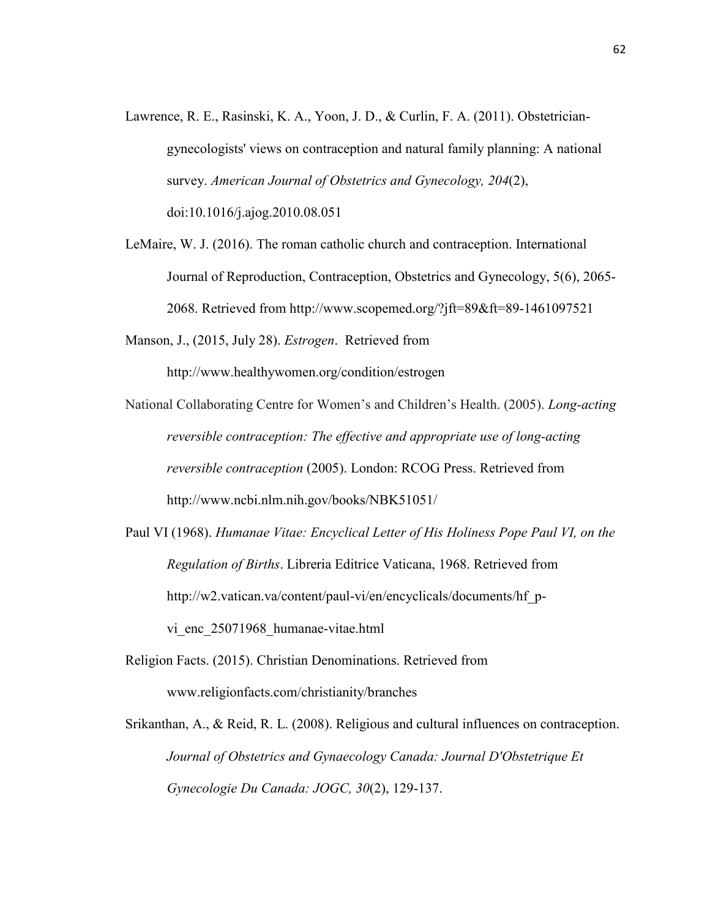Lawrence, R. E., Rasinski, K. A., Yoon, J. D., & Curlin, F. A. (2011). Obstetrician-gynecologists' views on contraception and natural family planning: A national survey. *American Journal of Obstetrics and Gynecology, 204*(2), doi:10.1016/j.ajog.2010.08.051

LeMaire, W. J. (2016). The roman catholic church and contraception. International Journal of Reproduction, Contraception, Obstetrics and Gynecology, 5(6), 2065-2068. Retrieved from http://www.scopemed.org/?jft=89&ft=89-1461097521

Manson, J., (2015, July 28). *Estrogen*. Retrieved from http://www.healthywomen.org/condition/estrogen

National Collaborating Centre for Women's and Children's Health. (2005). *Long-acting reversible contraception: The effective and appropriate use of long-acting reversible contraception* (2005). London: RCOG Press. Retrieved from http://www.ncbi.nlm.nih.gov/books/NBK51051/

Paul VI (1968). *Humanae Vitae: Encyclical Letter of His Holiness Pope Paul VI, on the Regulation of Births*. Libreria Editrice Vaticana, 1968. Retrieved from http://w2.vatican.va/content/paul-vi/en/encyclicals/documents/hf_p-vi_enc_25071968_humanae-vitae.html

Religion Facts. (2015). Christian Denominations. Retrieved from www.religionfacts.com/christianity/branches

Srikanthan, A., & Reid, R. L. (2008). Religious and cultural influences on contraception. *Journal of Obstetrics and Gynaecology Canada: Journal D'Obstetrique Et Gynecologie Du Canada: JOGC, 30*(2), 129-137.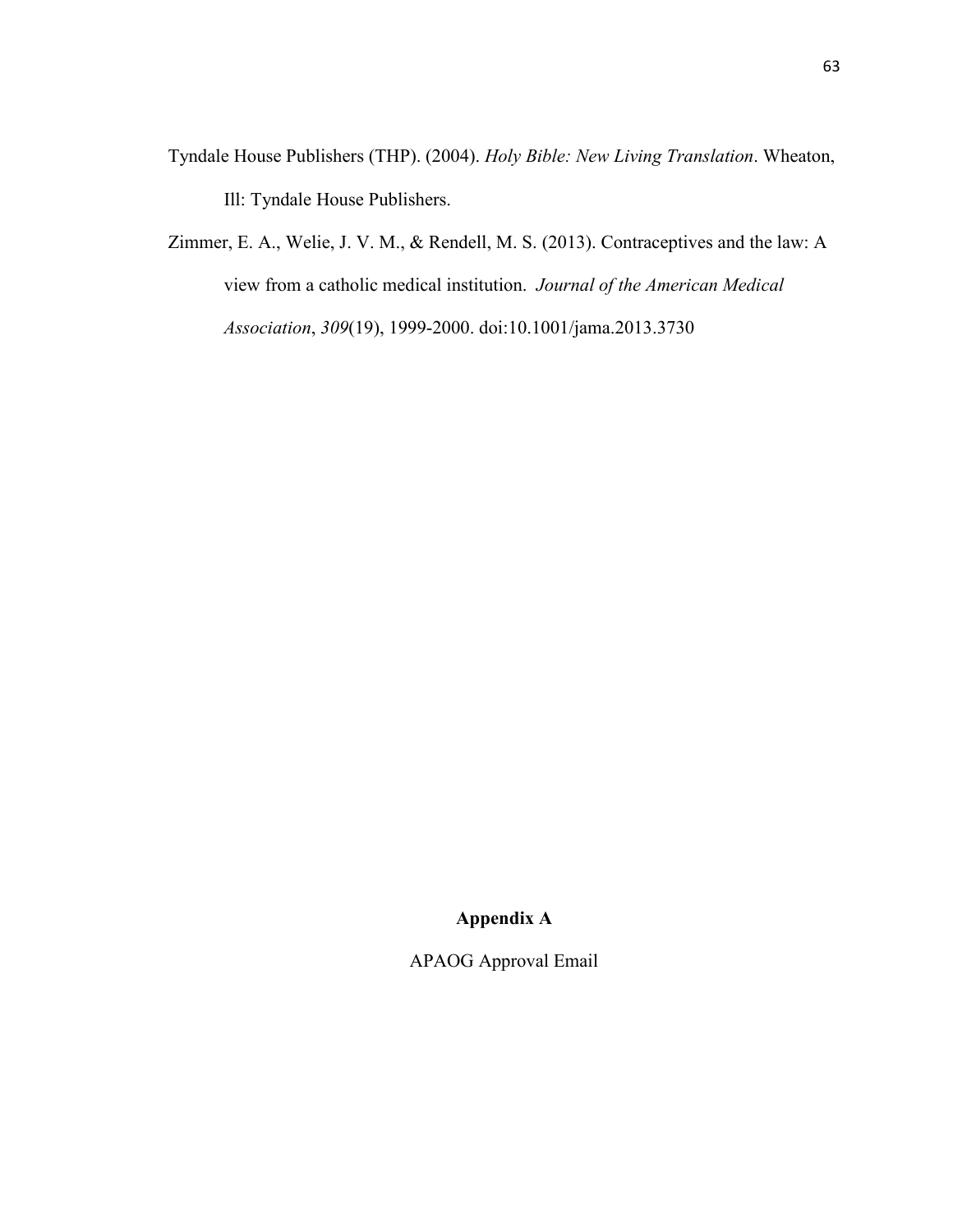Tyndale House Publishers (THP). (2004). *Holy Bible: New Living Translation*. Wheaton, Ill: Tyndale House Publishers.

Zimmer, E. A., Welie, J. V. M., & Rendell, M. S. (2013). Contraceptives and the law: A view from a catholic medical institution. *Journal of the American Medical Association*, *309*(19), 1999-2000. doi:10.1001/jama.2013.3730

## Appendix A

APAOG Approval Email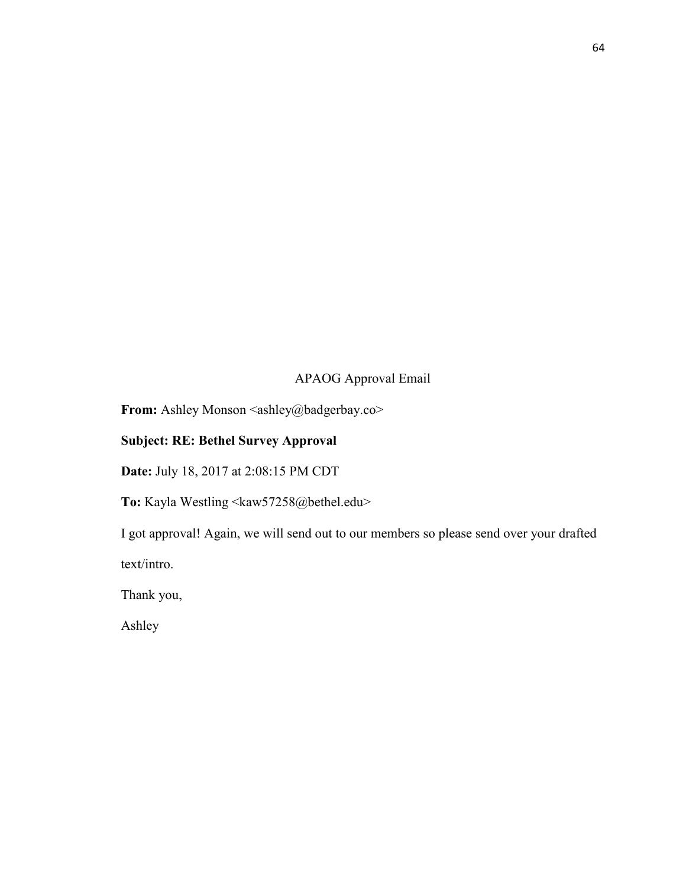# APAOG Approval Email

**From:** Ashley Monson <ashley@badgerbay.co>

**Subject: RE: Bethel Survey Approval**

**Date:** July 18, 2017 at 2:08:15 PM CDT

**To:** Kayla Westling <kaw57258@bethel.edu>

I got approval! Again, we will send out to our members so please send over your drafted text/intro.

Thank you,

Ashley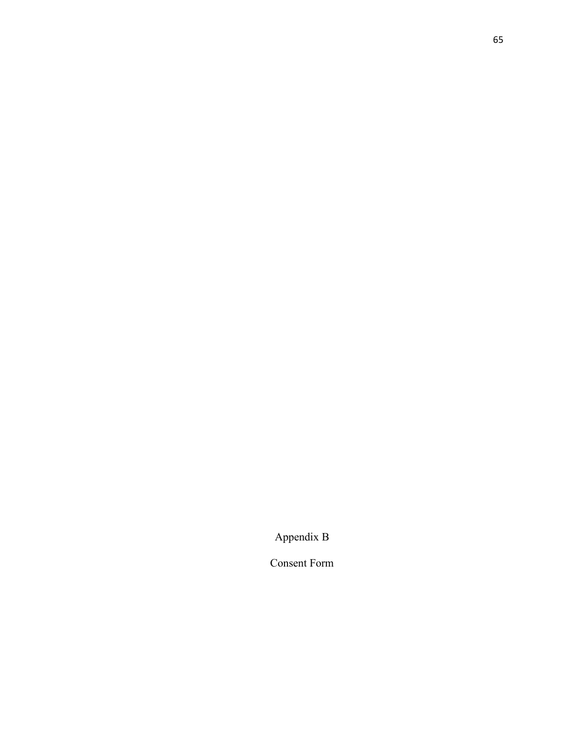# Appendix B

# Consent Form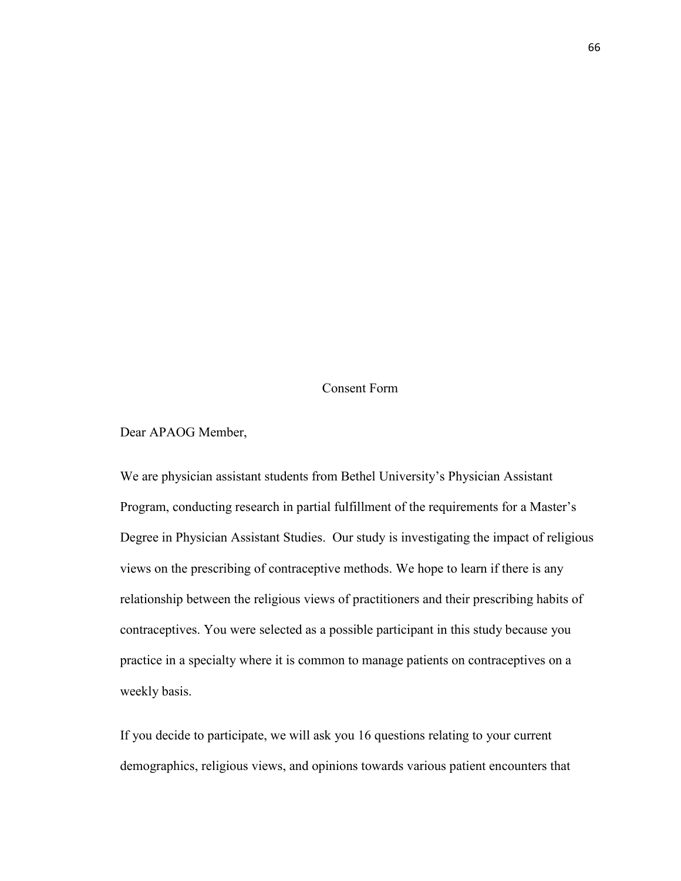# Consent Form

Dear APAOG Member,

We are physician assistant students from Bethel University's Physician Assistant Program, conducting research in partial fulfillment of the requirements for a Master's Degree in Physician Assistant Studies. Our study is investigating the impact of religious views on the prescribing of contraceptive methods. We hope to learn if there is any relationship between the religious views of practitioners and their prescribing habits of contraceptives. You were selected as a possible participant in this study because you practice in a specialty where it is common to manage patients on contraceptives on a weekly basis.

If you decide to participate, we will ask you 16 questions relating to your current demographics, religious views, and opinions towards various patient encounters that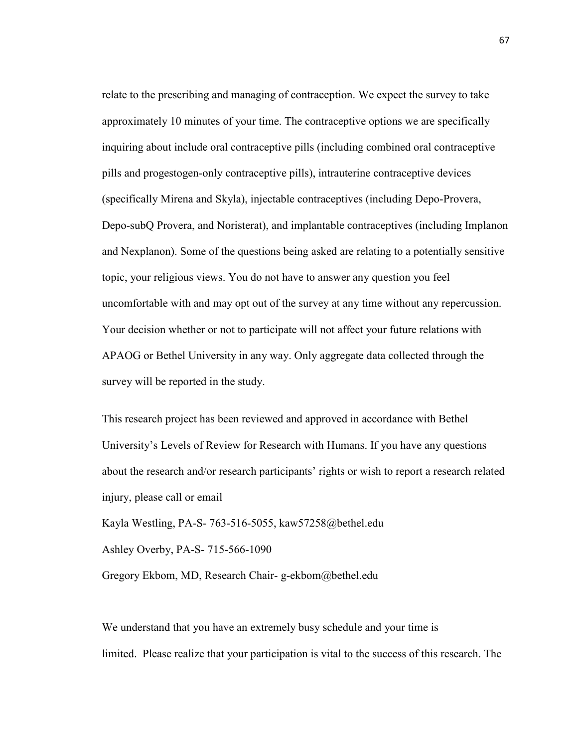relate to the prescribing and managing of contraception. We expect the survey to take approximately 10 minutes of your time. The contraceptive options we are specifically inquiring about include oral contraceptive pills (including combined oral contraceptive pills and progestogen-only contraceptive pills), intrauterine contraceptive devices (specifically Mirena and Skyla), injectable contraceptives (including Depo-Provera, Depo-subQ Provera, and Noristerat), and implantable contraceptives (including Implanon and Nexplanon). Some of the questions being asked are relating to a potentially sensitive topic, your religious views. You do not have to answer any question you feel uncomfortable with and may opt out of the survey at any time without any repercussion. Your decision whether or not to participate will not affect your future relations with APAOG or Bethel University in any way. Only aggregate data collected through the survey will be reported in the study.

This research project has been reviewed and approved in accordance with Bethel University's Levels of Review for Research with Humans. If you have any questions about the research and/or research participants' rights or wish to report a research related injury, please call or email

Kayla Westling, PA-S- 763-516-5055, kaw57258@bethel.edu

Ashley Overby, PA-S- 715-566-1090

Gregory Ekbom, MD, Research Chair- g-ekbom@bethel.edu

We understand that you have an extremely busy schedule and your time is limited. Please realize that your participation is vital to the success of this research. The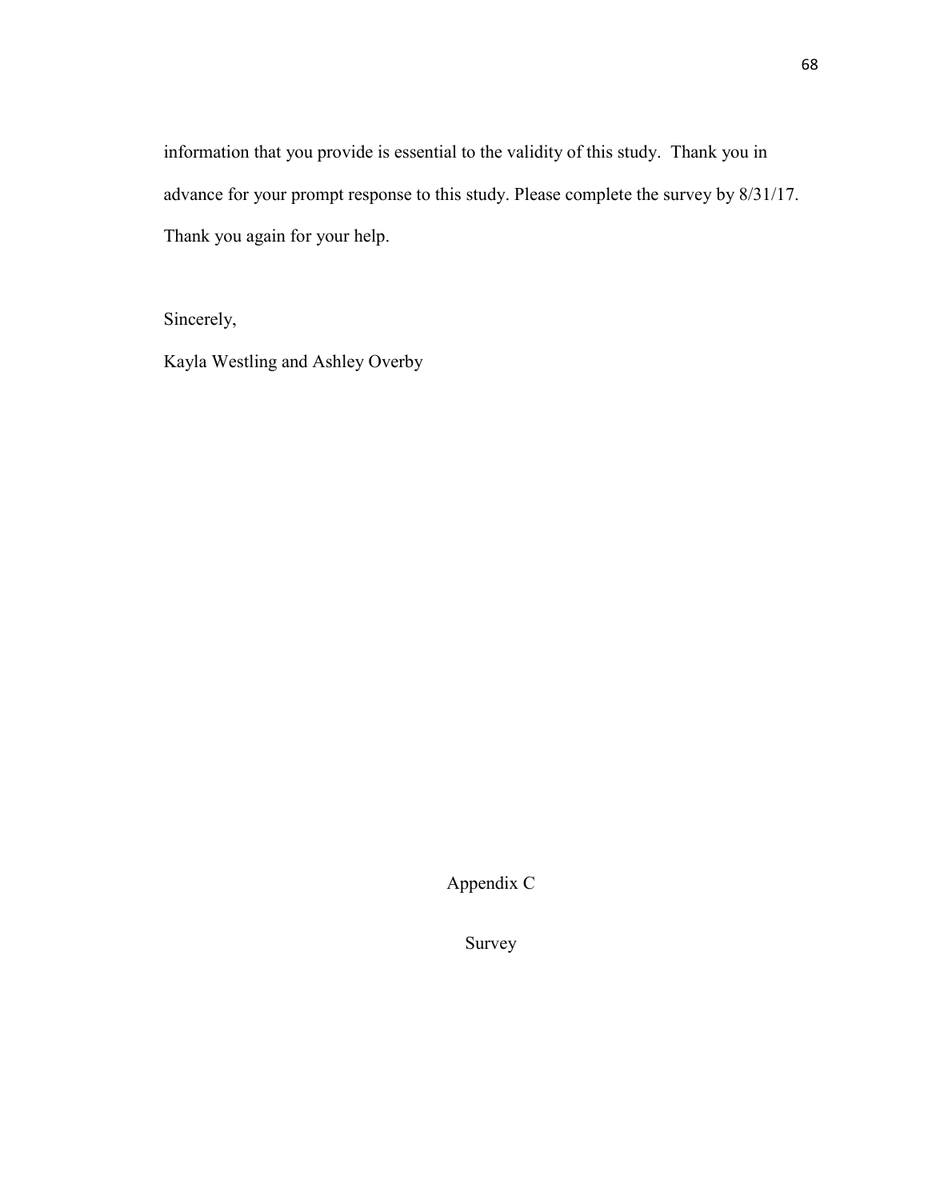information that you provide is essential to the validity of this study. Thank you in advance for your prompt response to this study. Please complete the survey by 8/31/17. Thank you again for your help.

Sincerely,

Kayla Westling and Ashley Overby

## Appendix C

## Survey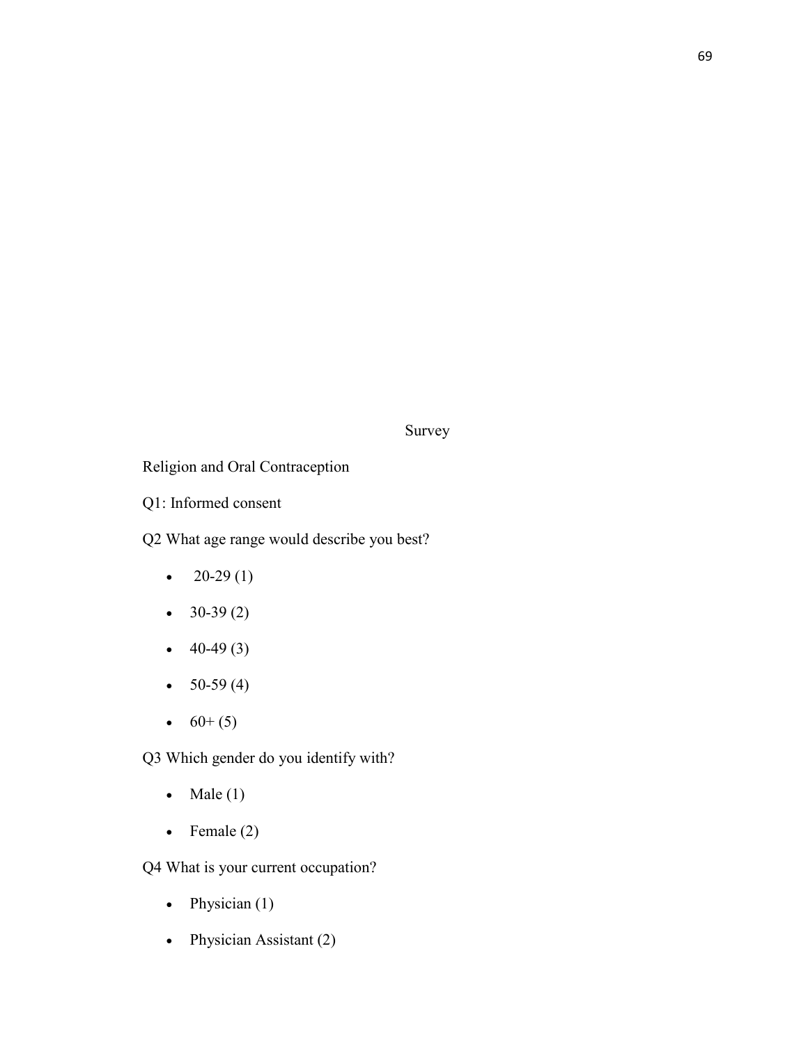# Survey

Religion and Oral Contraception

Q1: Informed consent

Q2 What age range would describe you best?

- 20-29 (1)
- 30-39 (2)
- 40-49 (3)
- 50-59 (4)
- 60+ (5)

Q3 Which gender do you identify with?

- Male (1)
- Female (2)

Q4 What is your current occupation?

- Physician (1)
- Physician Assistant (2)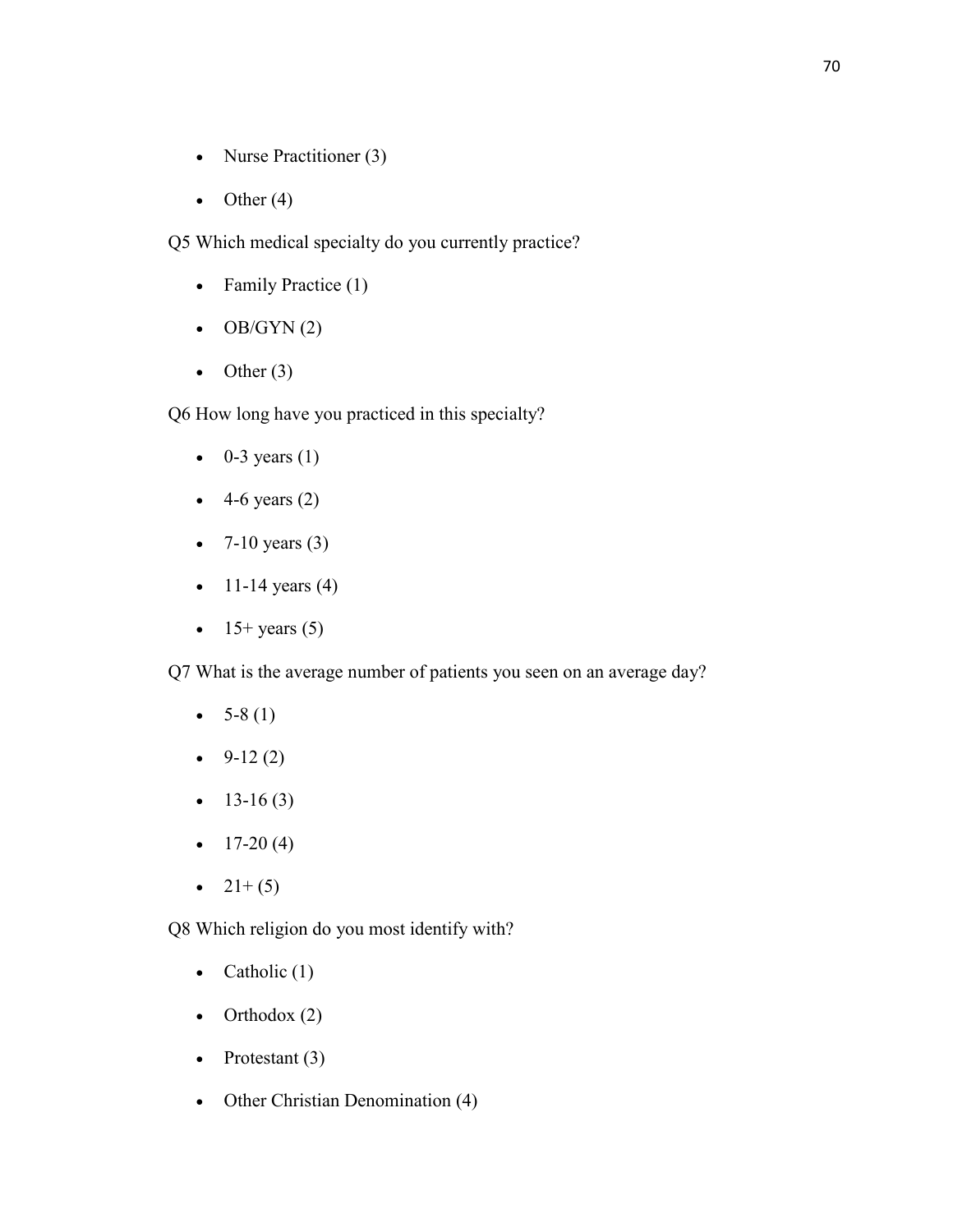- Nurse Practitioner (3)
- Other (4)

Q5 Which medical specialty do you currently practice?

- Family Practice (1)
- OB/GYN (2)
- Other (3)

Q6 How long have you practiced in this specialty?

- 0-3 years (1)
- 4-6 years (2)
- 7-10 years (3)
- 11-14 years (4)
- 15+ years (5)

Q7 What is the average number of patients you seen on an average day?

- 5-8 (1)
- 9-12 (2)
- 13-16 (3)
- 17-20 (4)
- 21+ (5)

Q8 Which religion do you most identify with?

- Catholic (1)
- Orthodox (2)
- Protestant (3)
- Other Christian Denomination (4)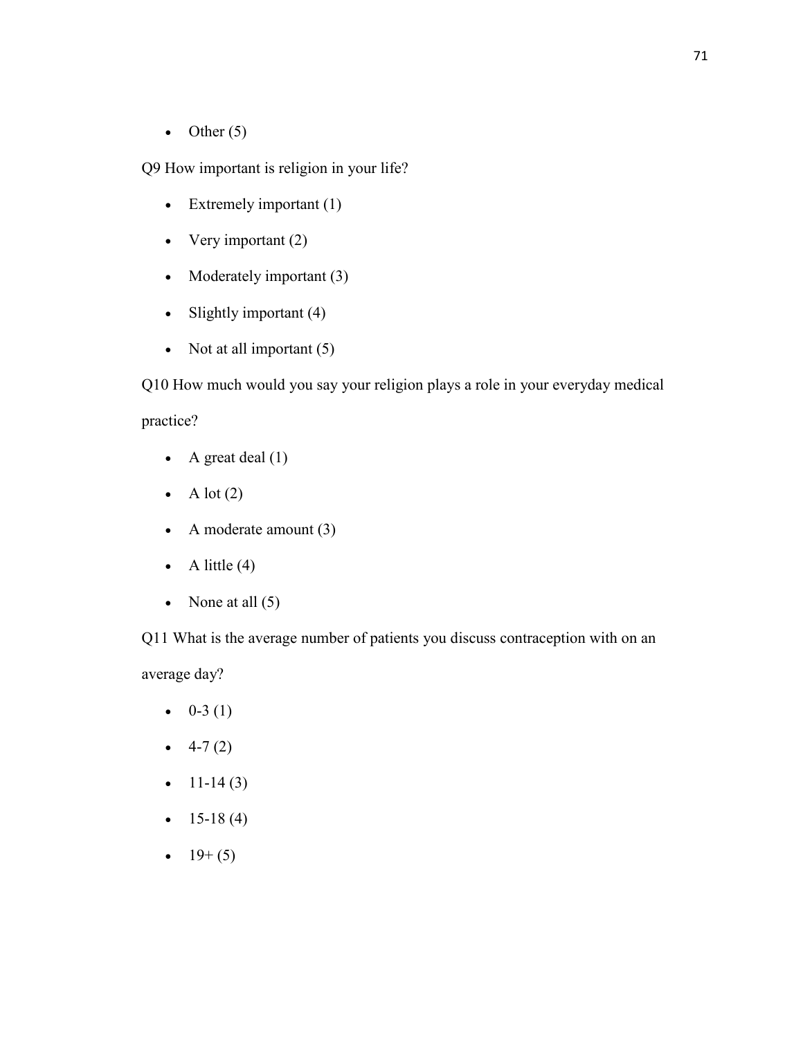- Other (5)

Q9 How important is religion in your life?

- Extremely important (1)
- Very important (2)
- Moderately important (3)
- Slightly important (4)
- Not at all important (5)

Q10 How much would you say your religion plays a role in your everyday medical practice?

- A great deal (1)
- A lot (2)
- A moderate amount (3)
- A little (4)
- None at all (5)

Q11 What is the average number of patients you discuss contraception with on an average day?

- 0-3 (1)
- 4-7 (2)
- 11-14 (3)
- 15-18 (4)
- 19+ (5)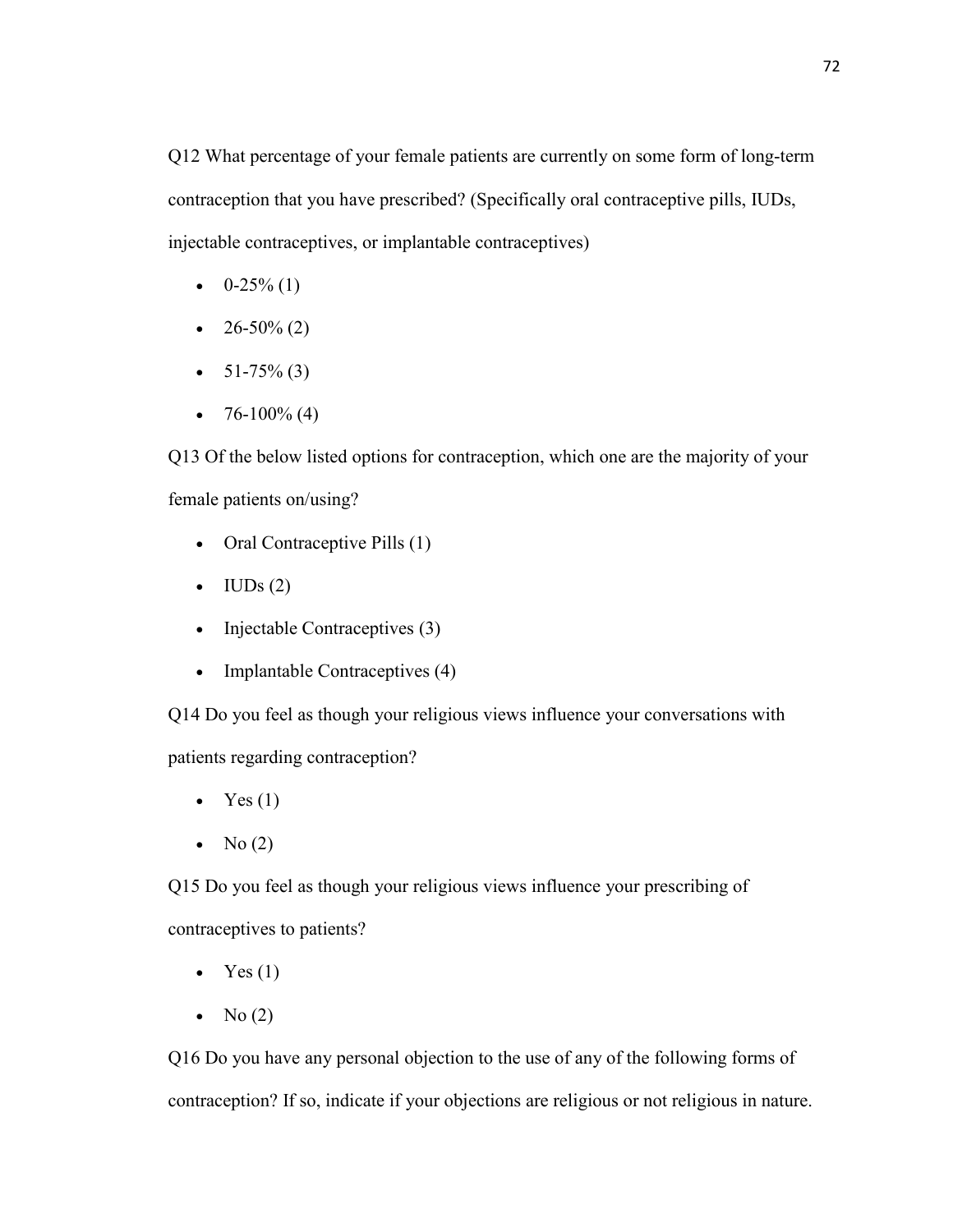Q12 What percentage of your female patients are currently on some form of long-term contraception that you have prescribed? (Specifically oral contraceptive pills, IUDs, injectable contraceptives, or implantable contraceptives)

- 0-25% (1)
- 26-50% (2)
- 51-75% (3)
- 76-100% (4)

Q13 Of the below listed options for contraception, which one are the majority of your female patients on/using?

- Oral Contraceptive Pills (1)
- IUDs (2)
- Injectable Contraceptives (3)
- Implantable Contraceptives (4)

Q14 Do you feel as though your religious views influence your conversations with patients regarding contraception?

- Yes (1)
- No (2)

Q15 Do you feel as though your religious views influence your prescribing of contraceptives to patients?

- Yes (1)
- No (2)

Q16 Do you have any personal objection to the use of any of the following forms of contraception? If so, indicate if your objections are religious or not religious in nature.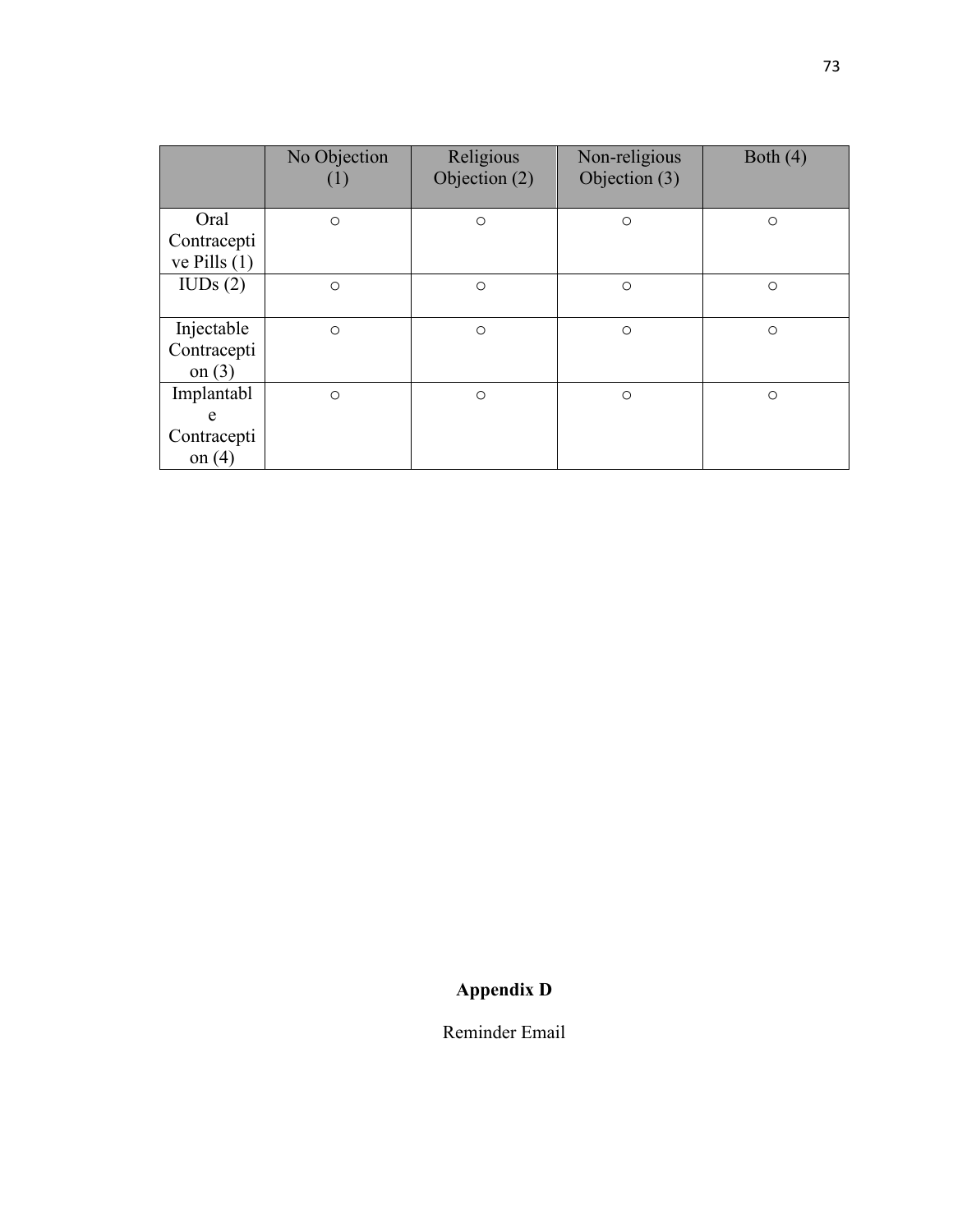| | No Objection (1) | Religious Objection (2) | Non-religious Objection (3) | Both (4) |
|---|---|---|---|---|
| Oral Contraceptive Pills (1) | ○ | ○ | ○ | ○ |
| IUDs (2) | ○ | ○ | ○ | ○ |
| Injectable Contraception (3) | ○ | ○ | ○ | ○ |
| Implantable Contraception (4) | ○ | ○ | ○ | ○ |

## Appendix D

Reminder Email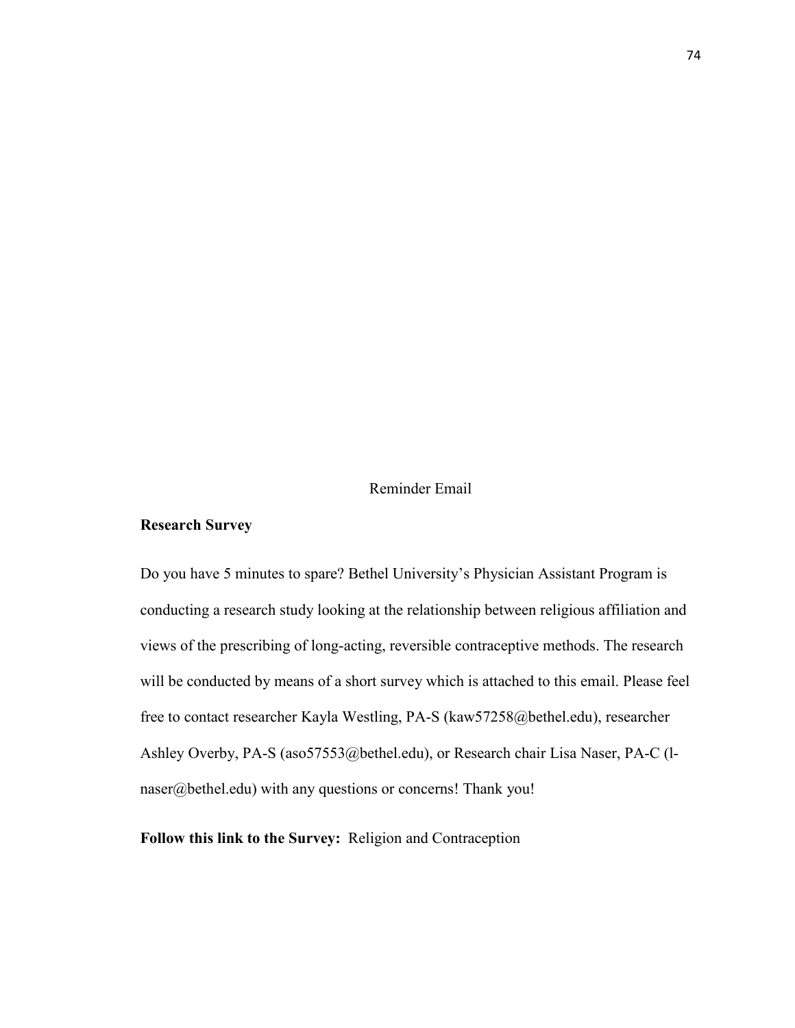Reminder Email

**Research Survey**

Do you have 5 minutes to spare? Bethel University's Physician Assistant Program is conducting a research study looking at the relationship between religious affiliation and views of the prescribing of long-acting, reversible contraceptive methods. The research will be conducted by means of a short survey which is attached to this email. Please feel free to contact researcher Kayla Westling, PA-S (kaw57258@bethel.edu), researcher Ashley Overby, PA-S (aso57553@bethel.edu), or Research chair Lisa Naser, PA-C (l-naser@bethel.edu) with any questions or concerns! Thank you!

**Follow this link to the Survey:** Religion and Contraception